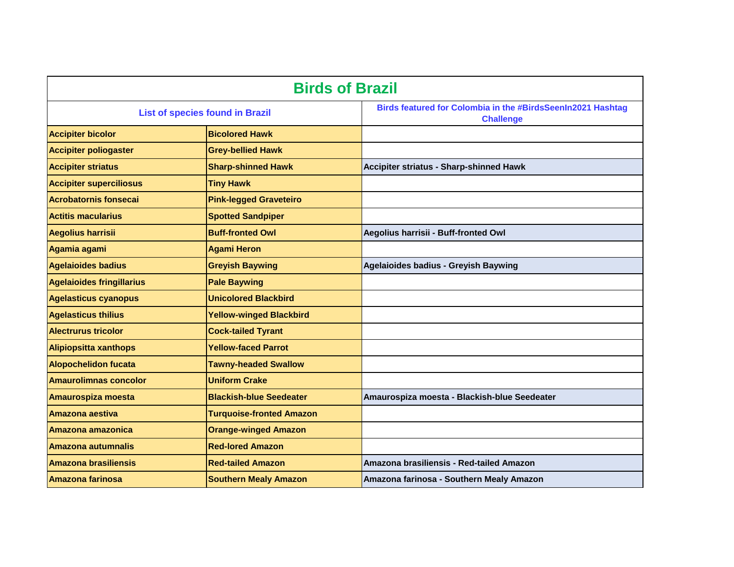# Birds of Brazil

| List of species found in Brazil | | Birds featured for Colombia in the #BirdsSeenIn2021 Hashtag Challenge |
|---|---|---|
| Accipiter bicolor | Bicolored Hawk | |
| Accipiter poliogaster | Grey-bellied Hawk | |
| Accipiter striatus | Sharp-shinned Hawk | Accipiter striatus - Sharp-shinned Hawk |
| Accipiter superciliosus | Tiny Hawk | |
| Acrobatornis fonsecai | Pink-legged Graveteiro | |
| Actitis macularius | Spotted Sandpiper | |
| Aegolius harrisii | Buff-fronted Owl | Aegolius harrisii - Buff-fronted Owl |
| Agamia agami | Agami Heron | |
| Agelaioides badius | Greyish Baywing | Agelaioides badius - Greyish Baywing |
| Agelaioides fringillarius | Pale Baywing | |
| Agelasticus cyanopus | Unicolored Blackbird | |
| Agelasticus thilius | Yellow-winged Blackbird | |
| Alectrurus tricolor | Cock-tailed Tyrant | |
| Alipiopsitta xanthops | Yellow-faced Parrot | |
| Alopochelidon fucata | Tawny-headed Swallow | |
| Amaurolimnas concolor | Uniform Crake | |
| Amaurospiza moesta | Blackish-blue Seedeater | Amaurospiza moesta - Blackish-blue Seedeater |
| Amazona aestiva | Turquoise-fronted Amazon | |
| Amazona amazonica | Orange-winged Amazon | |
| Amazona autumnalis | Red-lored Amazon | |
| Amazona brasiliensis | Red-tailed Amazon | Amazona brasiliensis - Red-tailed Amazon |
| Amazona farinosa | Southern Mealy Amazon | Amazona farinosa - Southern Mealy Amazon |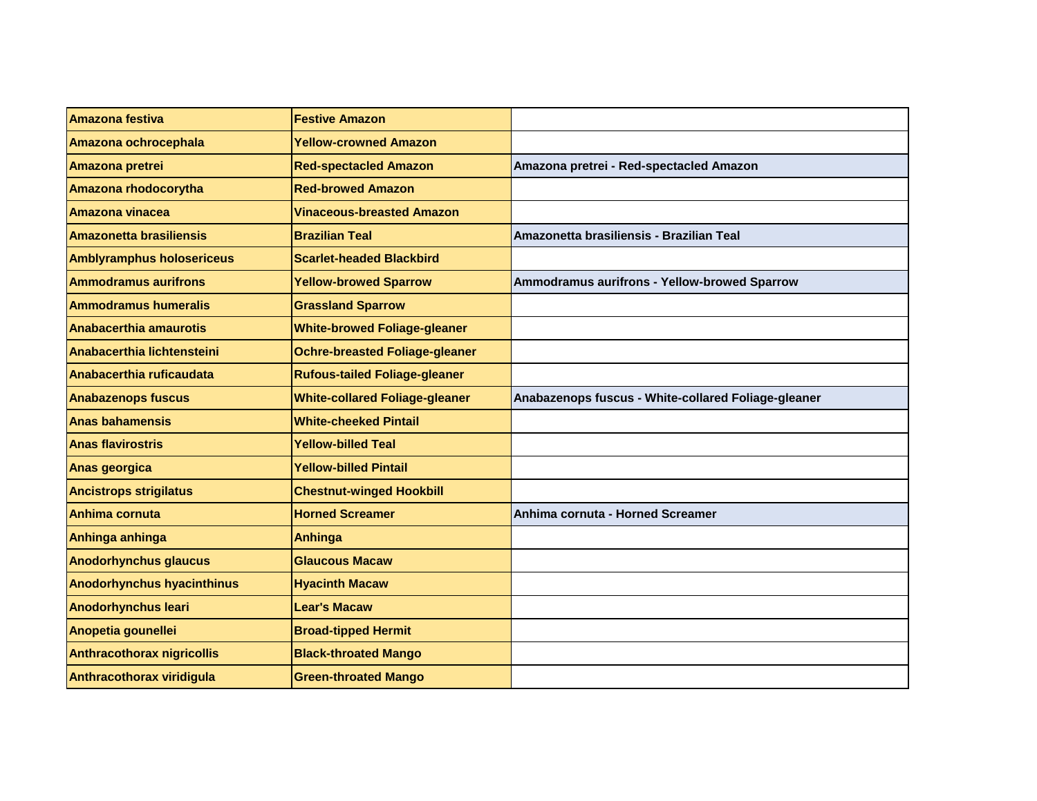| Amazona festiva | Festive Amazon | |
|---|---|---|
| Amazona ochrocephala | Yellow-crowned Amazon | |
| Amazona pretrei | Red-spectacled Amazon | Amazona pretrei - Red-spectacled Amazon |
| Amazona rhodocorytha | Red-browed Amazon | |
| Amazona vinacea | Vinaceous-breasted Amazon | |
| Amazonetta brasiliensis | Brazilian Teal | Amazonetta brasiliensis - Brazilian Teal |
| Amblyramphus holosericeus | Scarlet-headed Blackbird | |
| Ammodramus aurifrons | Yellow-browed Sparrow | Ammodramus aurifrons - Yellow-browed Sparrow |
| Ammodramus humeralis | Grassland Sparrow | |
| Anabacerthia amaurotis | White-browed Foliage-gleaner | |
| Anabacerthia lichtensteini | Ochre-breasted Foliage-gleaner | |
| Anabacerthia ruficaudata | Rufous-tailed Foliage-gleaner | |
| Anabazenops fuscus | White-collared Foliage-gleaner | Anabazenops fuscus - White-collared Foliage-gleaner |
| Anas bahamensis | White-cheeked Pintail | |
| Anas flavirostris | Yellow-billed Teal | |
| Anas georgica | Yellow-billed Pintail | |
| Ancistrops strigilatus | Chestnut-winged Hookbill | |
| Anhima cornuta | Horned Screamer | Anhima cornuta - Horned Screamer |
| Anhinga anhinga | Anhinga | |
| Anodorhynchus glaucus | Glaucous Macaw | |
| Anodorhynchus hyacinthinus | Hyacinth Macaw | |
| Anodorhynchus leari | Lear's Macaw | |
| Anopetia gounellei | Broad-tipped Hermit | |
| Anthracothorax nigricollis | Black-throated Mango | |
| Anthracothorax viridigula | Green-throated Mango | |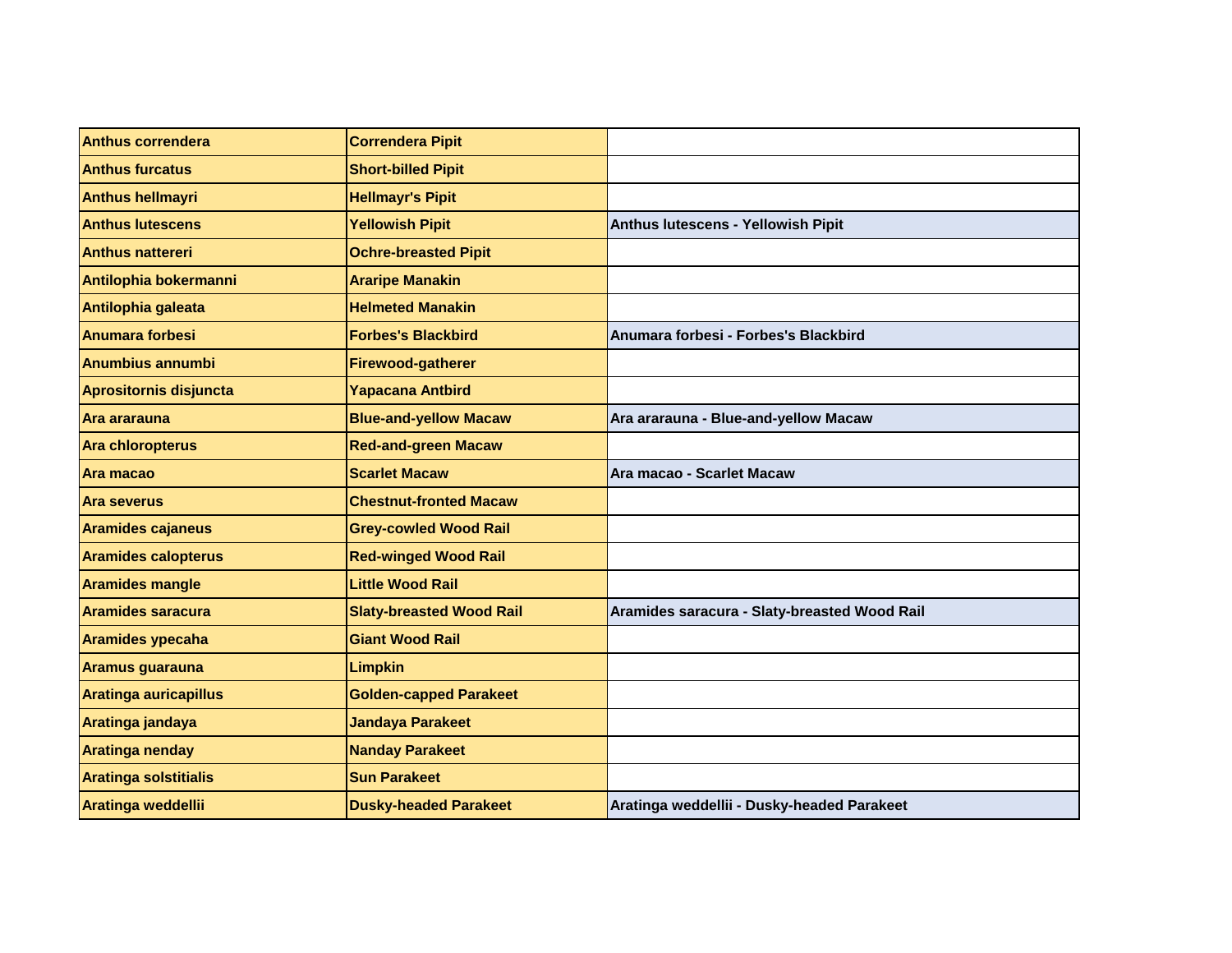| | | |
|---|---|---|
| Anthus correndera | Correndera Pipit | |
| Anthus furcatus | Short-billed Pipit | |
| Anthus hellmayri | Hellmayr's Pipit | |
| Anthus lutescens | Yellowish Pipit | Anthus lutescens - Yellowish Pipit |
| Anthus nattereri | Ochre-breasted Pipit | |
| Antilophia bokermanni | Araripe Manakin | |
| Antilophia galeata | Helmeted Manakin | |
| Anumara forbesi | Forbes's Blackbird | Anumara forbesi - Forbes's Blackbird |
| Anumbius annumbi | Firewood-gatherer | |
| Aprositornis disjuncta | Yapacana Antbird | |
| Ara ararauna | Blue-and-yellow Macaw | Ara ararauna - Blue-and-yellow Macaw |
| Ara chloropterus | Red-and-green Macaw | |
| Ara macao | Scarlet Macaw | Ara macao - Scarlet Macaw |
| Ara severus | Chestnut-fronted Macaw | |
| Aramides cajaneus | Grey-cowled Wood Rail | |
| Aramides calopterus | Red-winged Wood Rail | |
| Aramides mangle | Little Wood Rail | |
| Aramides saracura | Slaty-breasted Wood Rail | Aramides saracura - Slaty-breasted Wood Rail |
| Aramides ypecaha | Giant Wood Rail | |
| Aramus guarauna | Limpkin | |
| Aratinga auricapillus | Golden-capped Parakeet | |
| Aratinga jandaya | Jandaya Parakeet | |
| Aratinga nenday | Nanday Parakeet | |
| Aratinga solstitialis | Sun Parakeet | |
| Aratinga weddellii | Dusky-headed Parakeet | Aratinga weddellii - Dusky-headed Parakeet |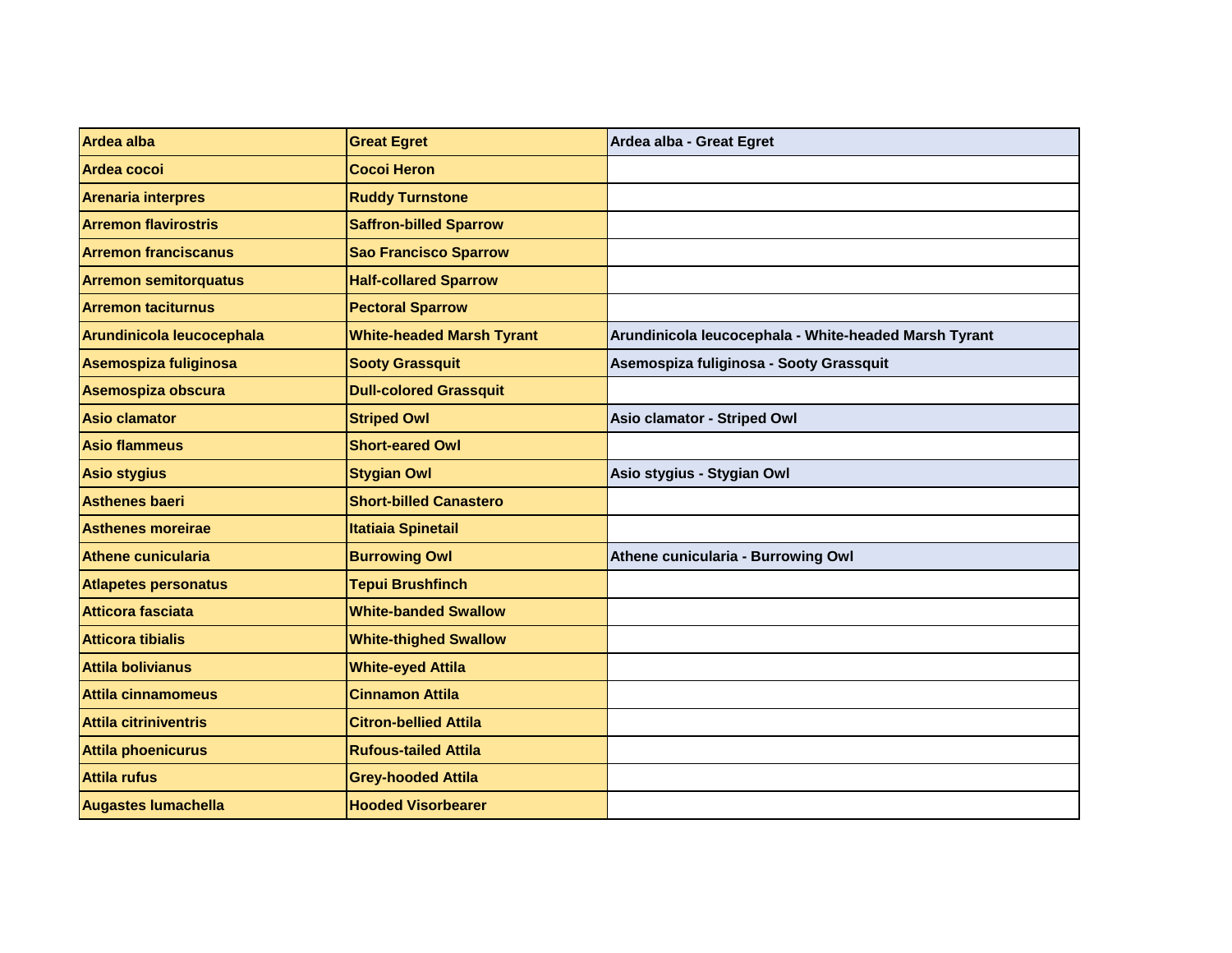| Ardea alba | Great Egret | Ardea alba - Great Egret |
|---|---|---|
| Ardea cocoi | Cocoi Heron | |
| Arenaria interpres | Ruddy Turnstone | |
| Arremon flavirostris | Saffron-billed Sparrow | |
| Arremon franciscanus | Sao Francisco Sparrow | |
| Arremon semitorquatus | Half-collared Sparrow | |
| Arremon taciturnus | Pectoral Sparrow | |
| Arundinicola leucocephala | White-headed Marsh Tyrant | Arundinicola leucocephala - White-headed Marsh Tyrant |
| Asemospiza fuliginosa | Sooty Grassquit | Asemospiza fuliginosa - Sooty Grassquit |
| Asemospiza obscura | Dull-colored Grassquit | |
| Asio clamator | Striped Owl | Asio clamator - Striped Owl |
| Asio flammeus | Short-eared Owl | |
| Asio stygius | Stygian Owl | Asio stygius - Stygian Owl |
| Asthenes baeri | Short-billed Canastero | |
| Asthenes moreirae | Itatiaia Spinetail | |
| Athene cunicularia | Burrowing Owl | Athene cunicularia - Burrowing Owl |
| Atlapetes personatus | Tepui Brushfinch | |
| Atticora fasciata | White-banded Swallow | |
| Atticora tibialis | White-thighed Swallow | |
| Attila bolivianus | White-eyed Attila | |
| Attila cinnamomeus | Cinnamon Attila | |
| Attila citriniventris | Citron-bellied Attila | |
| Attila phoenicurus | Rufous-tailed Attila | |
| Attila rufus | Grey-hooded Attila | |
| Augastes lumachella | Hooded Visorbearer | |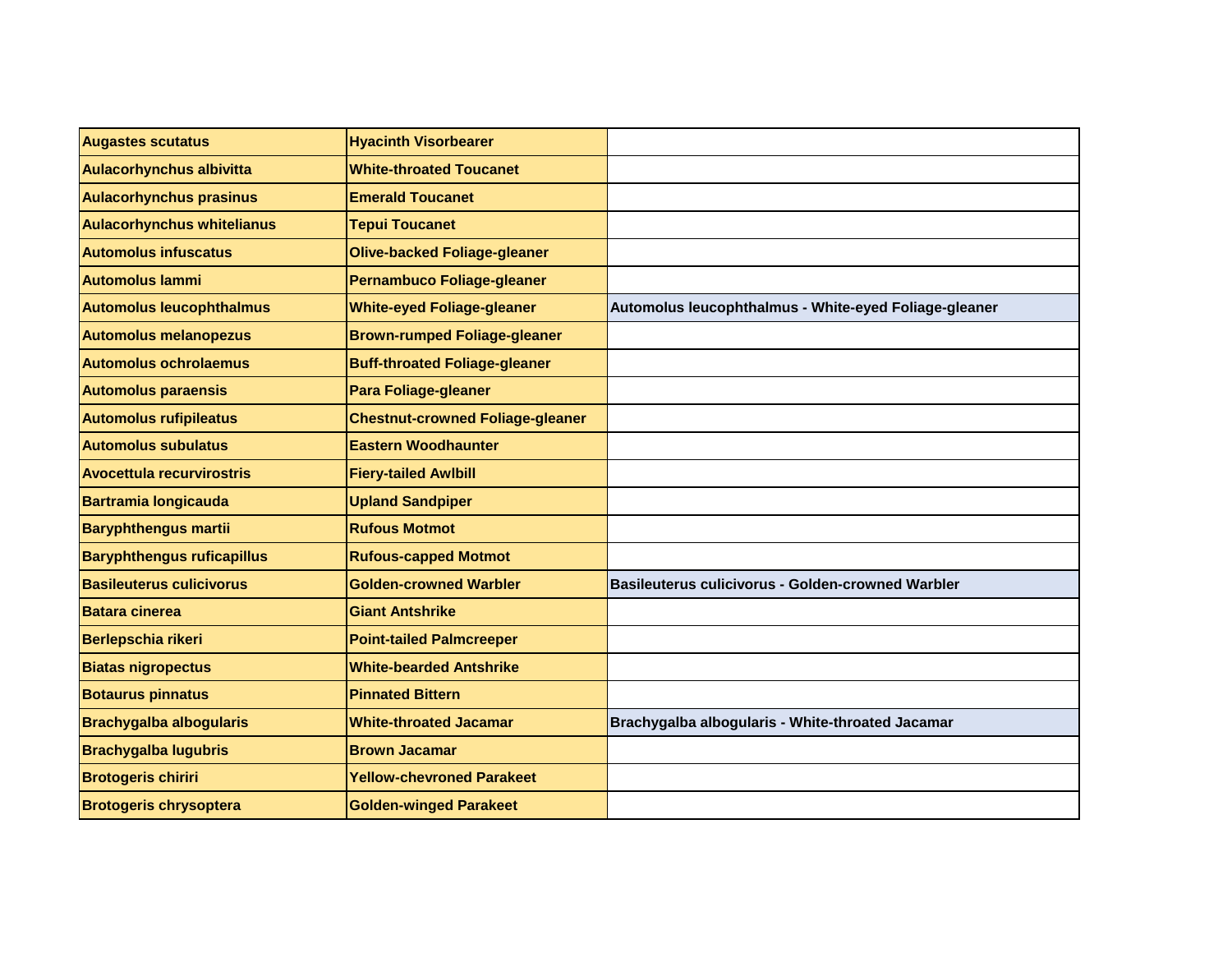| Augastes scutatus | Hyacinth Visorbearer | |
|---|---|---|
| Aulacorhynchus albivitta | White-throated Toucanet | |
| Aulacorhynchus prasinus | Emerald Toucanet | |
| Aulacorhynchus whitelianus | Tepui Toucanet | |
| Automolus infuscatus | Olive-backed Foliage-gleaner | |
| Automolus lammi | Pernambuco Foliage-gleaner | |
| Automolus leucophthalmus | White-eyed Foliage-gleaner | Automolus leucophthalmus - White-eyed Foliage-gleaner |
| Automolus melanopezus | Brown-rumped Foliage-gleaner | |
| Automolus ochrolaemus | Buff-throated Foliage-gleaner | |
| Automolus paraensis | Para Foliage-gleaner | |
| Automolus rufipileatus | Chestnut-crowned Foliage-gleaner | |
| Automolus subulatus | Eastern Woodhaunter | |
| Avocettula recurvirostris | Fiery-tailed Awlbill | |
| Bartramia longicauda | Upland Sandpiper | |
| Baryphthengus martii | Rufous Motmot | |
| Baryphthengus ruficapillus | Rufous-capped Motmot | |
| Basileuterus culicivorus | Golden-crowned Warbler | Basileuterus culicivorus - Golden-crowned Warbler |
| Batara cinerea | Giant Antshrike | |
| Berlepschia rikeri | Point-tailed Palmcreeper | |
| Biatas nigropectus | White-bearded Antshrike | |
| Botaurus pinnatus | Pinnated Bittern | |
| Brachygalba albogularis | White-throated Jacamar | Brachygalba albogularis - White-throated Jacamar |
| Brachygalba lugubris | Brown Jacamar | |
| Brotogeris chiriri | Yellow-chevroned Parakeet | |
| Brotogeris chrysoptera | Golden-winged Parakeet | |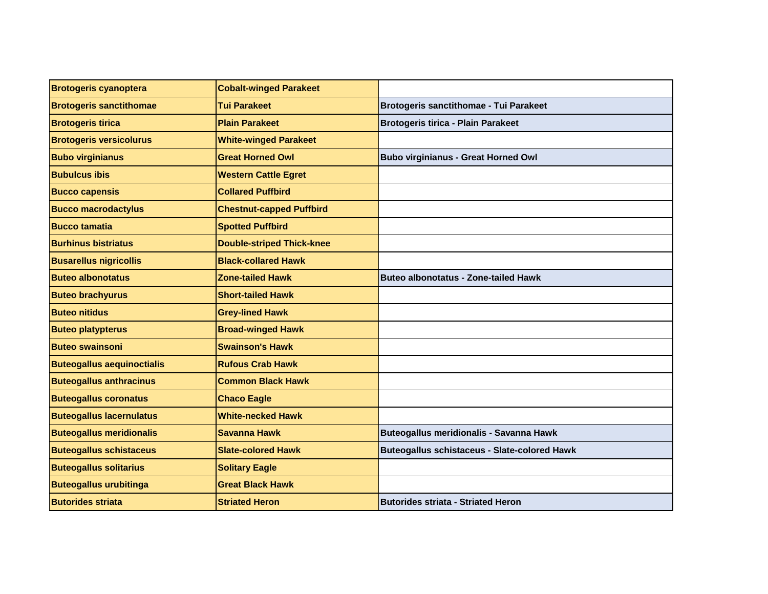| Brotogeris cyanoptera | Cobalt-winged Parakeet | |
|---|---|---|
| Brotogeris sanctithomae | Tui Parakeet | Brotogeris sanctithomae - Tui Parakeet |
| Brotogeris tirica | Plain Parakeet | Brotogeris tirica - Plain Parakeet |
| Brotogeris versicolurus | White-winged Parakeet | |
| Bubo virginianus | Great Horned Owl | Bubo virginianus - Great Horned Owl |
| Bubulcus ibis | Western Cattle Egret | |
| Bucco capensis | Collared Puffbird | |
| Bucco macrodactylus | Chestnut-capped Puffbird | |
| Bucco tamatia | Spotted Puffbird | |
| Burhinus bistriatus | Double-striped Thick-knee | |
| Busarellus nigricollis | Black-collared Hawk | |
| Buteo albonotatus | Zone-tailed Hawk | Buteo albonotatus - Zone-tailed Hawk |
| Buteo brachyurus | Short-tailed Hawk | |
| Buteo nitidus | Grey-lined Hawk | |
| Buteo platypterus | Broad-winged Hawk | |
| Buteo swainsoni | Swainson's Hawk | |
| Buteogallus aequinoctialis | Rufous Crab Hawk | |
| Buteogallus anthracinus | Common Black Hawk | |
| Buteogallus coronatus | Chaco Eagle | |
| Buteogallus lacernulatus | White-necked Hawk | |
| Buteogallus meridionalis | Savanna Hawk | Buteogallus meridionalis - Savanna Hawk |
| Buteogallus schistaceus | Slate-colored Hawk | Buteogallus schistaceus - Slate-colored Hawk |
| Buteogallus solitarius | Solitary Eagle | |
| Buteogallus urubitinga | Great Black Hawk | |
| Butorides striata | Striated Heron | Butorides striata - Striated Heron |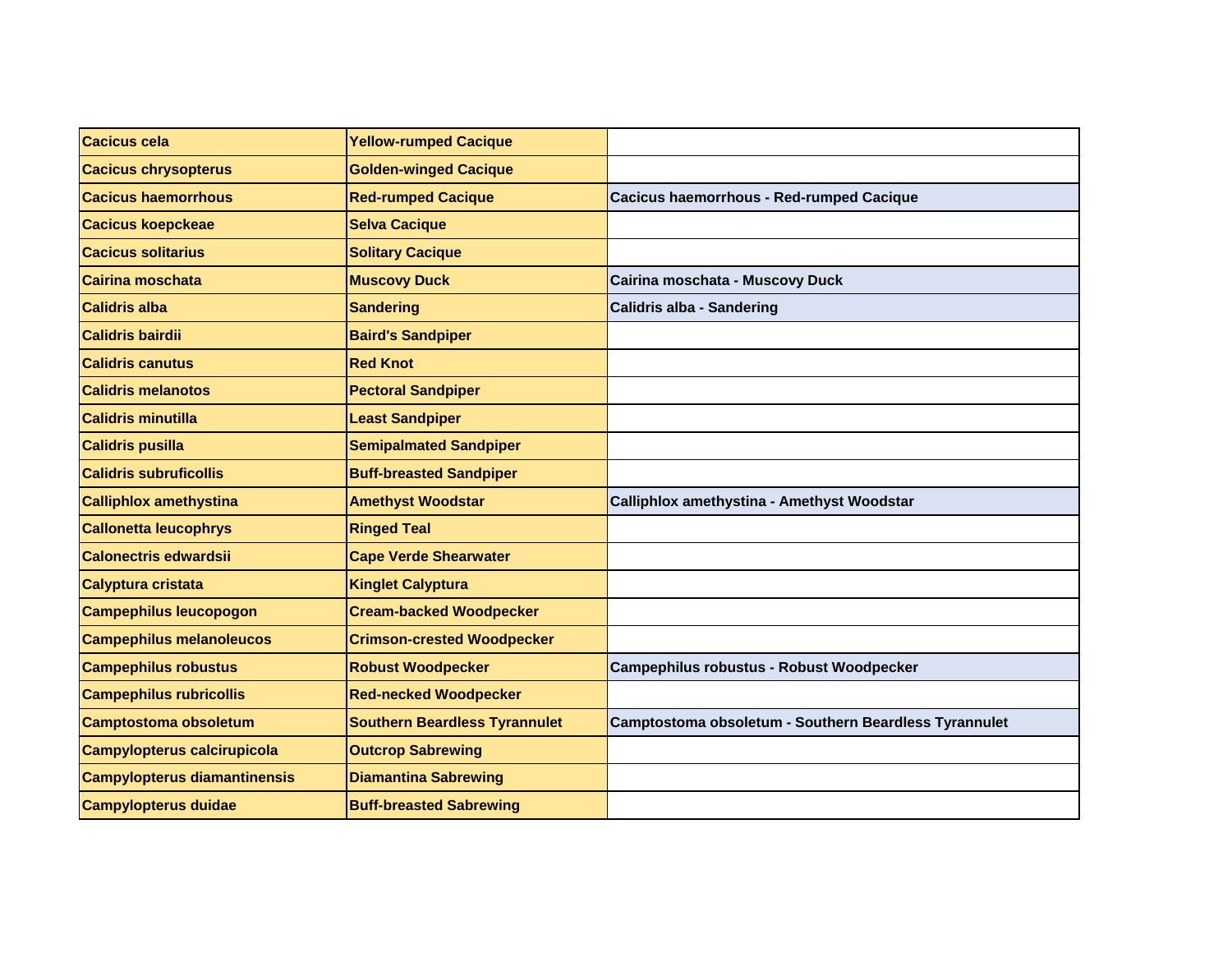| Cacicus cela | Yellow-rumped Cacique | |
|---|---|---|
| Cacicus chrysopterus | Golden-winged Cacique | |
| Cacicus haemorrhous | Red-rumped Cacique | Cacicus haemorrhous - Red-rumped Cacique |
| Cacicus koepckeae | Selva Cacique | |
| Cacicus solitarius | Solitary Cacique | |
| Cairina moschata | Muscovy Duck | Cairina moschata - Muscovy Duck |
| Calidris alba | Sandering | Calidris alba - Sandering |
| Calidris bairdii | Baird's Sandpiper | |
| Calidris canutus | Red Knot | |
| Calidris melanotos | Pectoral Sandpiper | |
| Calidris minutilla | Least Sandpiper | |
| Calidris pusilla | Semipalmated Sandpiper | |
| Calidris subruficollis | Buff-breasted Sandpiper | |
| Calliphlox amethystina | Amethyst Woodstar | Calliphlox amethystina - Amethyst Woodstar |
| Callonetta leucophrys | Ringed Teal | |
| Calonectris edwardsii | Cape Verde Shearwater | |
| Calyptura cristata | Kinglet Calyptura | |
| Campephilus leucopogon | Cream-backed Woodpecker | |
| Campephilus melanoleucos | Crimson-crested Woodpecker | |
| Campephilus robustus | Robust Woodpecker | Campephilus robustus - Robust Woodpecker |
| Campephilus rubricollis | Red-necked Woodpecker | |
| Camptostoma obsoletum | Southern Beardless Tyrannulet | Camptostoma obsoletum - Southern Beardless Tyrannulet |
| Campylopterus calcirupicola | Outcrop Sabrewing | |
| Campylopterus diamantinensis | Diamantina Sabrewing | |
| Campylopterus duidae | Buff-breasted Sabrewing | |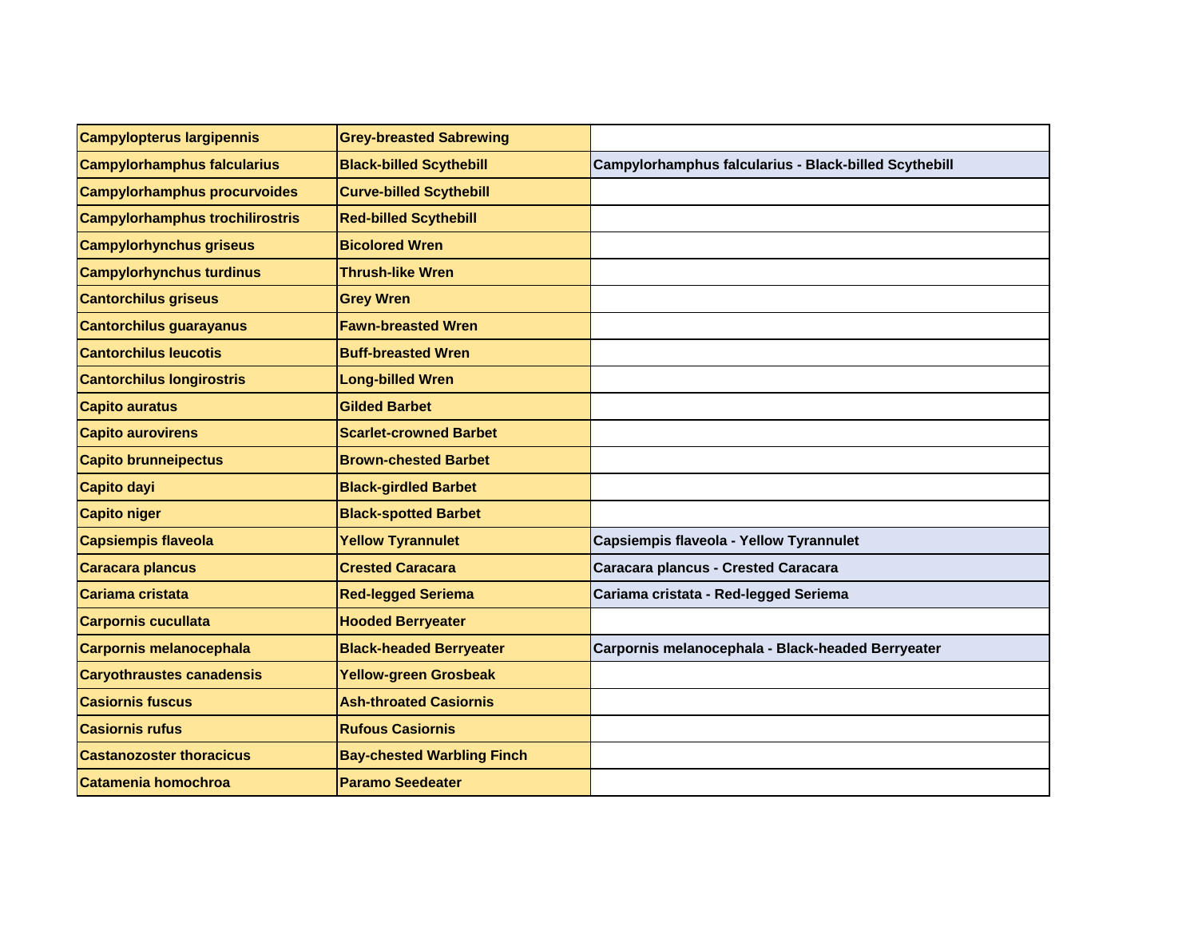| Campylopterus largipennis | Grey-breasted Sabrewing | |
|---|---|---|
| Campylorhamphus falcularius | Black-billed Scythebill | Campylorhamphus falcularius - Black-billed Scythebill |
| Campylorhamphus procurvoides | Curve-billed Scythebill | |
| Campylorhamphus trochilirostris | Red-billed Scythebill | |
| Campylorhynchus griseus | Bicolored Wren | |
| Campylorhynchus turdinus | Thrush-like Wren | |
| Cantorchilus griseus | Grey Wren | |
| Cantorchilus guarayanus | Fawn-breasted Wren | |
| Cantorchilus leucotis | Buff-breasted Wren | |
| Cantorchilus longirostris | Long-billed Wren | |
| Capito auratus | Gilded Barbet | |
| Capito aurovirens | Scarlet-crowned Barbet | |
| Capito brunneipectus | Brown-chested Barbet | |
| Capito dayi | Black-girdled Barbet | |
| Capito niger | Black-spotted Barbet | |
| Capsiempis flaveola | Yellow Tyrannulet | Capsiempis flaveola - Yellow Tyrannulet |
| Caracara plancus | Crested Caracara | Caracara plancus - Crested Caracara |
| Cariama cristata | Red-legged Seriema | Cariama cristata - Red-legged Seriema |
| Carpornis cucullata | Hooded Berryeater | |
| Carpornis melanocephala | Black-headed Berryeater | Carpornis melanocephala - Black-headed Berryeater |
| Caryothraustes canadensis | Yellow-green Grosbeak | |
| Casiornis fuscus | Ash-throated Casiornis | |
| Casiornis rufus | Rufous Casiornis | |
| Castanozoster thoracicus | Bay-chested Warbling Finch | |
| Catamenia homochroa | Paramo Seedeater | |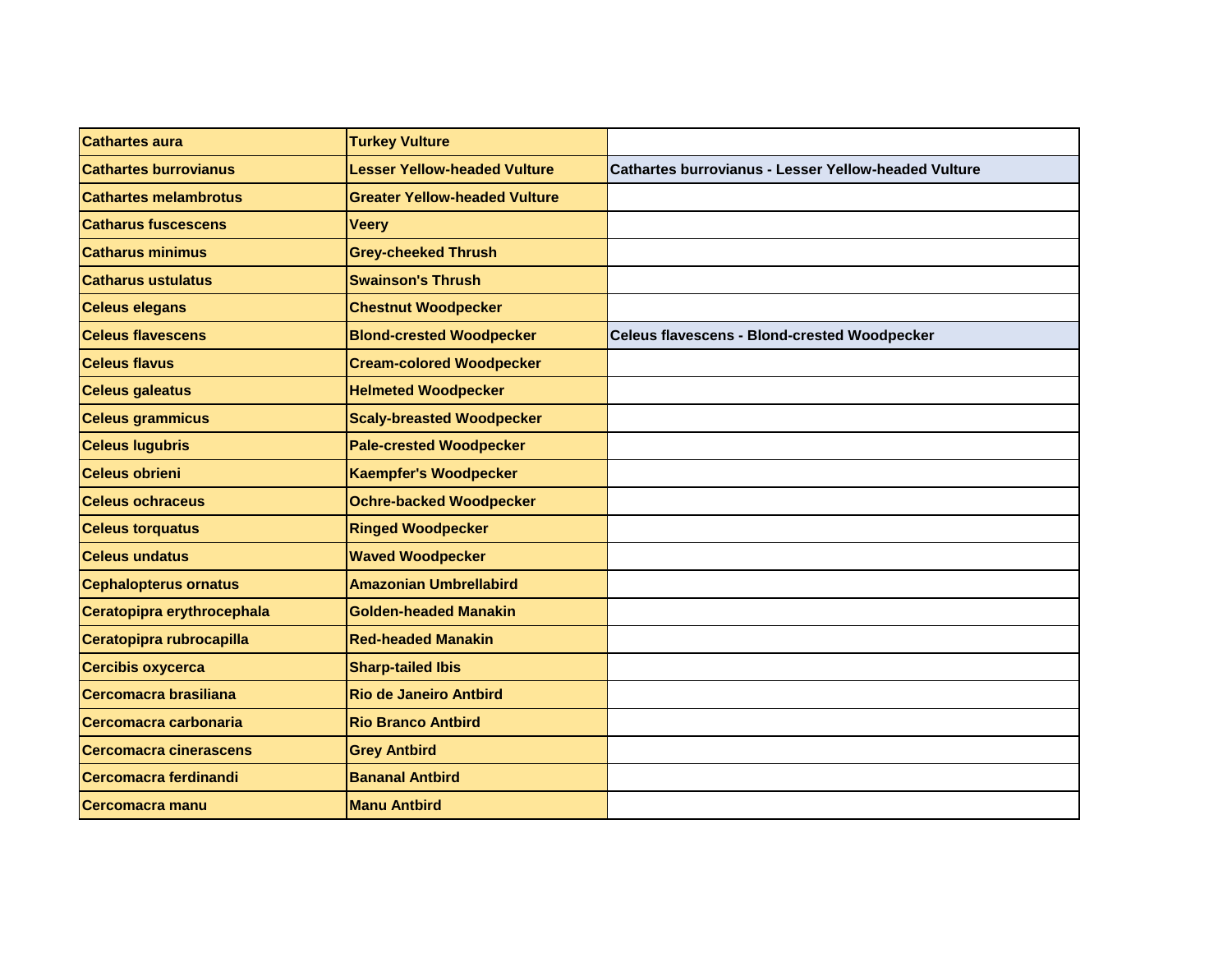| Cathartes aura | Turkey Vulture | |
|---|---|---|
| Cathartes burrovianus | Lesser Yellow-headed Vulture | Cathartes burrovianus - Lesser Yellow-headed Vulture |
| Cathartes melambrotus | Greater Yellow-headed Vulture | |
| Catharus fuscescens | Veery | |
| Catharus minimus | Grey-cheeked Thrush | |
| Catharus ustulatus | Swainson's Thrush | |
| Celeus elegans | Chestnut Woodpecker | |
| Celeus flavescens | Blond-crested Woodpecker | Celeus flavescens - Blond-crested Woodpecker |
| Celeus flavus | Cream-colored Woodpecker | |
| Celeus galeatus | Helmeted Woodpecker | |
| Celeus grammicus | Scaly-breasted Woodpecker | |
| Celeus lugubris | Pale-crested Woodpecker | |
| Celeus obrieni | Kaempfer's Woodpecker | |
| Celeus ochraceus | Ochre-backed Woodpecker | |
| Celeus torquatus | Ringed Woodpecker | |
| Celeus undatus | Waved Woodpecker | |
| Cephalopterus ornatus | Amazonian Umbrellabird | |
| Ceratopipra erythrocephala | Golden-headed Manakin | |
| Ceratopipra rubrocapilla | Red-headed Manakin | |
| Cercibis oxycerca | Sharp-tailed Ibis | |
| Cercomacra brasiliana | Rio de Janeiro Antbird | |
| Cercomacra carbonaria | Rio Branco Antbird | |
| Cercomacra cinerascens | Grey Antbird | |
| Cercomacra ferdinandi | Bananal Antbird | |
| Cercomacra manu | Manu Antbird | |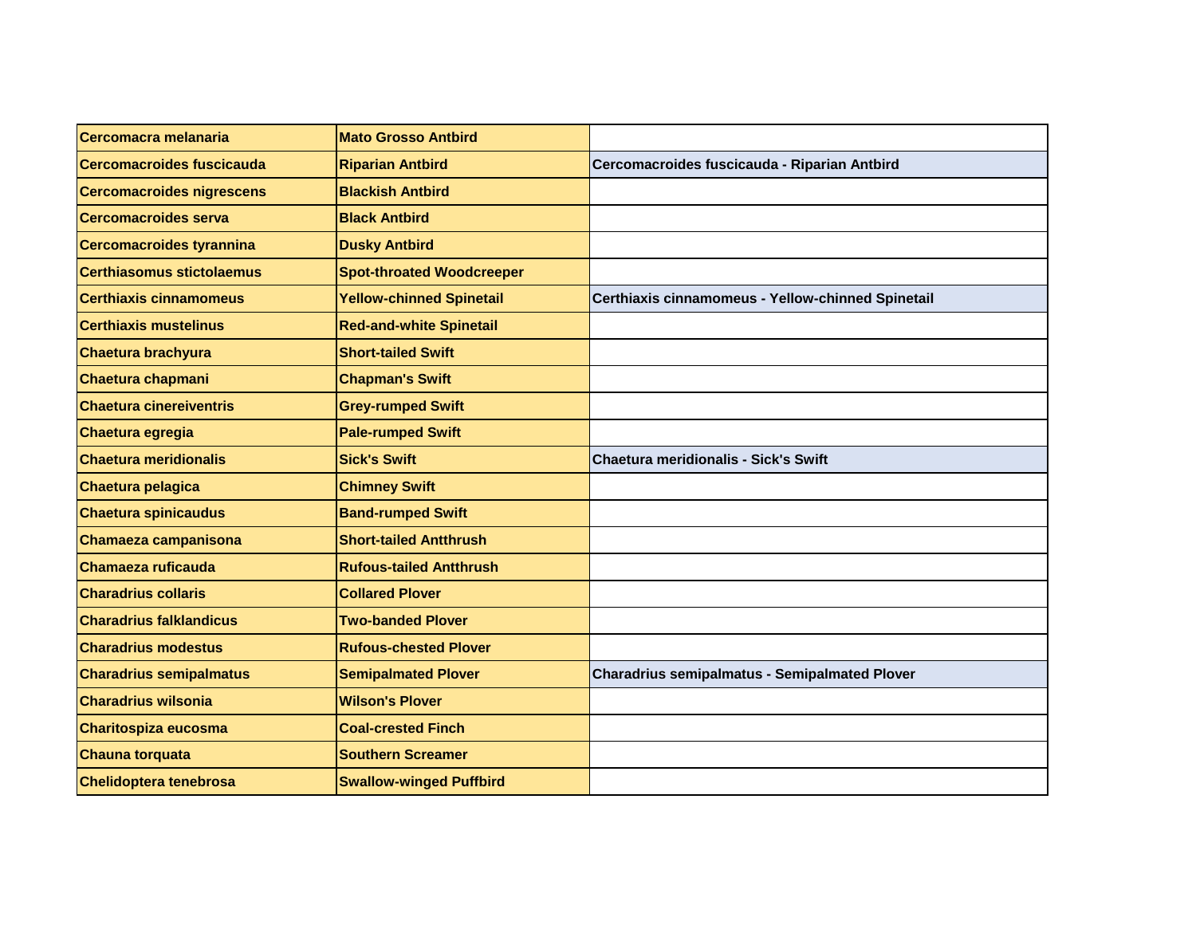| Cercomacra melanaria | Mato Grosso Antbird | |
|---|---|---|
| Cercomacroides fuscicauda | Riparian Antbird | Cercomacroides fuscicauda - Riparian Antbird |
| Cercomacroides nigrescens | Blackish Antbird | |
| Cercomacroides serva | Black Antbird | |
| Cercomacroides tyrannina | Dusky Antbird | |
| Certhiasomus stictolaemus | Spot-throated Woodcreeper | |
| Certhiaxis cinnamomeus | Yellow-chinned Spinetail | Certhiaxis cinnamomeus - Yellow-chinned Spinetail |
| Certhiaxis mustelinus | Red-and-white Spinetail | |
| Chaetura brachyura | Short-tailed Swift | |
| Chaetura chapmani | Chapman's Swift | |
| Chaetura cinereiventris | Grey-rumped Swift | |
| Chaetura egregia | Pale-rumped Swift | |
| Chaetura meridionalis | Sick's Swift | Chaetura meridionalis - Sick's Swift |
| Chaetura pelagica | Chimney Swift | |
| Chaetura spinicaudus | Band-rumped Swift | |
| Chamaeza campanisona | Short-tailed Antthrush | |
| Chamaeza ruficauda | Rufous-tailed Antthrush | |
| Charadrius collaris | Collared Plover | |
| Charadrius falklandicus | Two-banded Plover | |
| Charadrius modestus | Rufous-chested Plover | |
| Charadrius semipalmatus | Semipalmated Plover | Charadrius semipalmatus - Semipalmated Plover |
| Charadrius wilsonia | Wilson's Plover | |
| Charitospiza eucosma | Coal-crested Finch | |
| Chauna torquata | Southern Screamer | |
| Chelidoptera tenebrosa | Swallow-winged Puffbird | |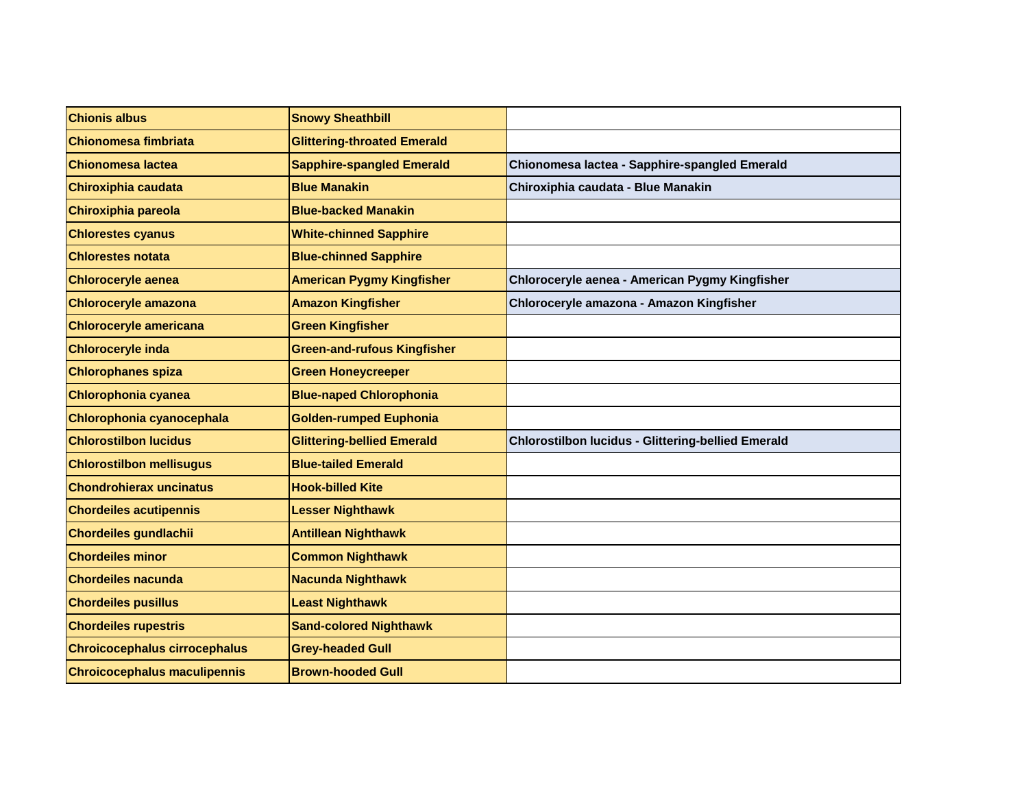| Chionis albus | Snowy Sheathbill | |
|---|---|---|
| Chionomesa fimbriata | Glittering-throated Emerald | |
| Chionomesa lactea | Sapphire-spangled Emerald | Chionomesa lactea - Sapphire-spangled Emerald |
| Chiroxiphia caudata | Blue Manakin | Chiroxiphia caudata - Blue Manakin |
| Chiroxiphia pareola | Blue-backed Manakin | |
| Chlorestes cyanus | White-chinned Sapphire | |
| Chlorestes notata | Blue-chinned Sapphire | |
| Chloroceryle aenea | American Pygmy Kingfisher | Chloroceryle aenea - American Pygmy Kingfisher |
| Chloroceryle amazona | Amazon Kingfisher | Chloroceryle amazona - Amazon Kingfisher |
| Chloroceryle americana | Green Kingfisher | |
| Chloroceryle inda | Green-and-rufous Kingfisher | |
| Chlorophanes spiza | Green Honeycreeper | |
| Chlorophonia cyanea | Blue-naped Chlorophonia | |
| Chlorophonia cyanocephala | Golden-rumped Euphonia | |
| Chlorostilbon lucidus | Glittering-bellied Emerald | Chlorostilbon lucidus - Glittering-bellied Emerald |
| Chlorostilbon mellisugus | Blue-tailed Emerald | |
| Chondrohierax uncinatus | Hook-billed Kite | |
| Chordeiles acutipennis | Lesser Nighthawk | |
| Chordeiles gundlachii | Antillean Nighthawk | |
| Chordeiles minor | Common Nighthawk | |
| Chordeiles nacunda | Nacunda Nighthawk | |
| Chordeiles pusillus | Least Nighthawk | |
| Chordeiles rupestris | Sand-colored Nighthawk | |
| Chroicocephalus cirrocephalus | Grey-headed Gull | |
| Chroicocephalus maculipennis | Brown-hooded Gull | |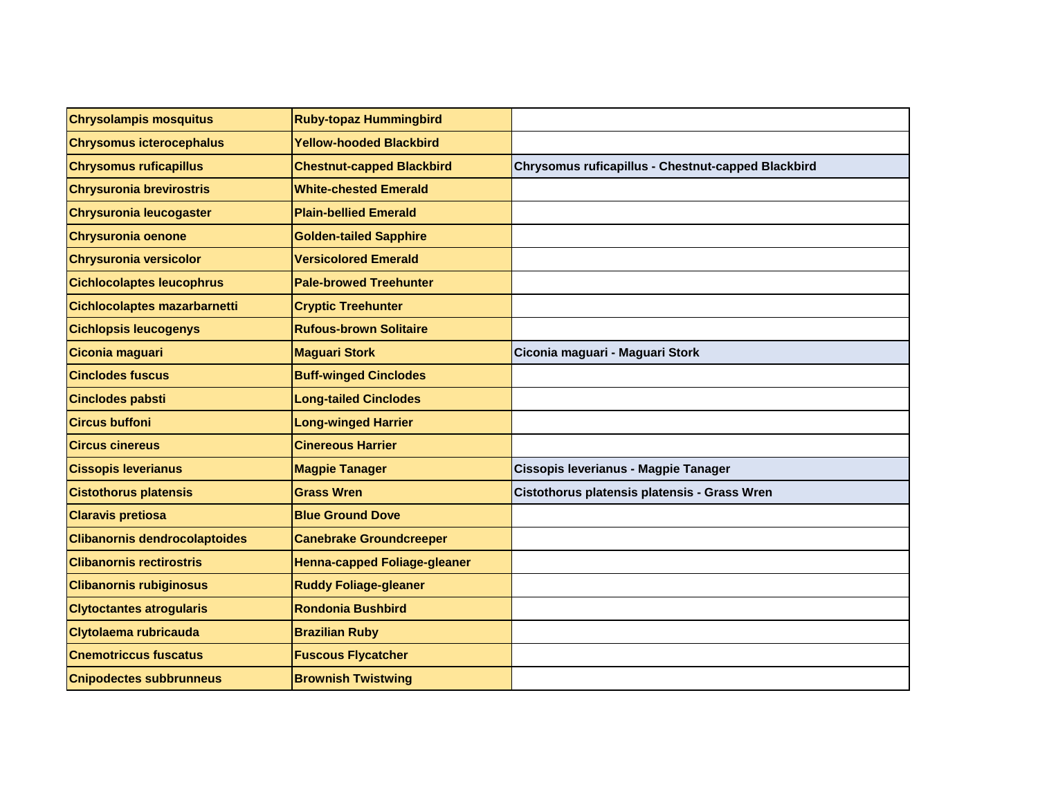| Chrysolampis mosquitus | Ruby-topaz Hummingbird | |
|---|---|---|
| Chrysomus icterocephalus | Yellow-hooded Blackbird | |
| Chrysomus ruficapillus | Chestnut-capped Blackbird | Chrysomus ruficapillus - Chestnut-capped Blackbird |
| Chrysuronia brevirostris | White-chested Emerald | |
| Chrysuronia leucogaster | Plain-bellied Emerald | |
| Chrysuronia oenone | Golden-tailed Sapphire | |
| Chrysuronia versicolor | Versicolored Emerald | |
| Cichlocolaptes leucophrus | Pale-browed Treehunter | |
| Cichlocolaptes mazarbarnetti | Cryptic Treehunter | |
| Cichlopsis leucogenys | Rufous-brown Solitaire | |
| Ciconia maguari | Maguari Stork | Ciconia maguari - Maguari Stork |
| Cinclodes fuscus | Buff-winged Cinclodes | |
| Cinclodes pabsti | Long-tailed Cinclodes | |
| Circus buffoni | Long-winged Harrier | |
| Circus cinereus | Cinereous Harrier | |
| Cissopis leverianus | Magpie Tanager | Cissopis leverianus - Magpie Tanager |
| Cistothorus platensis | Grass Wren | Cistothorus platensis platensis - Grass Wren |
| Claravis pretiosa | Blue Ground Dove | |
| Clibanornis dendrocolaptoides | Canebrake Groundcreeper | |
| Clibanornis rectirostris | Henna-capped Foliage-gleaner | |
| Clibanornis rubiginosus | Ruddy Foliage-gleaner | |
| Clytoctantes atrogularis | Rondonia Bushbird | |
| Clytolaema rubricauda | Brazilian Ruby | |
| Cnemotriccus fuscatus | Fuscous Flycatcher | |
| Cnipodectes subbrunneus | Brownish Twistwing | |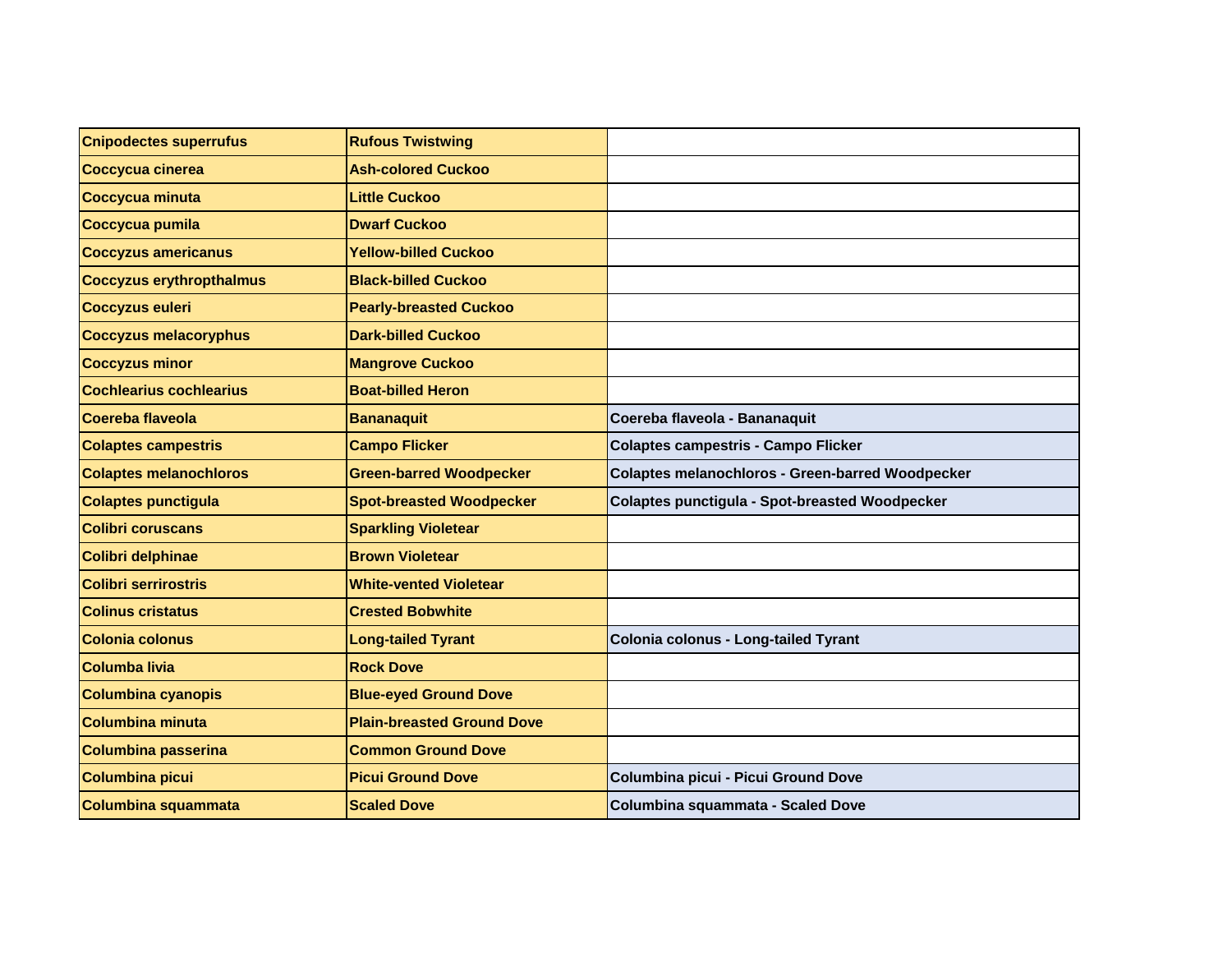| | | |
|---|---|---|
| **Cnipodectes superrufus** | **Rufous Twistwing** | |
| **Coccycua cinerea** | **Ash-colored Cuckoo** | |
| **Coccycua minuta** | **Little Cuckoo** | |
| **Coccycua pumila** | **Dwarf Cuckoo** | |
| **Coccyzus americanus** | **Yellow-billed Cuckoo** | |
| **Coccyzus erythropthalmus** | **Black-billed Cuckoo** | |
| **Coccyzus euleri** | **Pearly-breasted Cuckoo** | |
| **Coccyzus melacoryphus** | **Dark-billed Cuckoo** | |
| **Coccyzus minor** | **Mangrove Cuckoo** | |
| **Cochlearius cochlearius** | **Boat-billed Heron** | |
| **Coereba flaveola** | **Bananaquit** | **Coereba flaveola - Bananaquit** |
| **Colaptes campestris** | **Campo Flicker** | **Colaptes campestris - Campo Flicker** |
| **Colaptes melanochloros** | **Green-barred Woodpecker** | **Colaptes melanochloros - Green-barred Woodpecker** |
| **Colaptes punctigula** | **Spot-breasted Woodpecker** | **Colaptes punctigula - Spot-breasted Woodpecker** |
| **Colibri coruscans** | **Sparkling Violetear** | |
| **Colibri delphinae** | **Brown Violetear** | |
| **Colibri serrirostris** | **White-vented Violetear** | |
| **Colinus cristatus** | **Crested Bobwhite** | |
| **Colonia colonus** | **Long-tailed Tyrant** | **Colonia colonus - Long-tailed Tyrant** |
| **Columba livia** | **Rock Dove** | |
| **Columbina cyanopis** | **Blue-eyed Ground Dove** | |
| **Columbina minuta** | **Plain-breasted Ground Dove** | |
| **Columbina passerina** | **Common Ground Dove** | |
| **Columbina picui** | **Picui Ground Dove** | **Columbina picui - Picui Ground Dove** |
| **Columbina squammata** | **Scaled Dove** | **Columbina squammata - Scaled Dove** |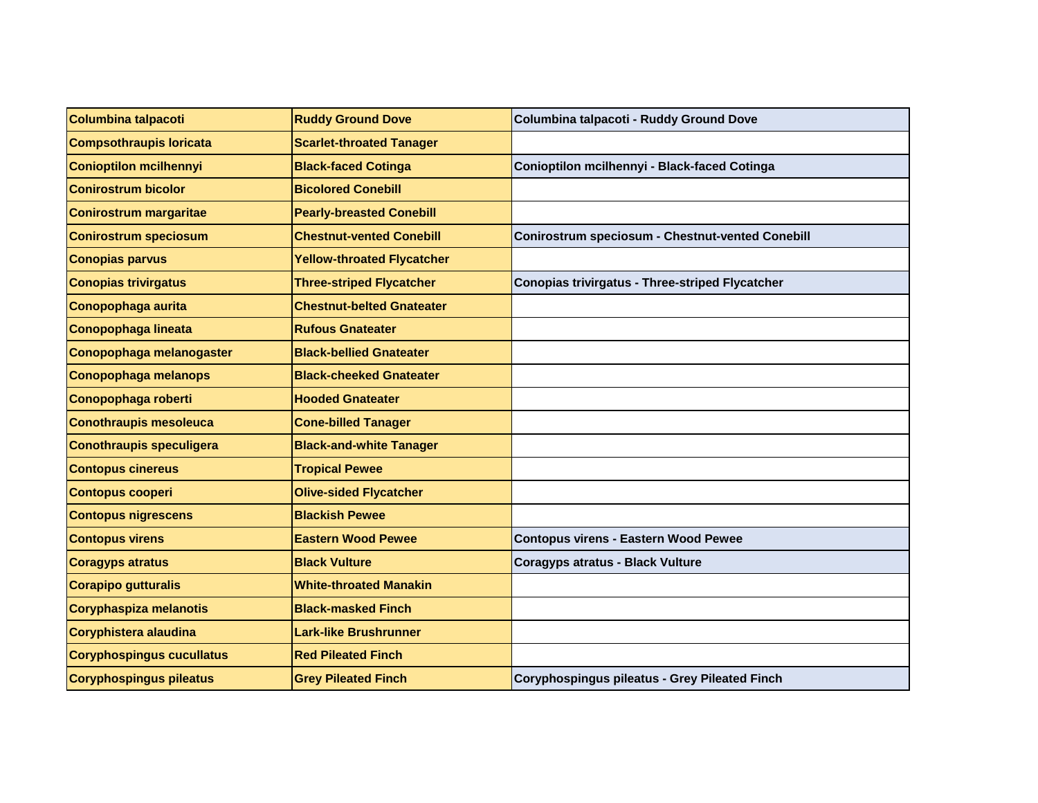| Columbina talpacoti | Ruddy Ground Dove | Columbina talpacoti - Ruddy Ground Dove |
| --- | --- | --- |
| Compsothraupis loricata | Scarlet-throated Tanager | |
| Conioptilon mcilhennyi | Black-faced Cotinga | Conioptilon mcilhennyi - Black-faced Cotinga |
| Conirostrum bicolor | Bicolored Conebill | |
| Conirostrum margaritae | Pearly-breasted Conebill | |
| Conirostrum speciosum | Chestnut-vented Conebill | Conirostrum speciosum - Chestnut-vented Conebill |
| Conopias parvus | Yellow-throated Flycatcher | |
| Conopias trivirgatus | Three-striped Flycatcher | Conopias trivirgatus - Three-striped Flycatcher |
| Conopophaga aurita | Chestnut-belted Gnateater | |
| Conopophaga lineata | Rufous Gnateater | |
| Conopophaga melanogaster | Black-bellied Gnateater | |
| Conopophaga melanops | Black-cheeked Gnateater | |
| Conopophaga roberti | Hooded Gnateater | |
| Conothraupis mesoleuca | Cone-billed Tanager | |
| Conothraupis speculigera | Black-and-white Tanager | |
| Contopus cinereus | Tropical Pewee | |
| Contopus cooperi | Olive-sided Flycatcher | |
| Contopus nigrescens | Blackish Pewee | |
| Contopus virens | Eastern Wood Pewee | Contopus virens - Eastern Wood Pewee |
| Coragyps atratus | Black Vulture | Coragyps atratus - Black Vulture |
| Corapipo gutturalis | White-throated Manakin | |
| Coryphaspiza melanotis | Black-masked Finch | |
| Coryphistera alaudina | Lark-like Brushrunner | |
| Coryphospingus cucullatus | Red Pileated Finch | |
| Coryphospingus pileatus | Grey Pileated Finch | Coryphospingus pileatus - Grey Pileated Finch |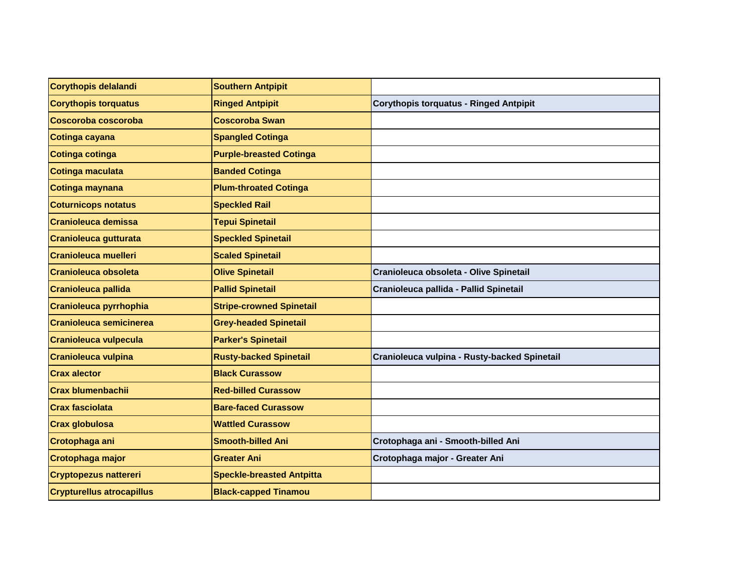| Corythopis delalandi | Southern Antpipit | |
|---|---|---|
| Corythopis torquatus | Ringed Antpipit | Corythopis torquatus - Ringed Antpipit |
| Coscoroba coscoroba | Coscoroba Swan | |
| Cotinga cayana | Spangled Cotinga | |
| Cotinga cotinga | Purple-breasted Cotinga | |
| Cotinga maculata | Banded Cotinga | |
| Cotinga maynana | Plum-throated Cotinga | |
| Coturnicops notatus | Speckled Rail | |
| Cranioleuca demissa | Tepui Spinetail | |
| Cranioleuca gutturata | Speckled Spinetail | |
| Cranioleuca muelleri | Scaled Spinetail | |
| Cranioleuca obsoleta | Olive Spinetail | Cranioleuca obsoleta - Olive Spinetail |
| Cranioleuca pallida | Pallid Spinetail | Cranioleuca pallida - Pallid Spinetail |
| Cranioleuca pyrrhophia | Stripe-crowned Spinetail | |
| Cranioleuca semicinerea | Grey-headed Spinetail | |
| Cranioleuca vulpecula | Parker's Spinetail | |
| Cranioleuca vulpina | Rusty-backed Spinetail | Cranioleuca vulpina - Rusty-backed Spinetail |
| Crax alector | Black Curassow | |
| Crax blumenbachii | Red-billed Curassow | |
| Crax fasciolata | Bare-faced Curassow | |
| Crax globulosa | Wattled Curassow | |
| Crotophaga ani | Smooth-billed Ani | Crotophaga ani - Smooth-billed Ani |
| Crotophaga major | Greater Ani | Crotophaga major - Greater Ani |
| Cryptopezus nattereri | Speckle-breasted Antpitta | |
| Crypturellus atrocapillus | Black-capped Tinamou | |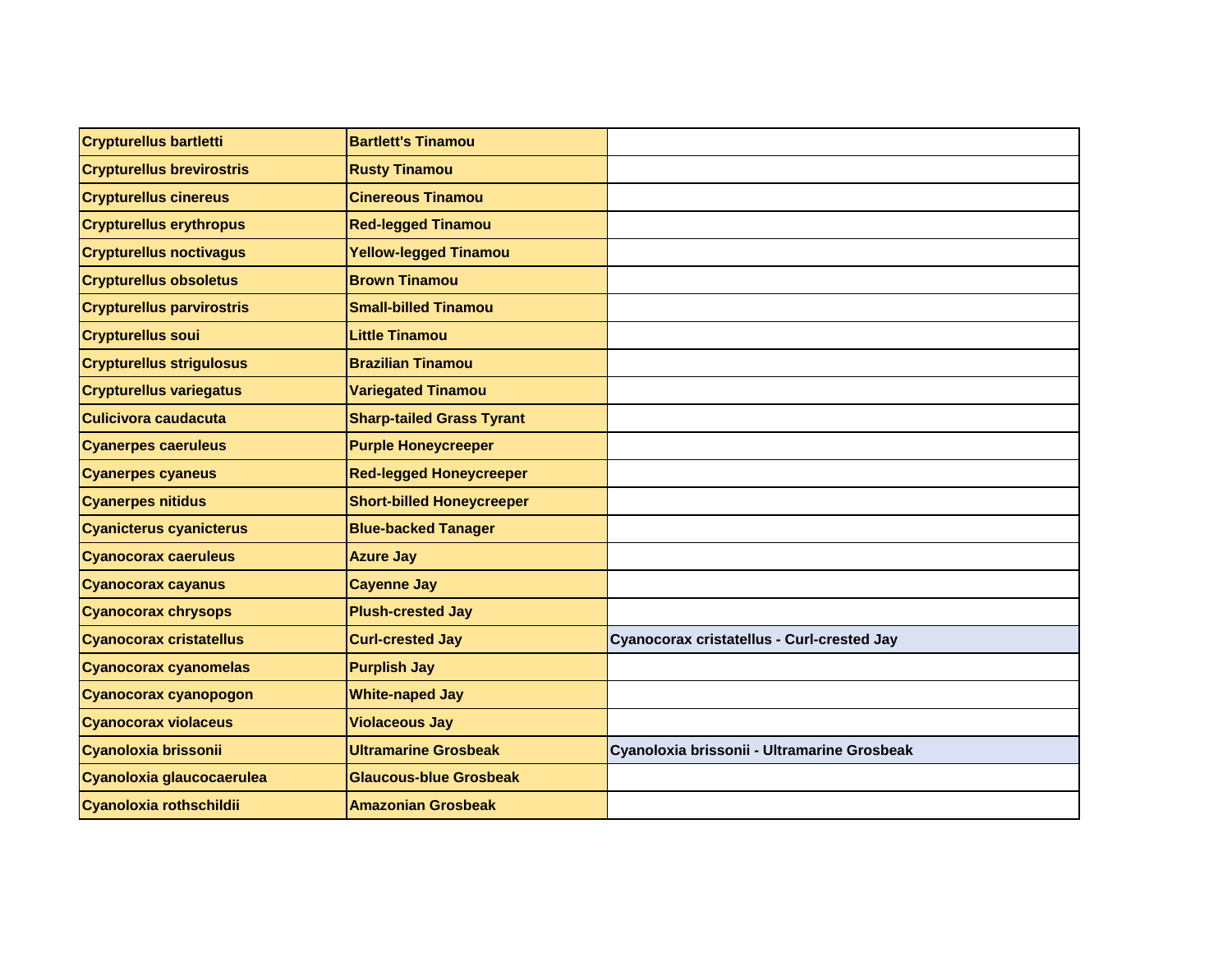| Crypturellus bartletti | Bartlett's Tinamou | |
|---|---|---|
| Crypturellus brevirostris | Rusty Tinamou | |
| Crypturellus cinereus | Cinereous Tinamou | |
| Crypturellus erythropus | Red-legged Tinamou | |
| Crypturellus noctivagus | Yellow-legged Tinamou | |
| Crypturellus obsoletus | Brown Tinamou | |
| Crypturellus parvirostris | Small-billed Tinamou | |
| Crypturellus soui | Little Tinamou | |
| Crypturellus strigulosus | Brazilian Tinamou | |
| Crypturellus variegatus | Variegated Tinamou | |
| Culicivora caudacuta | Sharp-tailed Grass Tyrant | |
| Cyanerpes caeruleus | Purple Honeycreeper | |
| Cyanerpes cyaneus | Red-legged Honeycreeper | |
| Cyanerpes nitidus | Short-billed Honeycreeper | |
| Cyanicterus cyanicterus | Blue-backed Tanager | |
| Cyanocorax caeruleus | Azure Jay | |
| Cyanocorax cayanus | Cayenne Jay | |
| Cyanocorax chrysops | Plush-crested Jay | |
| Cyanocorax cristatellus | Curl-crested Jay | Cyanocorax cristatellus - Curl-crested Jay |
| Cyanocorax cyanomelas | Purplish Jay | |
| Cyanocorax cyanopogon | White-naped Jay | |
| Cyanocorax violaceus | Violaceous Jay | |
| Cyanoloxia brissonii | Ultramarine Grosbeak | Cyanoloxia brissonii - Ultramarine Grosbeak |
| Cyanoloxia glaucocaerulea | Glaucous-blue Grosbeak | |
| Cyanoloxia rothschildii | Amazonian Grosbeak | |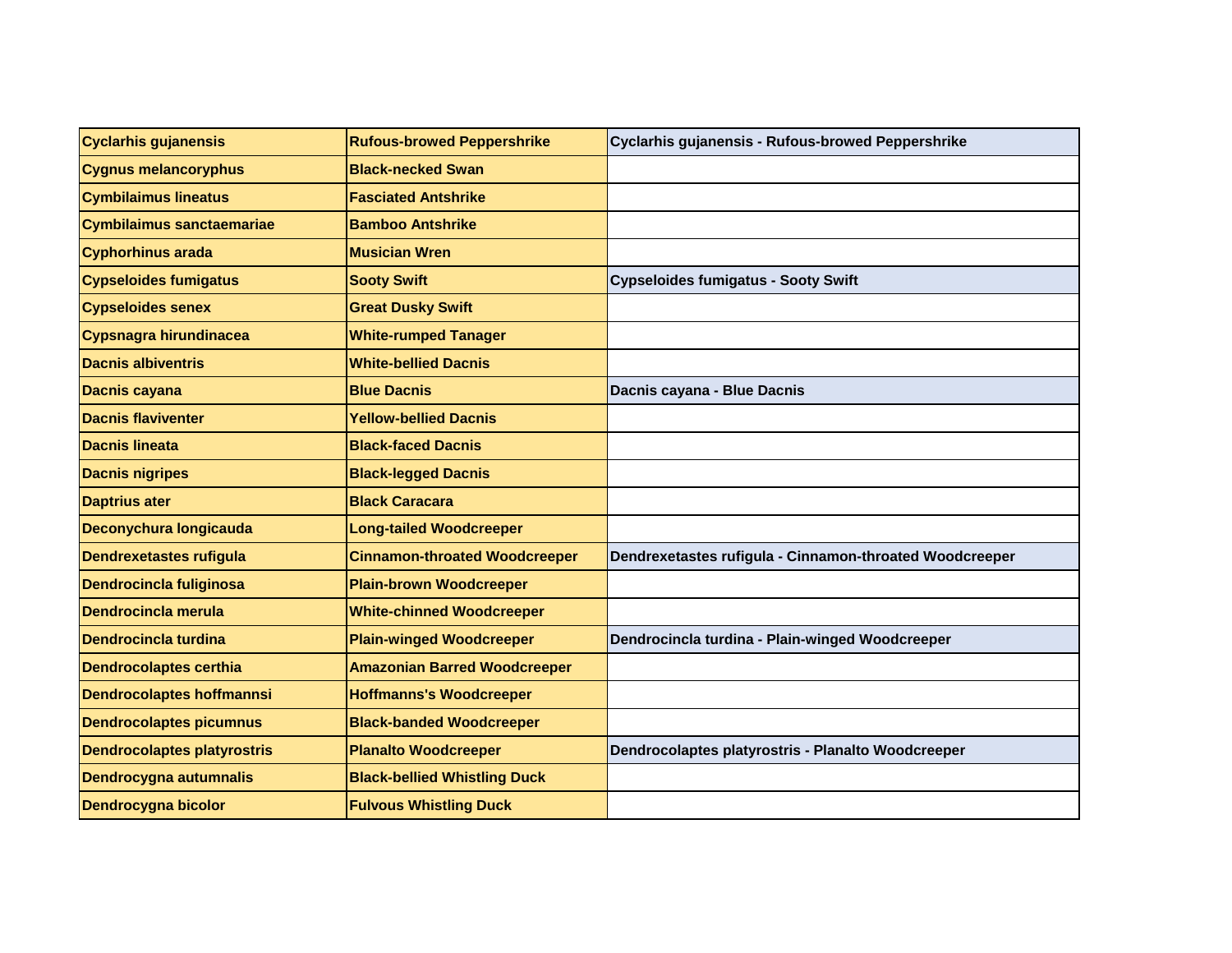| Cyclarhis gujanensis | Rufous-browed Peppershrike | Cyclarhis gujanensis - Rufous-browed Peppershrike |
|---|---|---|
| Cygnus melancoryphus | Black-necked Swan | |
| Cymbilaimus lineatus | Fasciated Antshrike | |
| Cymbilaimus sanctaemariae | Bamboo Antshrike | |
| Cyphorhinus arada | Musician Wren | |
| Cypseloides fumigatus | Sooty Swift | Cypseloides fumigatus - Sooty Swift |
| Cypseloides senex | Great Dusky Swift | |
| Cypsnagra hirundinacea | White-rumped Tanager | |
| Dacnis albiventris | White-bellied Dacnis | |
| Dacnis cayana | Blue Dacnis | Dacnis cayana - Blue Dacnis |
| Dacnis flaviventer | Yellow-bellied Dacnis | |
| Dacnis lineata | Black-faced Dacnis | |
| Dacnis nigripes | Black-legged Dacnis | |
| Daptrius ater | Black Caracara | |
| Deconychura longicauda | Long-tailed Woodcreeper | |
| Dendrexetastes rufigula | Cinnamon-throated Woodcreeper | Dendrexetastes rufigula - Cinnamon-throated Woodcreeper |
| Dendrocincla fuliginosa | Plain-brown Woodcreeper | |
| Dendrocincla merula | White-chinned Woodcreeper | |
| Dendrocincla turdina | Plain-winged Woodcreeper | Dendrocincla turdina - Plain-winged Woodcreeper |
| Dendrocolaptes certhia | Amazonian Barred Woodcreeper | |
| Dendrocolaptes hoffmannsi | Hoffmanns's Woodcreeper | |
| Dendrocolaptes picumnus | Black-banded Woodcreeper | |
| Dendrocolaptes platyrostris | Planalto Woodcreeper | Dendrocolaptes platyrostris - Planalto Woodcreeper |
| Dendrocygna autumnalis | Black-bellied Whistling Duck | |
| Dendrocygna bicolor | Fulvous Whistling Duck | |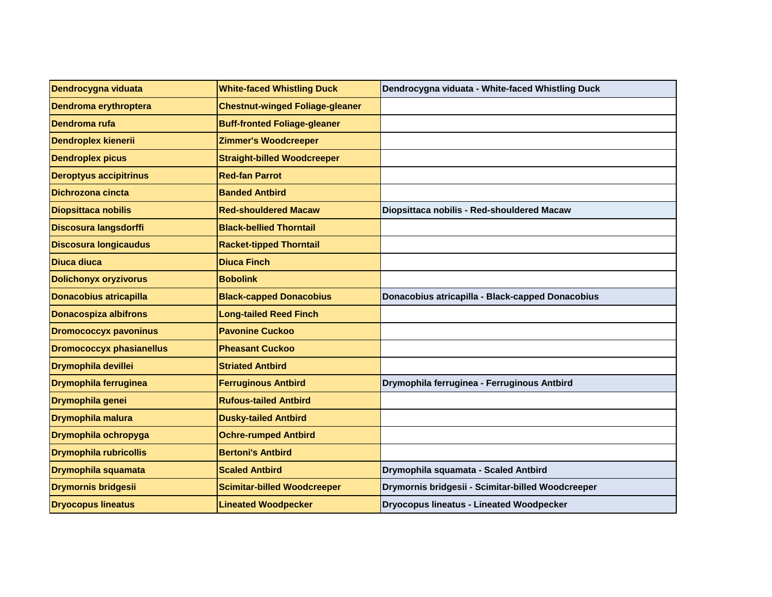| Dendrocygna viduata | White-faced Whistling Duck | Dendrocygna viduata - White-faced Whistling Duck |
|---|---|---|
| Dendroma erythroptera | Chestnut-winged Foliage-gleaner | |
| Dendroma rufa | Buff-fronted Foliage-gleaner | |
| Dendroplex kienerii | Zimmer's Woodcreeper | |
| Dendroplex picus | Straight-billed Woodcreeper | |
| Deroptyus accipitrinus | Red-fan Parrot | |
| Dichrozona cincta | Banded Antbird | |
| Diopsittaca nobilis | Red-shouldered Macaw | Diopsittaca nobilis - Red-shouldered Macaw |
| Discosura langsdorffi | Black-bellied Thorntail | |
| Discosura longicaudus | Racket-tipped Thorntail | |
| Diuca diuca | Diuca Finch | |
| Dolichonyx oryzivorus | Bobolink | |
| Donacobius atricapilla | Black-capped Donacobius | Donacobius atricapilla - Black-capped Donacobius |
| Donacospiza albifrons | Long-tailed Reed Finch | |
| Dromococcyx pavoninus | Pavonine Cuckoo | |
| Dromococcyx phasianellus | Pheasant Cuckoo | |
| Drymophila devillei | Striated Antbird | |
| Drymophila ferruginea | Ferruginous Antbird | Drymophila ferruginea - Ferruginous Antbird |
| Drymophila genei | Rufous-tailed Antbird | |
| Drymophila malura | Dusky-tailed Antbird | |
| Drymophila ochropyga | Ochre-rumped Antbird | |
| Drymophila rubricollis | Bertoni's Antbird | |
| Drymophila squamata | Scaled Antbird | Drymophila squamata - Scaled Antbird |
| Drymornis bridgesii | Scimitar-billed Woodcreeper | Drymornis bridgesii - Scimitar-billed Woodcreeper |
| Dryocopus lineatus | Lineated Woodpecker | Dryocopus lineatus - Lineated Woodpecker |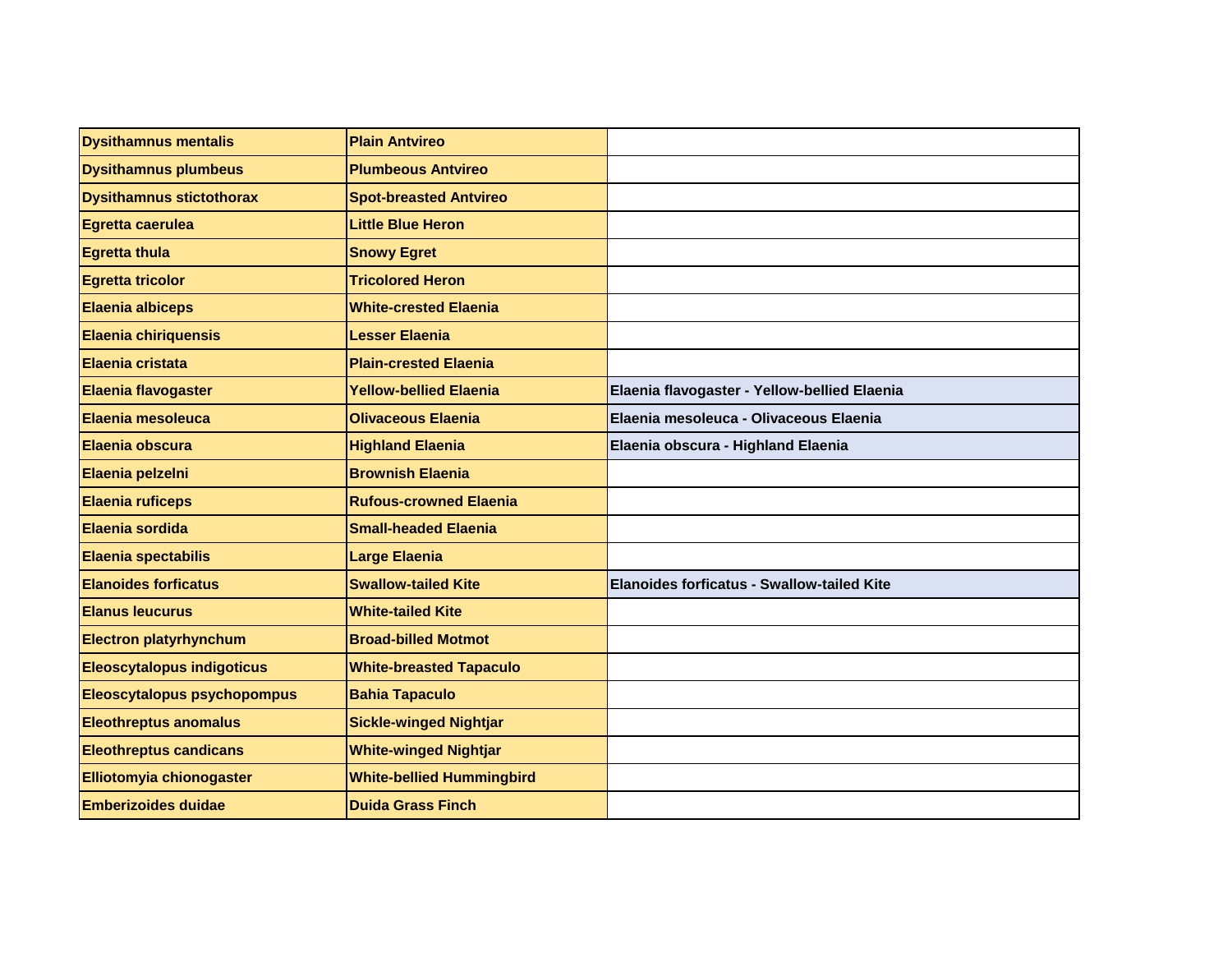| Dysithamnus mentalis | Plain Antvireo | |
|---|---|---|
| Dysithamnus plumbeus | Plumbeous Antvireo | |
| Dysithamnus stictothorax | Spot-breasted Antvireo | |
| Egretta caerulea | Little Blue Heron | |
| Egretta thula | Snowy Egret | |
| Egretta tricolor | Tricolored Heron | |
| Elaenia albiceps | White-crested Elaenia | |
| Elaenia chiriquensis | Lesser Elaenia | |
| Elaenia cristata | Plain-crested Elaenia | |
| Elaenia flavogaster | Yellow-bellied Elaenia | Elaenia flavogaster - Yellow-bellied Elaenia |
| Elaenia mesoleuca | Olivaceous Elaenia | Elaenia mesoleuca - Olivaceous Elaenia |
| Elaenia obscura | Highland Elaenia | Elaenia obscura - Highland Elaenia |
| Elaenia pelzelni | Brownish Elaenia | |
| Elaenia ruficeps | Rufous-crowned Elaenia | |
| Elaenia sordida | Small-headed Elaenia | |
| Elaenia spectabilis | Large Elaenia | |
| Elanoides forficatus | Swallow-tailed Kite | Elanoides forficatus - Swallow-tailed Kite |
| Elanus leucurus | White-tailed Kite | |
| Electron platyrhynchum | Broad-billed Motmot | |
| Eleoscytalopus indigoticus | White-breasted Tapaculo | |
| Eleoscytalopus psychopompus | Bahia Tapaculo | |
| Eleothreptus anomalus | Sickle-winged Nightjar | |
| Eleothreptus candicans | White-winged Nightjar | |
| Elliotomyia chionogaster | White-bellied Hummingbird | |
| Emberizoides duidae | Duida Grass Finch | |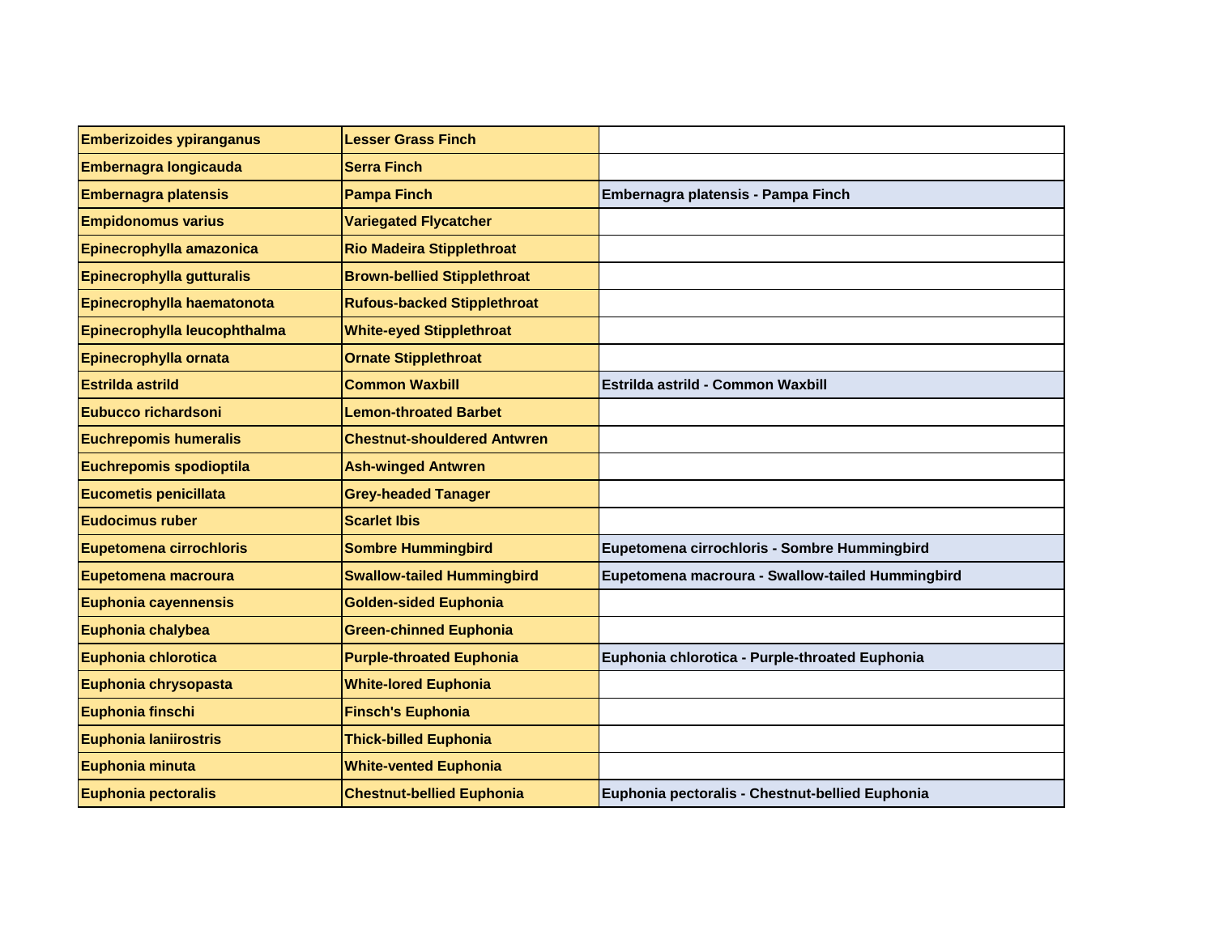| Emberizoides ypiranganus | Lesser Grass Finch | |
|---|---|---|
| Embernagra longicauda | Serra Finch | |
| Embernagra platensis | Pampa Finch | Embernagra platensis - Pampa Finch |
| Empidonomus varius | Variegated Flycatcher | |
| Epinecrophylla amazonica | Rio Madeira Stipplethroat | |
| Epinecrophylla gutturalis | Brown-bellied Stipplethroat | |
| Epinecrophylla haematonota | Rufous-backed Stipplethroat | |
| Epinecrophylla leucophthalma | White-eyed Stipplethroat | |
| Epinecrophylla ornata | Ornate Stipplethroat | |
| Estrilda astrild | Common Waxbill | Estrilda astrild - Common Waxbill |
| Eubucco richardsoni | Lemon-throated Barbet | |
| Euchrepomis humeralis | Chestnut-shouldered Antwren | |
| Euchrepomis spodioptila | Ash-winged Antwren | |
| Eucometis penicillata | Grey-headed Tanager | |
| Eudocimus ruber | Scarlet Ibis | |
| Eupetomena cirrochloris | Sombre Hummingbird | Eupetomena cirrochloris - Sombre Hummingbird |
| Eupetomena macroura | Swallow-tailed Hummingbird | Eupetomena macroura - Swallow-tailed Hummingbird |
| Euphonia cayennensis | Golden-sided Euphonia | |
| Euphonia chalybea | Green-chinned Euphonia | |
| Euphonia chlorotica | Purple-throated Euphonia | Euphonia chlorotica - Purple-throated Euphonia |
| Euphonia chrysopasta | White-lored Euphonia | |
| Euphonia finschi | Finsch's Euphonia | |
| Euphonia laniirostris | Thick-billed Euphonia | |
| Euphonia minuta | White-vented Euphonia | |
| Euphonia pectoralis | Chestnut-bellied Euphonia | Euphonia pectoralis - Chestnut-bellied Euphonia |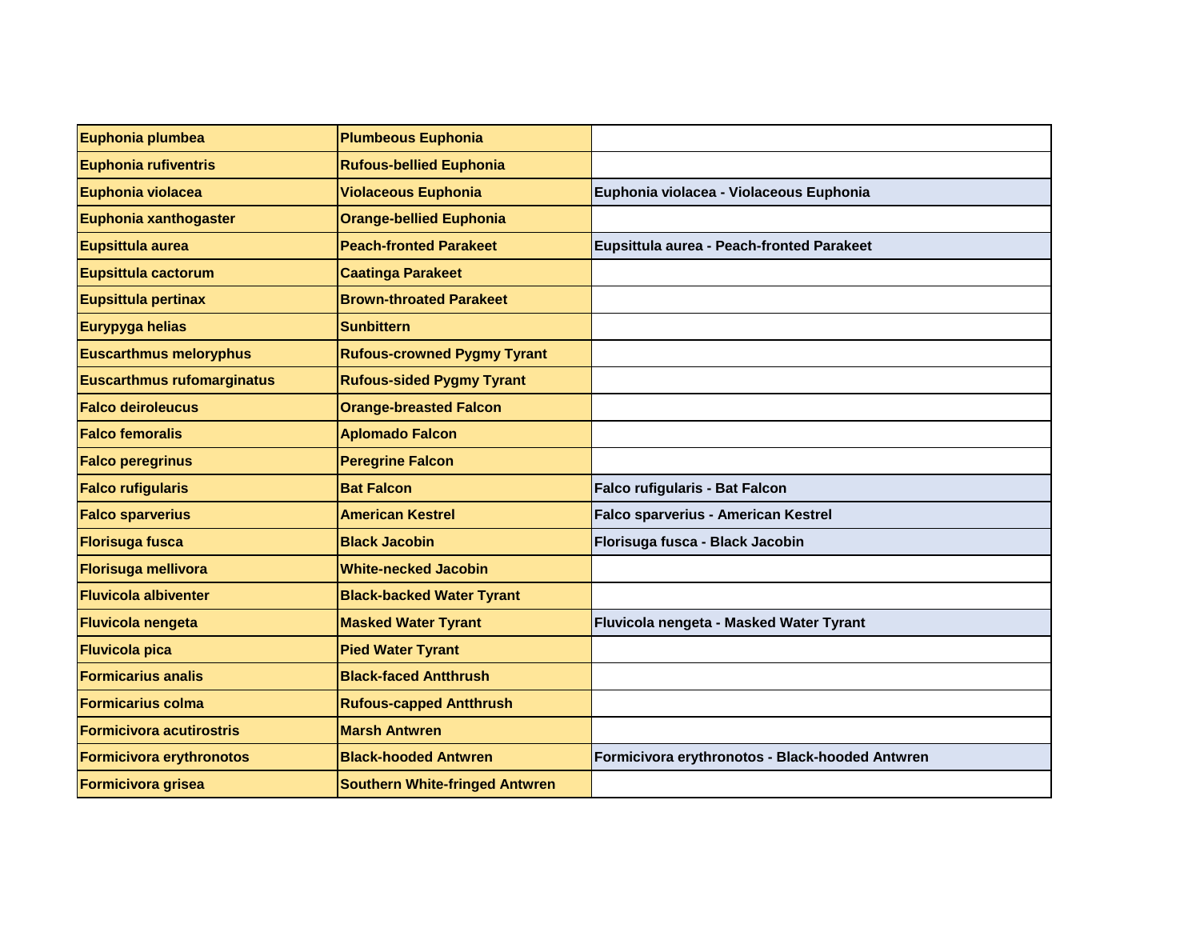| Euphonia plumbea | Plumbeous Euphonia | |
|---|---|---|
| Euphonia rufiventris | Rufous-bellied Euphonia | |
| Euphonia violacea | Violaceous Euphonia | Euphonia violacea - Violaceous Euphonia |
| Euphonia xanthogaster | Orange-bellied Euphonia | |
| Eupsittula aurea | Peach-fronted Parakeet | Eupsittula aurea - Peach-fronted Parakeet |
| Eupsittula cactorum | Caatinga Parakeet | |
| Eupsittula pertinax | Brown-throated Parakeet | |
| Eurypyga helias | Sunbittern | |
| Euscarthmus meloryphus | Rufous-crowned Pygmy Tyrant | |
| Euscarthmus rufomarginatus | Rufous-sided Pygmy Tyrant | |
| Falco deiroleucus | Orange-breasted Falcon | |
| Falco femoralis | Aplomado Falcon | |
| Falco peregrinus | Peregrine Falcon | |
| Falco rufigularis | Bat Falcon | Falco rufigularis - Bat Falcon |
| Falco sparverius | American Kestrel | Falco sparverius - American Kestrel |
| Florisuga fusca | Black Jacobin | Florisuga fusca - Black Jacobin |
| Florisuga mellivora | White-necked Jacobin | |
| Fluvicola albiventer | Black-backed Water Tyrant | |
| Fluvicola nengeta | Masked Water Tyrant | Fluvicola nengeta - Masked Water Tyrant |
| Fluvicola pica | Pied Water Tyrant | |
| Formicarius analis | Black-faced Antthrush | |
| Formicarius colma | Rufous-capped Antthrush | |
| Formicivora acutirostris | Marsh Antwren | |
| Formicivora erythronotos | Black-hooded Antwren | Formicivora erythronotos - Black-hooded Antwren |
| Formicivora grisea | Southern White-fringed Antwren | |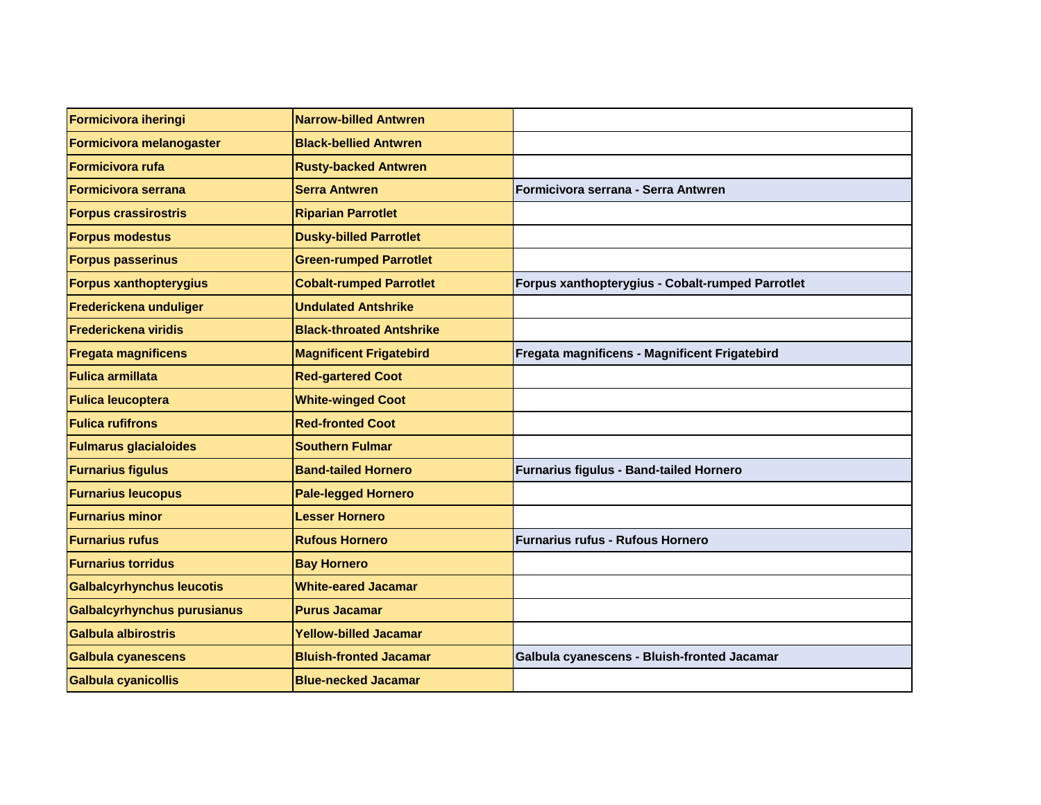| Formicivora iheringi | Narrow-billed Antwren | |
|---|---|---|
| Formicivora melanogaster | Black-bellied Antwren | |
| Formicivora rufa | Rusty-backed Antwren | |
| Formicivora serrana | Serra Antwren | Formicivora serrana - Serra Antwren |
| Forpus crassirostris | Riparian Parrotlet | |
| Forpus modestus | Dusky-billed Parrotlet | |
| Forpus passerinus | Green-rumped Parrotlet | |
| Forpus xanthopterygius | Cobalt-rumped Parrotlet | Forpus xanthopterygius - Cobalt-rumped Parrotlet |
| Frederickena unduliger | Undulated Antshrike | |
| Frederickena viridis | Black-throated Antshrike | |
| Fregata magnificens | Magnificent Frigatebird | Fregata magnificens - Magnificent Frigatebird |
| Fulica armillata | Red-gartered Coot | |
| Fulica leucoptera | White-winged Coot | |
| Fulica rufifrons | Red-fronted Coot | |
| Fulmarus glacialoides | Southern Fulmar | |
| Furnarius figulus | Band-tailed Hornero | Furnarius figulus - Band-tailed Hornero |
| Furnarius leucopus | Pale-legged Hornero | |
| Furnarius minor | Lesser Hornero | |
| Furnarius rufus | Rufous Hornero | Furnarius rufus - Rufous Hornero |
| Furnarius torridus | Bay Hornero | |
| Galbalcyrhynchus leucotis | White-eared Jacamar | |
| Galbalcyrhynchus purusianus | Purus Jacamar | |
| Galbula albirostris | Yellow-billed Jacamar | |
| Galbula cyanescens | Bluish-fronted Jacamar | Galbula cyanescens - Bluish-fronted Jacamar |
| Galbula cyanicollis | Blue-necked Jacamar | |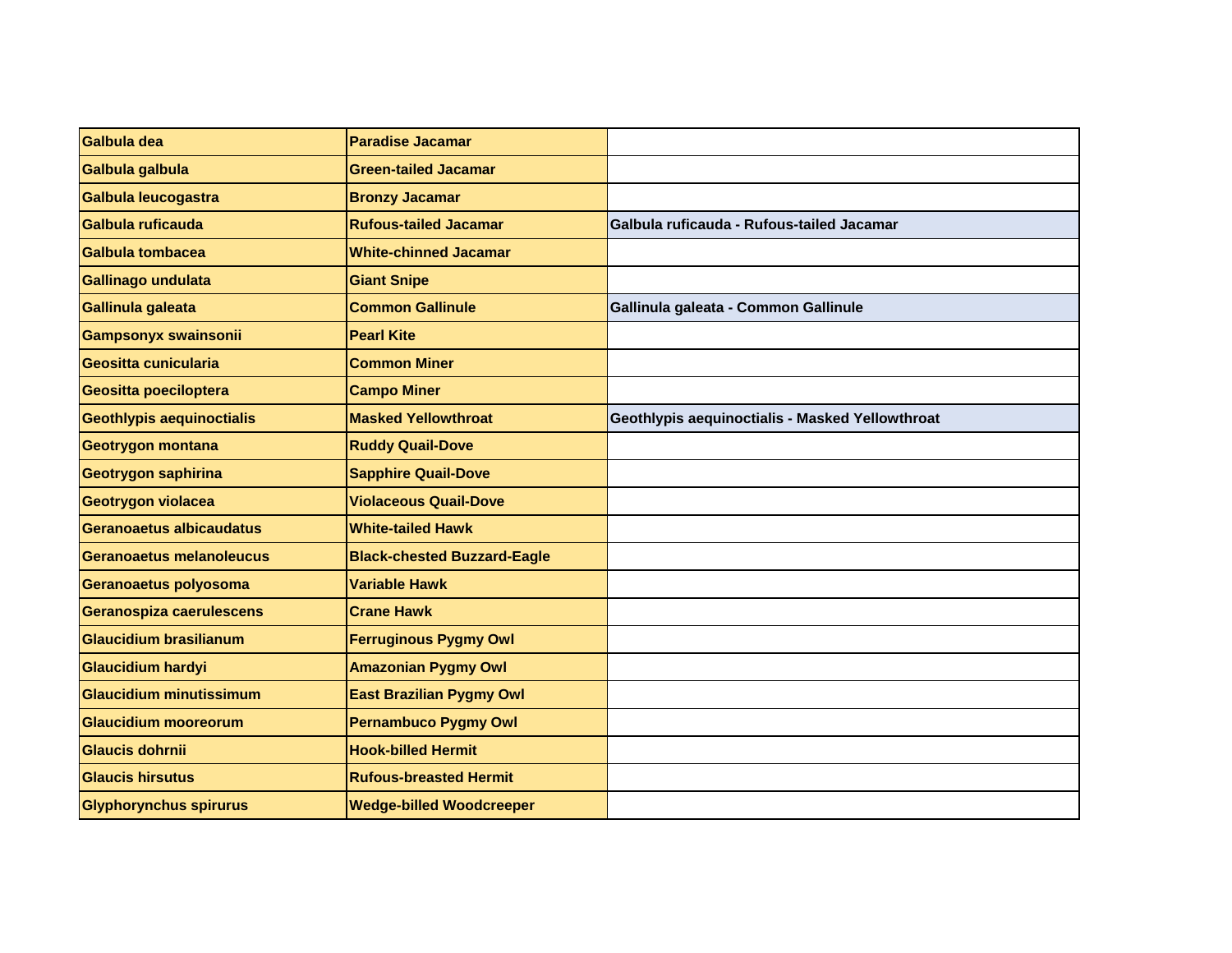| Galbula dea | Paradise Jacamar | |
|---|---|---|
| Galbula galbula | Green-tailed Jacamar | |
| Galbula leucogastra | Bronzy Jacamar | |
| Galbula ruficauda | Rufous-tailed Jacamar | Galbula ruficauda - Rufous-tailed Jacamar |
| Galbula tombacea | White-chinned Jacamar | |
| Gallinago undulata | Giant Snipe | |
| Gallinula galeata | Common Gallinule | Gallinula galeata - Common Gallinule |
| Gampsonyx swainsonii | Pearl Kite | |
| Geositta cunicularia | Common Miner | |
| Geositta poeciloptera | Campo Miner | |
| Geothlypis aequinoctialis | Masked Yellowthroat | Geothlypis aequinoctialis - Masked Yellowthroat |
| Geotrygon montana | Ruddy Quail-Dove | |
| Geotrygon saphirina | Sapphire Quail-Dove | |
| Geotrygon violacea | Violaceous Quail-Dove | |
| Geranoaetus albicaudatus | White-tailed Hawk | |
| Geranoaetus melanoleucus | Black-chested Buzzard-Eagle | |
| Geranoaetus polyosoma | Variable Hawk | |
| Geranospiza caerulescens | Crane Hawk | |
| Glaucidium brasilianum | Ferruginous Pygmy Owl | |
| Glaucidium hardyi | Amazonian Pygmy Owl | |
| Glaucidium minutissimum | East Brazilian Pygmy Owl | |
| Glaucidium mooreorum | Pernambuco Pygmy Owl | |
| Glaucis dohrnii | Hook-billed Hermit | |
| Glaucis hirsutus | Rufous-breasted Hermit | |
| Glyphorynchus spirurus | Wedge-billed Woodcreeper | |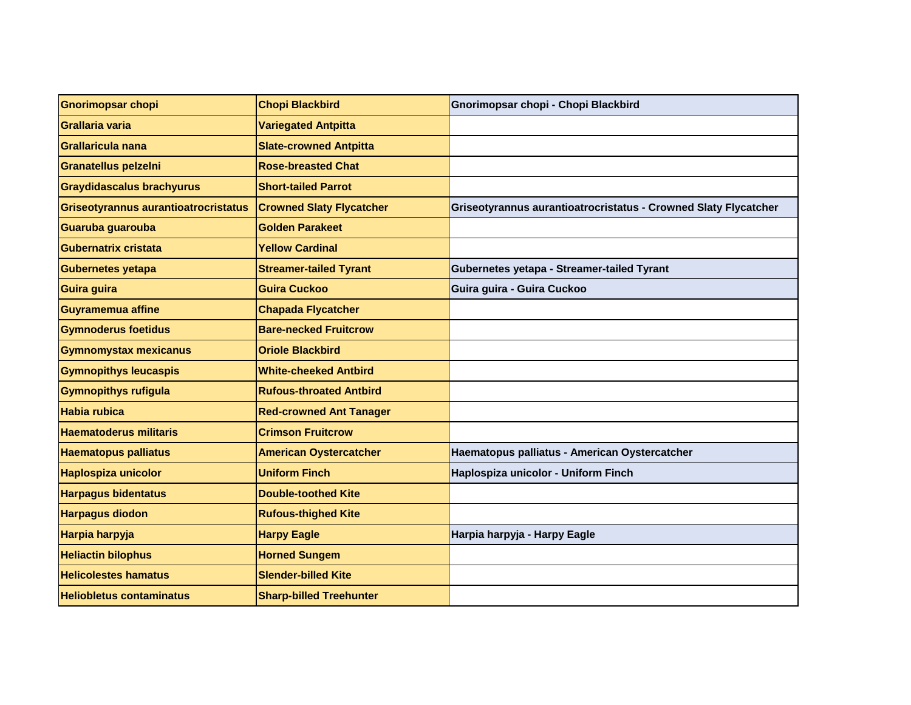| Gnorimopsar chopi | Chopi Blackbird | Gnorimopsar chopi - Chopi Blackbird |
|---|---|---|
| Grallaria varia | Variegated Antpitta | |
| Grallaricula nana | Slate-crowned Antpitta | |
| Granatellus pelzelni | Rose-breasted Chat | |
| Graydidascalus brachyurus | Short-tailed Parrot | |
| Griseotyrannus aurantioatrocristatus | Crowned Slaty Flycatcher | Griseotyrannus aurantioatrocristatus - Crowned Slaty Flycatcher |
| Guaruba guarouba | Golden Parakeet | |
| Gubernatrix cristata | Yellow Cardinal | |
| Gubernetes yetapa | Streamer-tailed Tyrant | Gubernetes yetapa - Streamer-tailed Tyrant |
| Guira guira | Guira Cuckoo | Guira guira - Guira Cuckoo |
| Guyramemua affine | Chapada Flycatcher | |
| Gymnoderus foetidus | Bare-necked Fruitcrow | |
| Gymnomystax mexicanus | Oriole Blackbird | |
| Gymnopithys leucaspis | White-cheeked Antbird | |
| Gymnopithys rufigula | Rufous-throated Antbird | |
| Habia rubica | Red-crowned Ant Tanager | |
| Haematoderus militaris | Crimson Fruitcrow | |
| Haematopus palliatus | American Oystercatcher | Haematopus palliatus - American Oystercatcher |
| Haplospiza unicolor | Uniform Finch | Haplospiza unicolor - Uniform Finch |
| Harpagus bidentatus | Double-toothed Kite | |
| Harpagus diodon | Rufous-thighed Kite | |
| Harpia harpyja | Harpy Eagle | Harpia harpyja - Harpy Eagle |
| Heliactin bilophus | Horned Sungem | |
| Helicolestes hamatus | Slender-billed Kite | |
| Heliobletus contaminatus | Sharp-billed Treehunter | |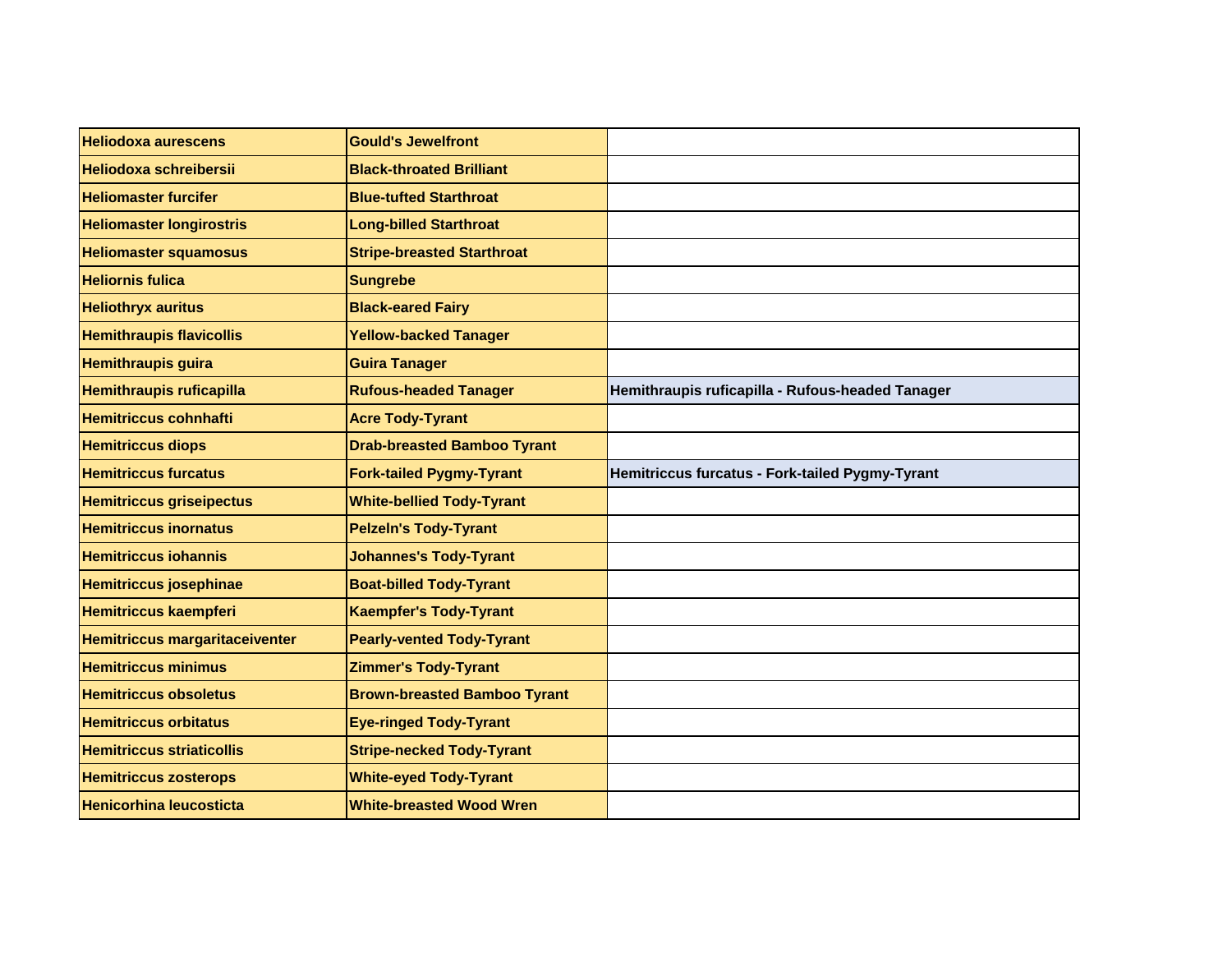| Heliodoxa aurescens | Gould's Jewelfront | |
|---|---|---|
| Heliodoxa schreibersii | Black-throated Brilliant | |
| Heliomaster furcifer | Blue-tufted Starthroat | |
| Heliomaster longirostris | Long-billed Starthroat | |
| Heliomaster squamosus | Stripe-breasted Starthroat | |
| Heliornis fulica | Sungrebe | |
| Heliothryx auritus | Black-eared Fairy | |
| Hemithraupis flavicollis | Yellow-backed Tanager | |
| Hemithraupis guira | Guira Tanager | |
| Hemithraupis ruficapilla | Rufous-headed Tanager | Hemithraupis ruficapilla - Rufous-headed Tanager |
| Hemitriccus cohnhafti | Acre Tody-Tyrant | |
| Hemitriccus diops | Drab-breasted Bamboo Tyrant | |
| Hemitriccus furcatus | Fork-tailed Pygmy-Tyrant | Hemitriccus furcatus - Fork-tailed Pygmy-Tyrant |
| Hemitriccus griseipectus | White-bellied Tody-Tyrant | |
| Hemitriccus inornatus | Pelzeln's Tody-Tyrant | |
| Hemitriccus iohannis | Johannes's Tody-Tyrant | |
| Hemitriccus josephinae | Boat-billed Tody-Tyrant | |
| Hemitriccus kaempferi | Kaempfer's Tody-Tyrant | |
| Hemitriccus margaritaceiventer | Pearly-vented Tody-Tyrant | |
| Hemitriccus minimus | Zimmer's Tody-Tyrant | |
| Hemitriccus obsoletus | Brown-breasted Bamboo Tyrant | |
| Hemitriccus orbitatus | Eye-ringed Tody-Tyrant | |
| Hemitriccus striaticollis | Stripe-necked Tody-Tyrant | |
| Hemitriccus zosterops | White-eyed Tody-Tyrant | |
| Henicorhina leucosticta | White-breasted Wood Wren | |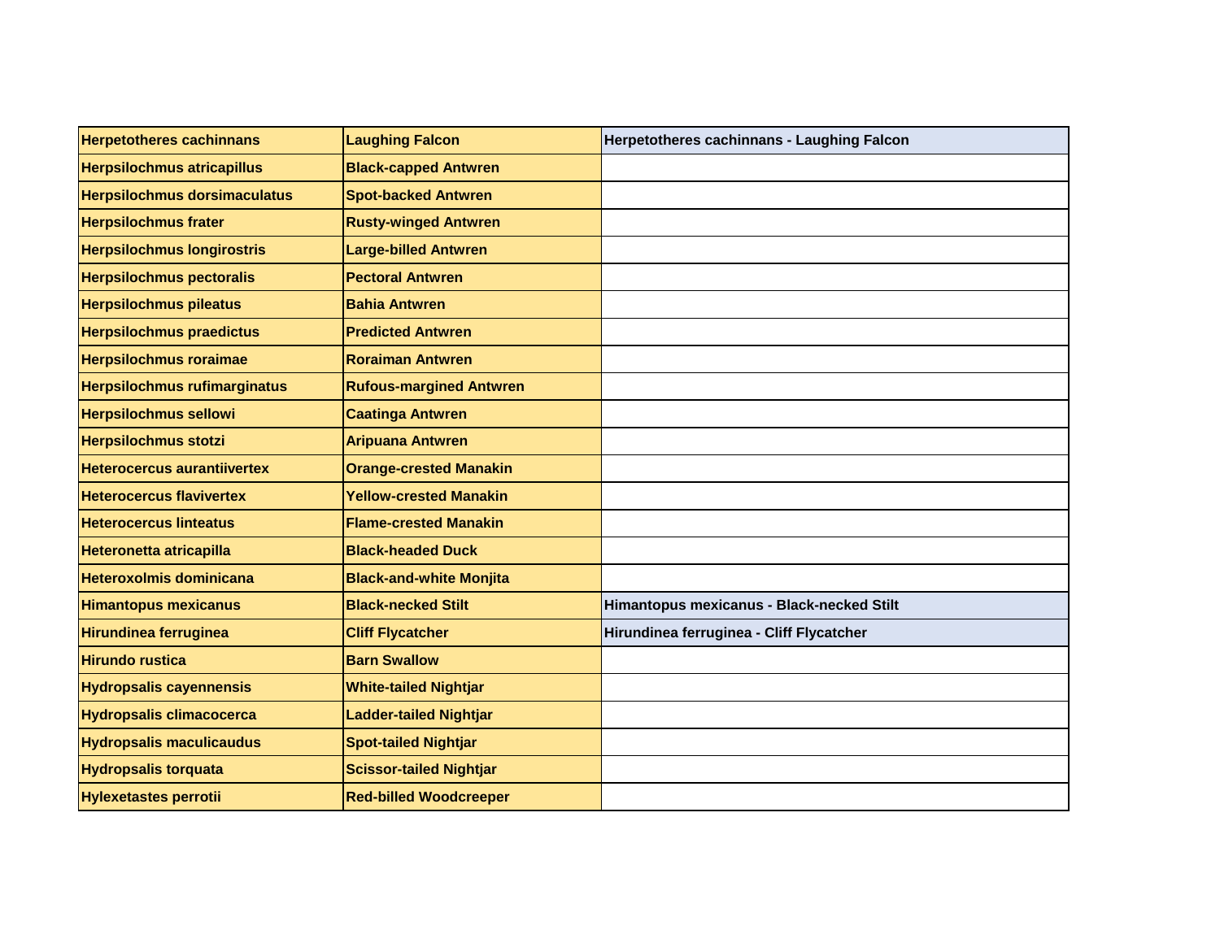| Herpetotheres cachinnans | Laughing Falcon | Herpetotheres cachinnans - Laughing Falcon |
|---|---|---|
| Herpsilochmus atricapillus | Black-capped Antwren | |
| Herpsilochmus dorsimaculatus | Spot-backed Antwren | |
| Herpsilochmus frater | Rusty-winged Antwren | |
| Herpsilochmus longirostris | Large-billed Antwren | |
| Herpsilochmus pectoralis | Pectoral Antwren | |
| Herpsilochmus pileatus | Bahia Antwren | |
| Herpsilochmus praedictus | Predicted Antwren | |
| Herpsilochmus roraimae | Roraiman Antwren | |
| Herpsilochmus rufimarginatus | Rufous-margined Antwren | |
| Herpsilochmus sellowi | Caatinga Antwren | |
| Herpsilochmus stotzi | Aripuana Antwren | |
| Heterocercus aurantiivertex | Orange-crested Manakin | |
| Heterocercus flavivertex | Yellow-crested Manakin | |
| Heterocercus linteatus | Flame-crested Manakin | |
| Heteronetta atricapilla | Black-headed Duck | |
| Heteroxolmis dominicana | Black-and-white Monjita | |
| Himantopus mexicanus | Black-necked Stilt | Himantopus mexicanus - Black-necked Stilt |
| Hirundinea ferruginea | Cliff Flycatcher | Hirundinea ferruginea - Cliff Flycatcher |
| Hirundo rustica | Barn Swallow | |
| Hydropsalis cayennensis | White-tailed Nightjar | |
| Hydropsalis climacocerca | Ladder-tailed Nightjar | |
| Hydropsalis maculicaudus | Spot-tailed Nightjar | |
| Hydropsalis torquata | Scissor-tailed Nightjar | |
| Hylexetastes perrotii | Red-billed Woodcreeper | |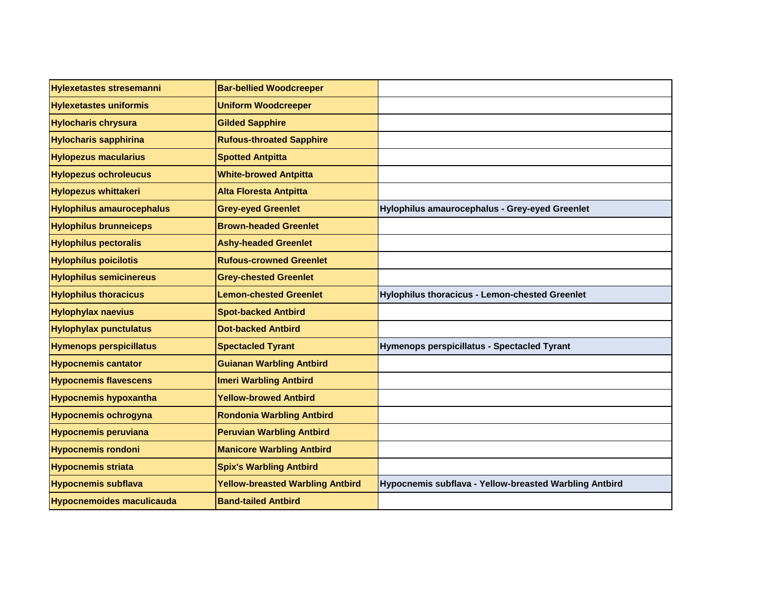| Hylexetastes stresemanni | Bar-bellied Woodcreeper | |
|---|---|---|
| Hylexetastes uniformis | Uniform Woodcreeper | |
| Hylocharis chrysura | Gilded Sapphire | |
| Hylocharis sapphirina | Rufous-throated Sapphire | |
| Hylopezus macularius | Spotted Antpitta | |
| Hylopezus ochroleucus | White-browed Antpitta | |
| Hylopezus whittakeri | Alta Floresta Antpitta | |
| Hylophilus amaurocephalus | Grey-eyed Greenlet | Hylophilus amaurocephalus - Grey-eyed Greenlet |
| Hylophilus brunneiceps | Brown-headed Greenlet | |
| Hylophilus pectoralis | Ashy-headed Greenlet | |
| Hylophilus poicilotis | Rufous-crowned Greenlet | |
| Hylophilus semicinereus | Grey-chested Greenlet | |
| Hylophilus thoracicus | Lemon-chested Greenlet | Hylophilus thoracicus - Lemon-chested Greenlet |
| Hylophylax naevius | Spot-backed Antbird | |
| Hylophylax punctulatus | Dot-backed Antbird | |
| Hymenops perspicillatus | Spectacled Tyrant | Hymenops perspicillatus - Spectacled Tyrant |
| Hypocnemis cantator | Guianan Warbling Antbird | |
| Hypocnemis flavescens | Imeri Warbling Antbird | |
| Hypocnemis hypoxantha | Yellow-browed Antbird | |
| Hypocnemis ochrogyna | Rondonia Warbling Antbird | |
| Hypocnemis peruviana | Peruvian Warbling Antbird | |
| Hypocnemis rondoni | Manicore Warbling Antbird | |
| Hypocnemis striata | Spix's Warbling Antbird | |
| Hypocnemis subflava | Yellow-breasted Warbling Antbird | Hypocnemis subflava - Yellow-breasted Warbling Antbird |
| Hypocnemoides maculicauda | Band-tailed Antbird | |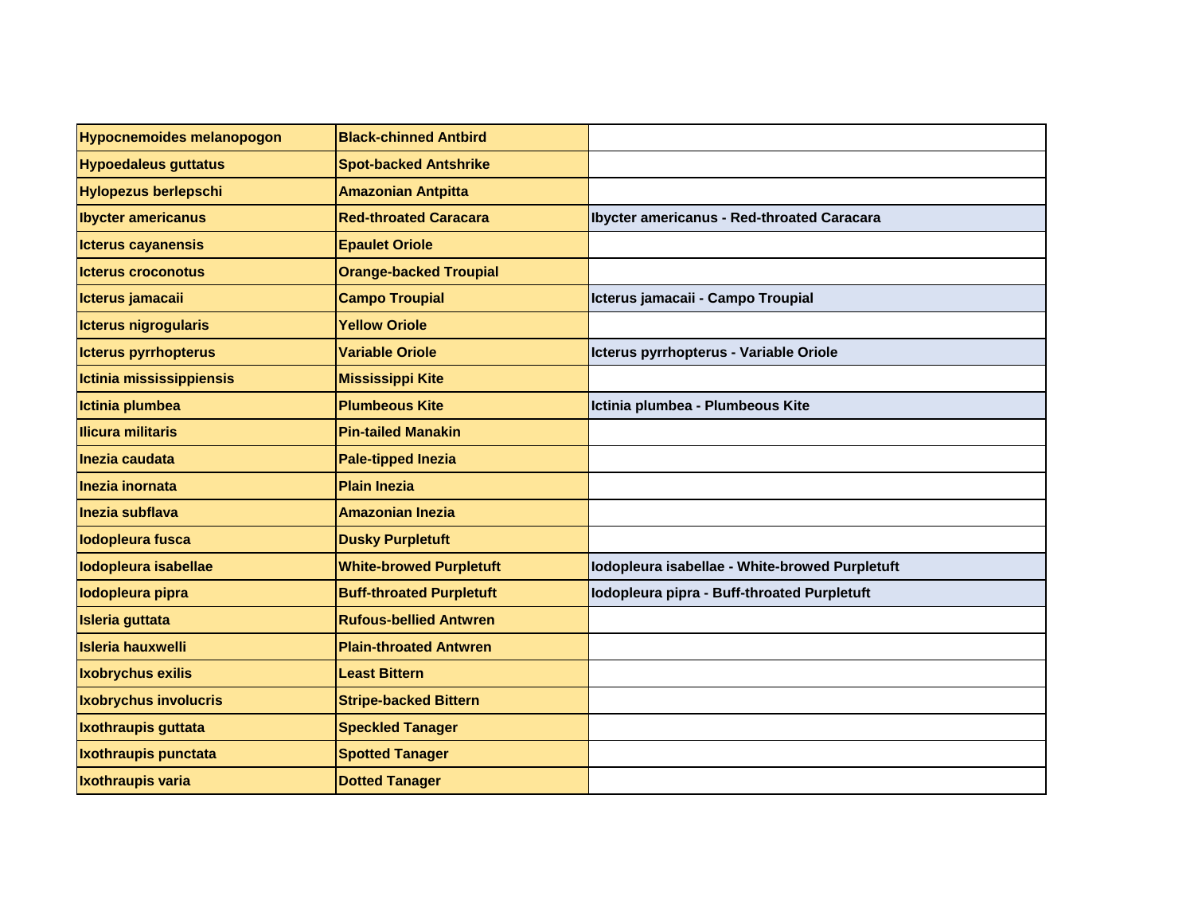| Hypocnemoides melanopogon | Black-chinned Antbird | |
|---|---|---|
| Hypoedaleus guttatus | Spot-backed Antshrike | |
| Hylopezus berlepschi | Amazonian Antpitta | |
| Ibycter americanus | Red-throated Caracara | Ibycter americanus - Red-throated Caracara |
| Icterus cayanensis | Epaulet Oriole | |
| Icterus croconotus | Orange-backed Troupial | |
| Icterus jamacaii | Campo Troupial | Icterus jamacaii - Campo Troupial |
| Icterus nigrogularis | Yellow Oriole | |
| Icterus pyrrhopterus | Variable Oriole | Icterus pyrrhopterus - Variable Oriole |
| Ictinia mississippiensis | Mississippi Kite | |
| Ictinia plumbea | Plumbeous Kite | Ictinia plumbea - Plumbeous Kite |
| Ilicura militaris | Pin-tailed Manakin | |
| Inezia caudata | Pale-tipped Inezia | |
| Inezia inornata | Plain Inezia | |
| Inezia subflava | Amazonian Inezia | |
| Iodopleura fusca | Dusky Purpletuft | |
| Iodopleura isabellae | White-browed Purpletuft | Iodopleura isabellae - White-browed Purpletuft |
| Iodopleura pipra | Buff-throated Purpletuft | Iodopleura pipra - Buff-throated Purpletuft |
| Isleria guttata | Rufous-bellied Antwren | |
| Isleria hauxwelli | Plain-throated Antwren | |
| Ixobrychus exilis | Least Bittern | |
| Ixobrychus involucris | Stripe-backed Bittern | |
| Ixothraupis guttata | Speckled Tanager | |
| Ixothraupis punctata | Spotted Tanager | |
| Ixothraupis varia | Dotted Tanager | |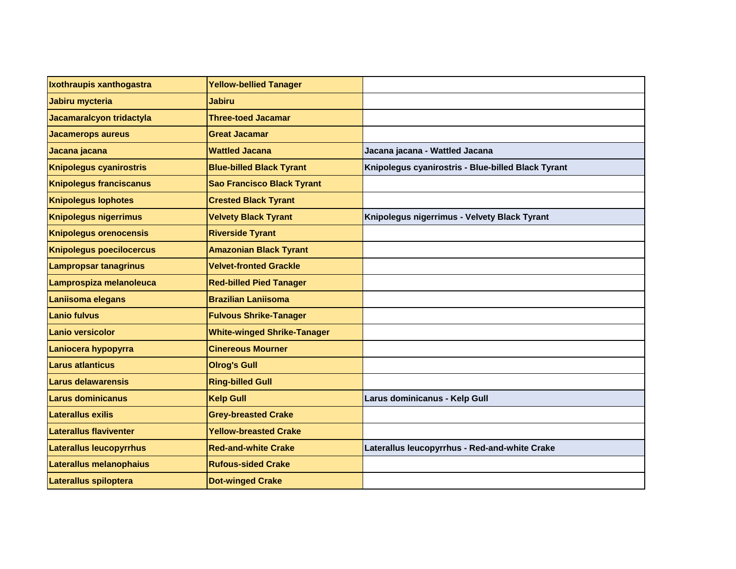| Ixothraupis xanthogastra | Yellow-bellied Tanager | |
|---|---|---|
| Jabiru mycteria | Jabiru | |
| Jacamaralcyon tridactyla | Three-toed Jacamar | |
| Jacamerops aureus | Great Jacamar | |
| Jacana jacana | Wattled Jacana | Jacana jacana - Wattled Jacana |
| Knipolegus cyanirostris | Blue-billed Black Tyrant | Knipolegus cyanirostris - Blue-billed Black Tyrant |
| Knipolegus franciscanus | Sao Francisco Black Tyrant | |
| Knipolegus lophotes | Crested Black Tyrant | |
| Knipolegus nigerrimus | Velvety Black Tyrant | Knipolegus nigerrimus - Velvety Black Tyrant |
| Knipolegus orenocensis | Riverside Tyrant | |
| Knipolegus poecilocercus | Amazonian Black Tyrant | |
| Lampropsar tanagrinus | Velvet-fronted Grackle | |
| Lamprospiza melanoleuca | Red-billed Pied Tanager | |
| Laniisoma elegans | Brazilian Laniisoma | |
| Lanio fulvus | Fulvous Shrike-Tanager | |
| Lanio versicolor | White-winged Shrike-Tanager | |
| Laniocera hypopyrra | Cinereous Mourner | |
| Larus atlanticus | Olrog's Gull | |
| Larus delawarensis | Ring-billed Gull | |
| Larus dominicanus | Kelp Gull | Larus dominicanus - Kelp Gull |
| Laterallus exilis | Grey-breasted Crake | |
| Laterallus flaviventer | Yellow-breasted Crake | |
| Laterallus leucopyrrhus | Red-and-white Crake | Laterallus leucopyrrhus - Red-and-white Crake |
| Laterallus melanophaius | Rufous-sided Crake | |
| Laterallus spiloptera | Dot-winged Crake | |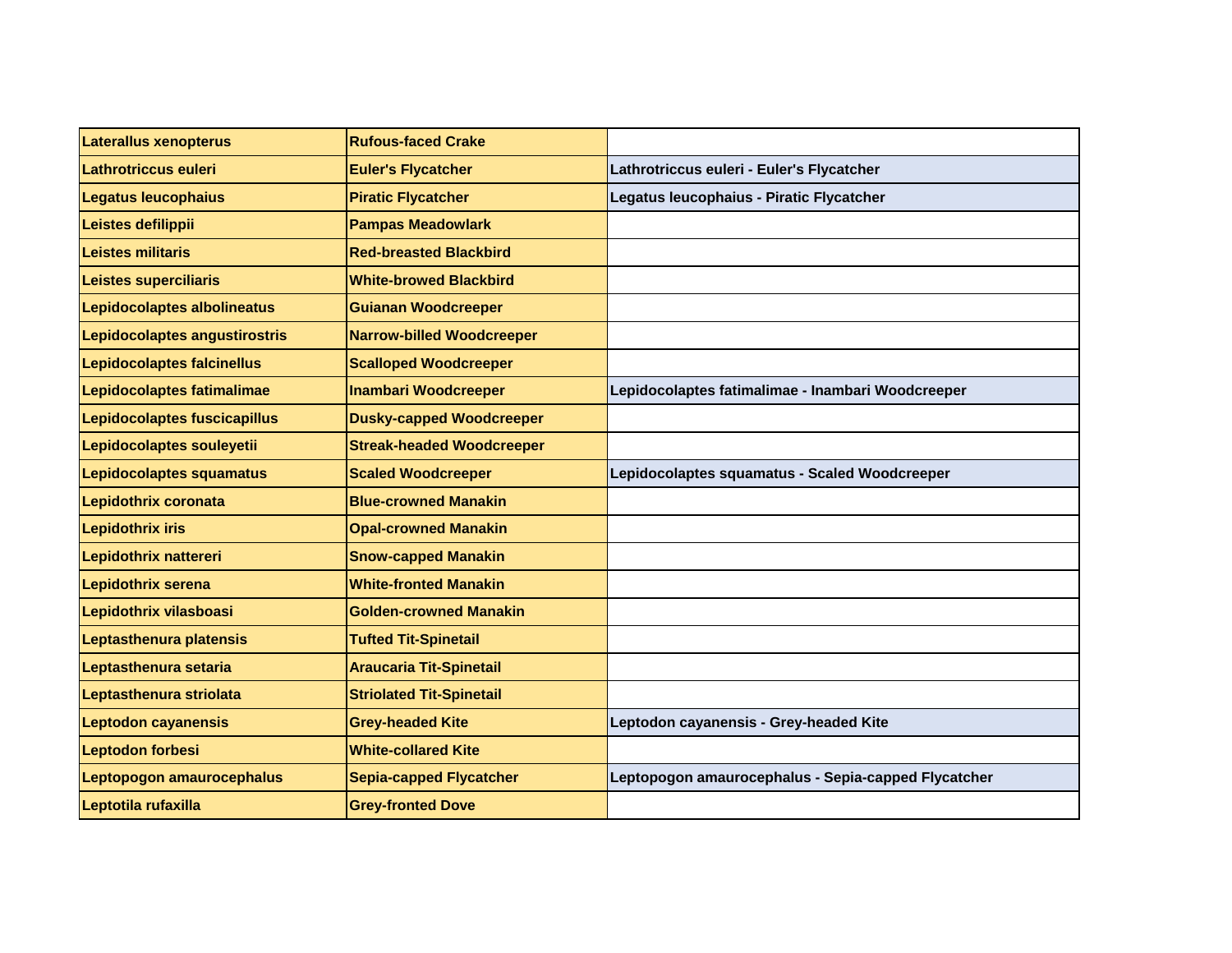| Laterallus xenopterus | Rufous-faced Crake | |
|---|---|---|
| Lathrotriccus euleri | Euler's Flycatcher | Lathrotriccus euleri - Euler's Flycatcher |
| Legatus leucophaius | Piratic Flycatcher | Legatus leucophaius - Piratic Flycatcher |
| Leistes defilippii | Pampas Meadowlark | |
| Leistes militaris | Red-breasted Blackbird | |
| Leistes superciliaris | White-browed Blackbird | |
| Lepidocolaptes albolineatus | Guianan Woodcreeper | |
| Lepidocolaptes angustirostris | Narrow-billed Woodcreeper | |
| Lepidocolaptes falcinellus | Scalloped Woodcreeper | |
| Lepidocolaptes fatimalimae | Inambari Woodcreeper | Lepidocolaptes fatimalimae - Inambari Woodcreeper |
| Lepidocolaptes fuscicapillus | Dusky-capped Woodcreeper | |
| Lepidocolaptes souleyetii | Streak-headed Woodcreeper | |
| Lepidocolaptes squamatus | Scaled Woodcreeper | Lepidocolaptes squamatus - Scaled Woodcreeper |
| Lepidothrix coronata | Blue-crowned Manakin | |
| Lepidothrix iris | Opal-crowned Manakin | |
| Lepidothrix nattereri | Snow-capped Manakin | |
| Lepidothrix serena | White-fronted Manakin | |
| Lepidothrix vilasboasi | Golden-crowned Manakin | |
| Leptasthenura platensis | Tufted Tit-Spinetail | |
| Leptasthenura setaria | Araucaria Tit-Spinetail | |
| Leptasthenura striolata | Striolated Tit-Spinetail | |
| Leptodon cayanensis | Grey-headed Kite | Leptodon cayanensis - Grey-headed Kite |
| Leptodon forbesi | White-collared Kite | |
| Leptopogon amaurocephalus | Sepia-capped Flycatcher | Leptopogon amaurocephalus - Sepia-capped Flycatcher |
| Leptotila rufaxilla | Grey-fronted Dove | |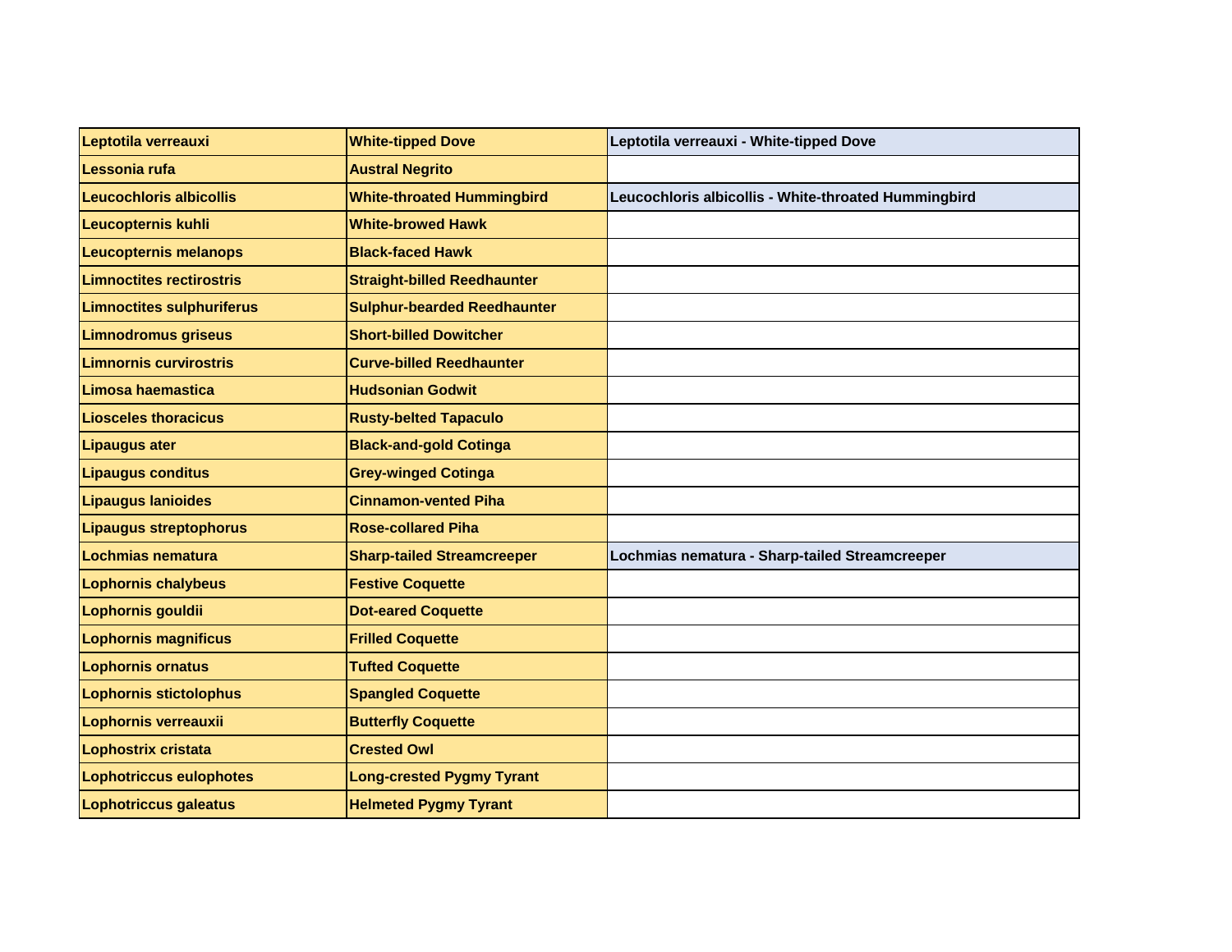| Leptotila verreauxi | White-tipped Dove | Leptotila verreauxi - White-tipped Dove |
|---|---|---|
| Lessonia rufa | Austral Negrito | |
| Leucochloris albicollis | White-throated Hummingbird | Leucochloris albicollis - White-throated Hummingbird |
| Leucopternis kuhli | White-browed Hawk | |
| Leucopternis melanops | Black-faced Hawk | |
| Limnoctites rectirostris | Straight-billed Reedhaunter | |
| Limnoctites sulphuriferus | Sulphur-bearded Reedhaunter | |
| Limnodromus griseus | Short-billed Dowitcher | |
| Limnornis curvirostris | Curve-billed Reedhaunter | |
| Limosa haemastica | Hudsonian Godwit | |
| Liosceles thoracicus | Rusty-belted Tapaculo | |
| Lipaugus ater | Black-and-gold Cotinga | |
| Lipaugus conditus | Grey-winged Cotinga | |
| Lipaugus lanioides | Cinnamon-vented Piha | |
| Lipaugus streptophorus | Rose-collared Piha | |
| Lochmias nematura | Sharp-tailed Streamcreeper | Lochmias nematura - Sharp-tailed Streamcreeper |
| Lophornis chalybeus | Festive Coquette | |
| Lophornis gouldii | Dot-eared Coquette | |
| Lophornis magnificus | Frilled Coquette | |
| Lophornis ornatus | Tufted Coquette | |
| Lophornis stictolophus | Spangled Coquette | |
| Lophornis verreauxii | Butterfly Coquette | |
| Lophostrix cristata | Crested Owl | |
| Lophotriccus eulophotes | Long-crested Pygmy Tyrant | |
| Lophotriccus galeatus | Helmeted Pygmy Tyrant | |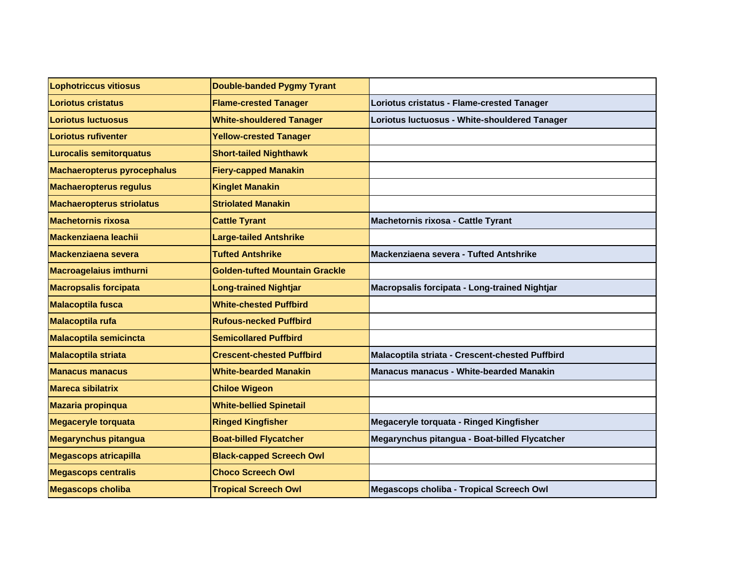| Lophotriccus vitiosus | Double-banded Pygmy Tyrant | |
|---|---|---|
| Loriotus cristatus | Flame-crested Tanager | Loriotus cristatus - Flame-crested Tanager |
| Loriotus luctuosus | White-shouldered Tanager | Loriotus luctuosus - White-shouldered Tanager |
| Loriotus rufiventer | Yellow-crested Tanager | |
| Lurocalis semitorquatus | Short-tailed Nighthawk | |
| Machaeropterus pyrocephalus | Fiery-capped Manakin | |
| Machaeropterus regulus | Kinglet Manakin | |
| Machaeropterus striolatus | Striolated Manakin | |
| Machetornis rixosa | Cattle Tyrant | Machetornis rixosa - Cattle Tyrant |
| Mackenziaena leachii | Large-tailed Antshrike | |
| Mackenziaena severa | Tufted Antshrike | Mackenziaena severa - Tufted Antshrike |
| Macroagelaius imthurni | Golden-tufted Mountain Grackle | |
| Macropsalis forcipata | Long-trained Nightjar | Macropsalis forcipata - Long-trained Nightjar |
| Malacoptila fusca | White-chested Puffbird | |
| Malacoptila rufa | Rufous-necked Puffbird | |
| Malacoptila semicincta | Semicollared Puffbird | |
| Malacoptila striata | Crescent-chested Puffbird | Malacoptila striata - Crescent-chested Puffbird |
| Manacus manacus | White-bearded Manakin | Manacus manacus - White-bearded Manakin |
| Mareca sibilatrix | Chiloe Wigeon | |
| Mazaria propinqua | White-bellied Spinetail | |
| Megaceryle torquata | Ringed Kingfisher | Megaceryle torquata - Ringed Kingfisher |
| Megarynchus pitangua | Boat-billed Flycatcher | Megarynchus pitangua - Boat-billed Flycatcher |
| Megascops atricapilla | Black-capped Screech Owl | |
| Megascops centralis | Choco Screech Owl | |
| Megascops choliba | Tropical Screech Owl | Megascops choliba - Tropical Screech Owl |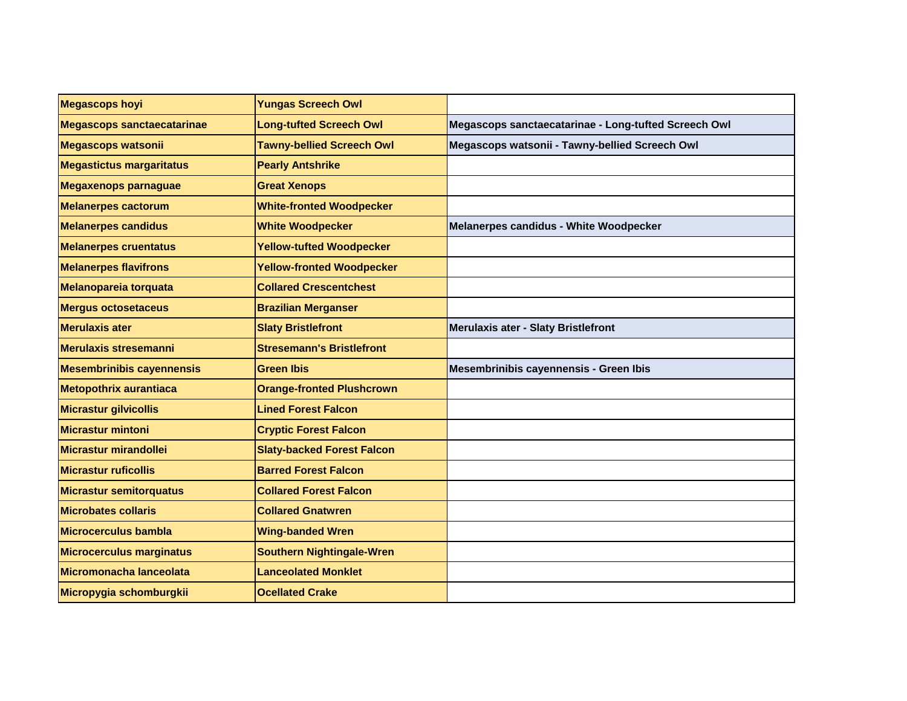| Megascops hoyi | Yungas Screech Owl | |
|---|---|---|
| Megascops sanctaecatarinae | Long-tufted Screech Owl | Megascops sanctaecatarinae - Long-tufted Screech Owl |
| Megascops watsonii | Tawny-bellied Screech Owl | Megascops watsonii - Tawny-bellied Screech Owl |
| Megastictus margaritatus | Pearly Antshrike | |
| Megaxenops parnaguae | Great Xenops | |
| Melanerpes cactorum | White-fronted Woodpecker | |
| Melanerpes candidus | White Woodpecker | Melanerpes candidus - White Woodpecker |
| Melanerpes cruentatus | Yellow-tufted Woodpecker | |
| Melanerpes flavifrons | Yellow-fronted Woodpecker | |
| Melanopareia torquata | Collared Crescentchest | |
| Mergus octosetaceus | Brazilian Merganser | |
| Merulaxis ater | Slaty Bristlefront | Merulaxis ater - Slaty Bristlefront |
| Merulaxis stresemanni | Stresemann's Bristlefront | |
| Mesembrinibis cayennensis | Green Ibis | Mesembrinibis cayennensis - Green Ibis |
| Metopothrix aurantiaca | Orange-fronted Plushcrown | |
| Micrastur gilvicollis | Lined Forest Falcon | |
| Micrastur mintoni | Cryptic Forest Falcon | |
| Micrastur mirandollei | Slaty-backed Forest Falcon | |
| Micrastur ruficollis | Barred Forest Falcon | |
| Micrastur semitorquatus | Collared Forest Falcon | |
| Microbates collaris | Collared Gnatwren | |
| Microcerculus bambla | Wing-banded Wren | |
| Microcerculus marginatus | Southern Nightingale-Wren | |
| Micromonacha lanceolata | Lanceolated Monklet | |
| Micropygia schomburgkii | Ocellated Crake | |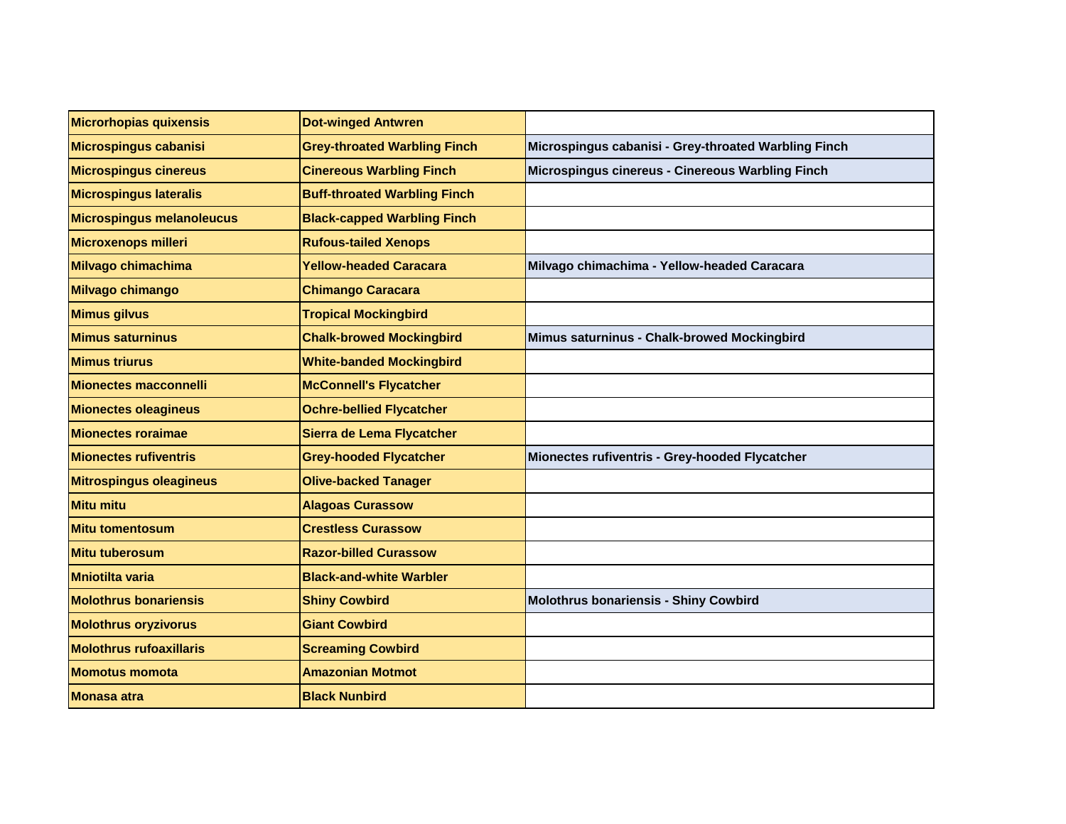| Microrhopias quixensis | Dot-winged Antwren | |
|---|---|---|
| Microspingus cabanisi | Grey-throated Warbling Finch | Microspingus cabanisi - Grey-throated Warbling Finch |
| Microspingus cinereus | Cinereous Warbling Finch | Microspingus cinereus - Cinereous Warbling Finch |
| Microspingus lateralis | Buff-throated Warbling Finch | |
| Microspingus melanoleucus | Black-capped Warbling Finch | |
| Microxenops milleri | Rufous-tailed Xenops | |
| Milvago chimachima | Yellow-headed Caracara | Milvago chimachima - Yellow-headed Caracara |
| Milvago chimango | Chimango Caracara | |
| Mimus gilvus | Tropical Mockingbird | |
| Mimus saturninus | Chalk-browed Mockingbird | Mimus saturninus - Chalk-browed Mockingbird |
| Mimus triurus | White-banded Mockingbird | |
| Mionectes macconnelli | McConnell's Flycatcher | |
| Mionectes oleagineus | Ochre-bellied Flycatcher | |
| Mionectes roraimae | Sierra de Lema Flycatcher | |
| Mionectes rufiventris | Grey-hooded Flycatcher | Mionectes rufiventris - Grey-hooded Flycatcher |
| Mitrospingus oleagineus | Olive-backed Tanager | |
| Mitu mitu | Alagoas Curassow | |
| Mitu tomentosum | Crestless Curassow | |
| Mitu tuberosum | Razor-billed Curassow | |
| Mniotilta varia | Black-and-white Warbler | |
| Molothrus bonariensis | Shiny Cowbird | Molothrus bonariensis - Shiny Cowbird |
| Molothrus oryzivorus | Giant Cowbird | |
| Molothrus rufoaxillaris | Screaming Cowbird | |
| Momotus momota | Amazonian Motmot | |
| Monasa atra | Black Nunbird | |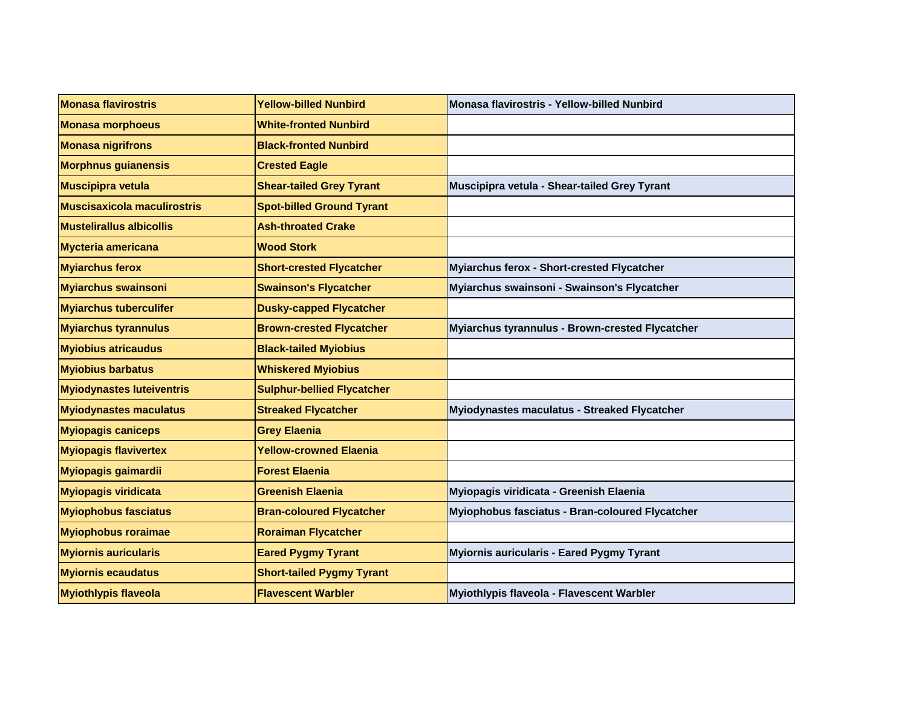| Monasa flavirostris | Yellow-billed Nunbird | Monasa flavirostris - Yellow-billed Nunbird |
|---|---|---|
| Monasa morphoeus | White-fronted Nunbird | |
| Monasa nigrifrons | Black-fronted Nunbird | |
| Morphnus guianensis | Crested Eagle | |
| Muscipipra vetula | Shear-tailed Grey Tyrant | Muscipipra vetula - Shear-tailed Grey Tyrant |
| Muscisaxicola maculirostris | Spot-billed Ground Tyrant | |
| Mustelirallus albicollis | Ash-throated Crake | |
| Mycteria americana | Wood Stork | |
| Myiarchus ferox | Short-crested Flycatcher | Myiarchus ferox - Short-crested Flycatcher |
| Myiarchus swainsoni | Swainson's Flycatcher | Myiarchus swainsoni - Swainson's Flycatcher |
| Myiarchus tuberculifer | Dusky-capped Flycatcher | |
| Myiarchus tyrannulus | Brown-crested Flycatcher | Myiarchus tyrannulus - Brown-crested Flycatcher |
| Myiobius atricaudus | Black-tailed Myiobius | |
| Myiobius barbatus | Whiskered Myiobius | |
| Myiodynastes luteiventris | Sulphur-bellied Flycatcher | |
| Myiodynastes maculatus | Streaked Flycatcher | Myiodynastes maculatus - Streaked Flycatcher |
| Myiopagis caniceps | Grey Elaenia | |
| Myiopagis flavivertex | Yellow-crowned Elaenia | |
| Myiopagis gaimardii | Forest Elaenia | |
| Myiopagis viridicata | Greenish Elaenia | Myiopagis viridicata - Greenish Elaenia |
| Myiophobus fasciatus | Bran-coloured Flycatcher | Myiophobus fasciatus - Bran-coloured Flycatcher |
| Myiophobus roraimae | Roraiman Flycatcher | |
| Myiornis auricularis | Eared Pygmy Tyrant | Myiornis auricularis - Eared Pygmy Tyrant |
| Myiornis ecaudatus | Short-tailed Pygmy Tyrant | |
| Myiothlypis flaveola | Flavescent Warbler | Myiothlypis flaveola - Flavescent Warbler |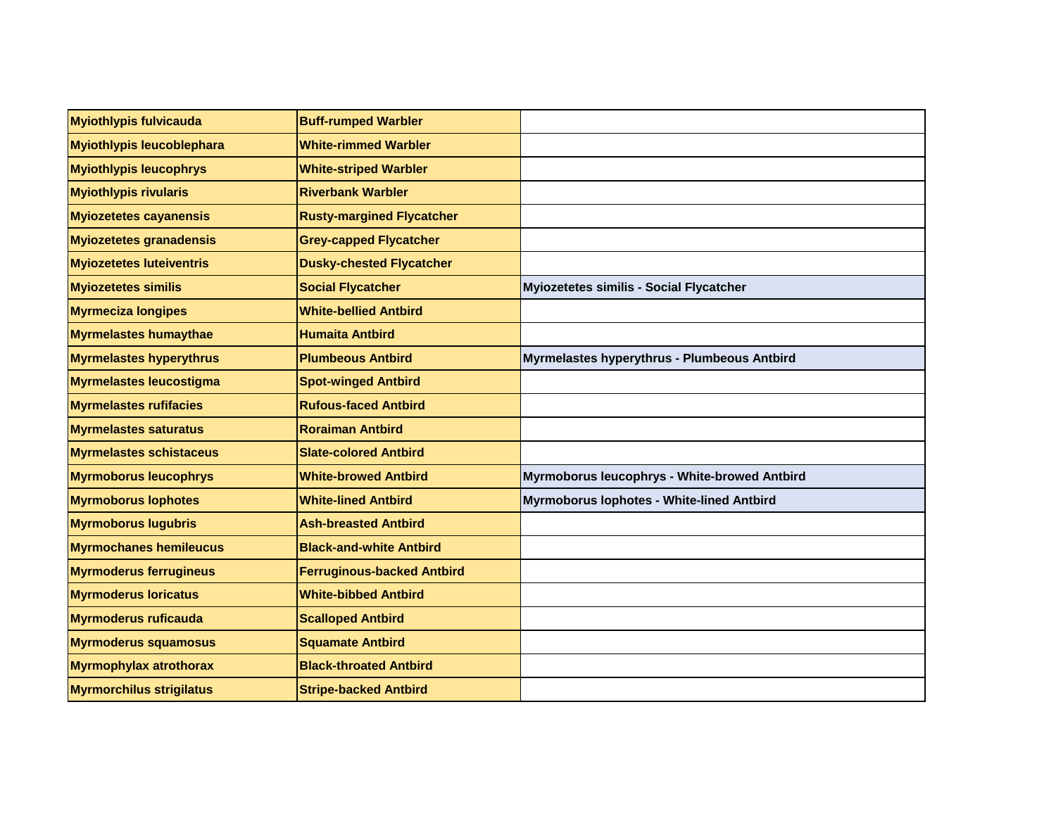| Myiothlypis fulvicauda | Buff-rumped Warbler | |
|---|---|---|
| Myiothlypis leucoblephara | White-rimmed Warbler | |
| Myiothlypis leucophrys | White-striped Warbler | |
| Myiothlypis rivularis | Riverbank Warbler | |
| Myiozetetes cayanensis | Rusty-margined Flycatcher | |
| Myiozetetes granadensis | Grey-capped Flycatcher | |
| Myiozetetes luteiventris | Dusky-chested Flycatcher | |
| Myiozetetes similis | Social Flycatcher | Myiozetetes similis - Social Flycatcher |
| Myrmeciza longipes | White-bellied Antbird | |
| Myrmelastes humaythae | Humaita Antbird | |
| Myrmelastes hyperythrus | Plumbeous Antbird | Myrmelastes hyperythrus - Plumbeous Antbird |
| Myrmelastes leucostigma | Spot-winged Antbird | |
| Myrmelastes rufifacies | Rufous-faced Antbird | |
| Myrmelastes saturatus | Roraiman Antbird | |
| Myrmelastes schistaceus | Slate-colored Antbird | |
| Myrmoborus leucophrys | White-browed Antbird | Myrmoborus leucophrys - White-browed Antbird |
| Myrmoborus lophotes | White-lined Antbird | Myrmoborus lophotes - White-lined Antbird |
| Myrmoborus lugubris | Ash-breasted Antbird | |
| Myrmochanes hemileucus | Black-and-white Antbird | |
| Myrmoderus ferrugineus | Ferruginous-backed Antbird | |
| Myrmoderus loricatus | White-bibbed Antbird | |
| Myrmoderus ruficauda | Scalloped Antbird | |
| Myrmoderus squamosus | Squamate Antbird | |
| Myrmophylax atrothorax | Black-throated Antbird | |
| Myrmorchilus strigilatus | Stripe-backed Antbird | |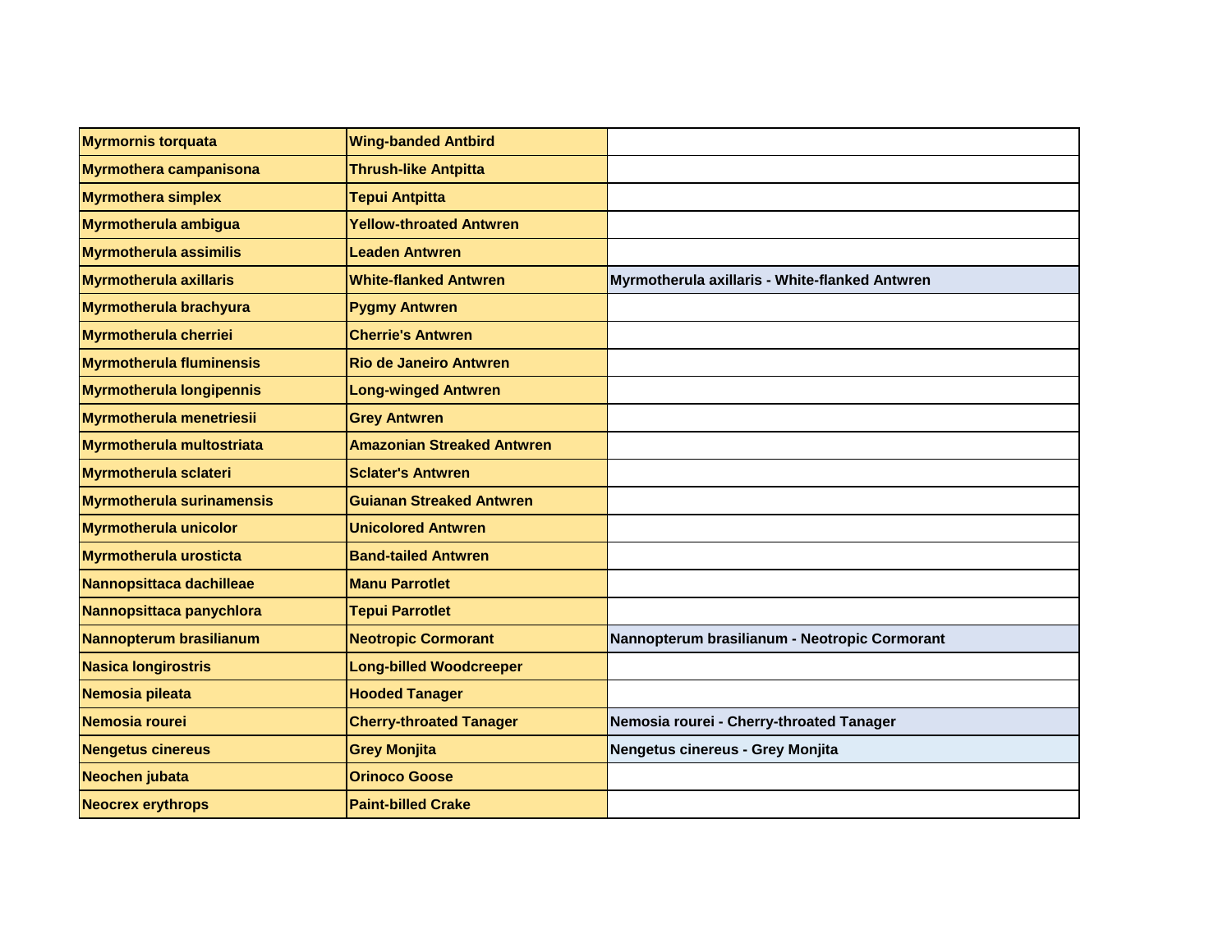| Myrmornis torquata | Wing-banded Antbird | |
|---|---|---|
| Myrmothera campanisona | Thrush-like Antpitta | |
| Myrmothera simplex | Tepui Antpitta | |
| Myrmotherula ambigua | Yellow-throated Antwren | |
| Myrmotherula assimilis | Leaden Antwren | |
| Myrmotherula axillaris | White-flanked Antwren | Myrmotherula axillaris - White-flanked Antwren |
| Myrmotherula brachyura | Pygmy Antwren | |
| Myrmotherula cherriei | Cherrie's Antwren | |
| Myrmotherula fluminensis | Rio de Janeiro Antwren | |
| Myrmotherula longipennis | Long-winged Antwren | |
| Myrmotherula menetriesii | Grey Antwren | |
| Myrmotherula multostriata | Amazonian Streaked Antwren | |
| Myrmotherula sclateri | Sclater's Antwren | |
| Myrmotherula surinamensis | Guianan Streaked Antwren | |
| Myrmotherula unicolor | Unicolored Antwren | |
| Myrmotherula urosticta | Band-tailed Antwren | |
| Nannopsittaca dachilleae | Manu Parrotlet | |
| Nannopsittaca panychlora | Tepui Parrotlet | |
| Nannopterum brasilianum | Neotropic Cormorant | Nannopterum brasilianum - Neotropic Cormorant |
| Nasica longirostris | Long-billed Woodcreeper | |
| Nemosia pileata | Hooded Tanager | |
| Nemosia rourei | Cherry-throated Tanager | Nemosia rourei - Cherry-throated Tanager |
| Nengetus cinereus | Grey Monjita | Nengetus cinereus - Grey Monjita |
| Neochen jubata | Orinoco Goose | |
| Neocrex erythrops | Paint-billed Crake | |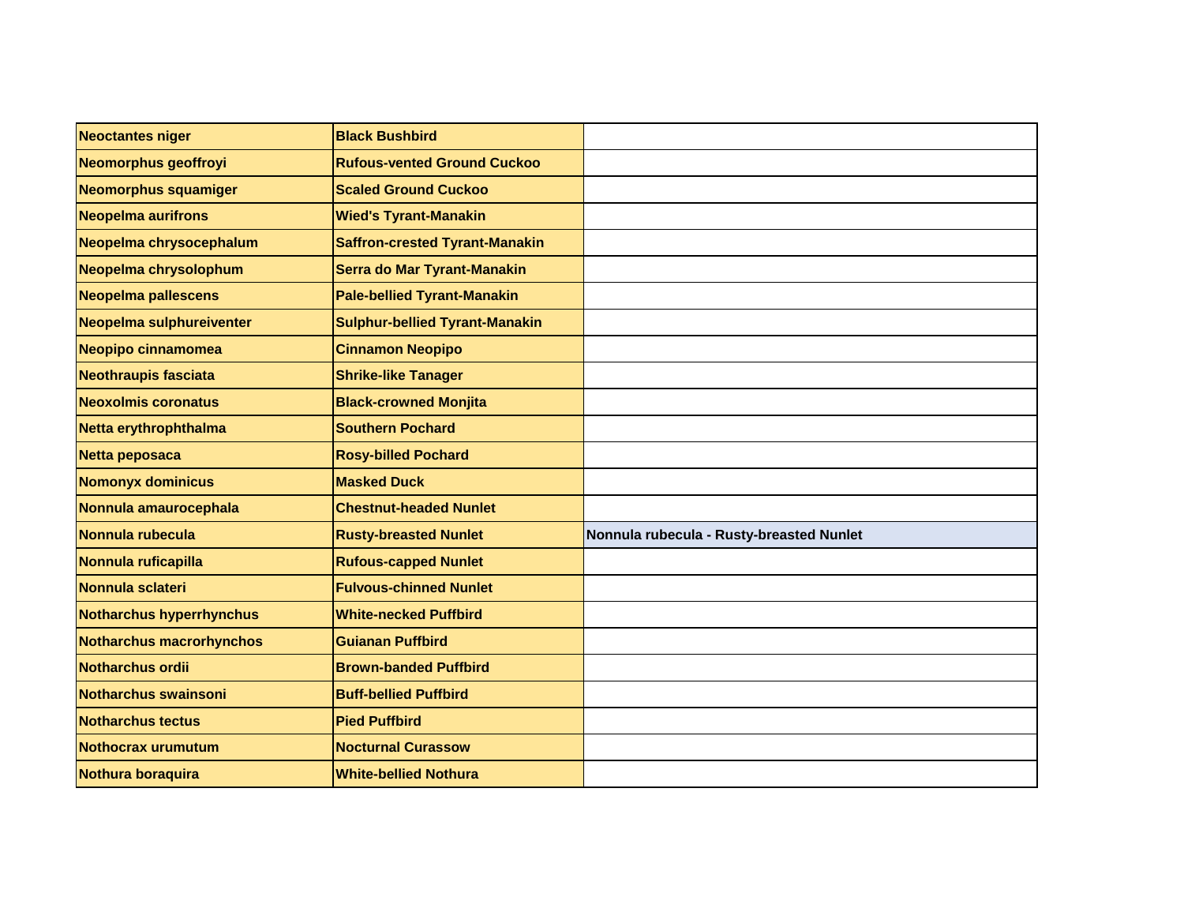| Neoctantes niger | Black Bushbird | |
|---|---|---|
| Neomorphus geoffroyi | Rufous-vented Ground Cuckoo | |
| Neomorphus squamiger | Scaled Ground Cuckoo | |
| Neopelma aurifrons | Wied's Tyrant-Manakin | |
| Neopelma chrysocephalum | Saffron-crested Tyrant-Manakin | |
| Neopelma chrysolophum | Serra do Mar Tyrant-Manakin | |
| Neopelma pallescens | Pale-bellied Tyrant-Manakin | |
| Neopelma sulphureiventer | Sulphur-bellied Tyrant-Manakin | |
| Neopipo cinnamomea | Cinnamon Neopipo | |
| Neothraupis fasciata | Shrike-like Tanager | |
| Neoxolmis coronatus | Black-crowned Monjita | |
| Netta erythrophthalma | Southern Pochard | |
| Netta peposaca | Rosy-billed Pochard | |
| Nomonyx dominicus | Masked Duck | |
| Nonnula amaurocephala | Chestnut-headed Nunlet | |
| Nonnula rubecula | Rusty-breasted Nunlet | Nonnula rubecula - Rusty-breasted Nunlet |
| Nonnula ruficapilla | Rufous-capped Nunlet | |
| Nonnula sclateri | Fulvous-chinned Nunlet | |
| Notharchus hyperrhynchus | White-necked Puffbird | |
| Notharchus macrorhynchos | Guianan Puffbird | |
| Notharchus ordii | Brown-banded Puffbird | |
| Notharchus swainsoni | Buff-bellied Puffbird | |
| Notharchus tectus | Pied Puffbird | |
| Nothocrax urumutum | Nocturnal Curassow | |
| Nothura boraquira | White-bellied Nothura | |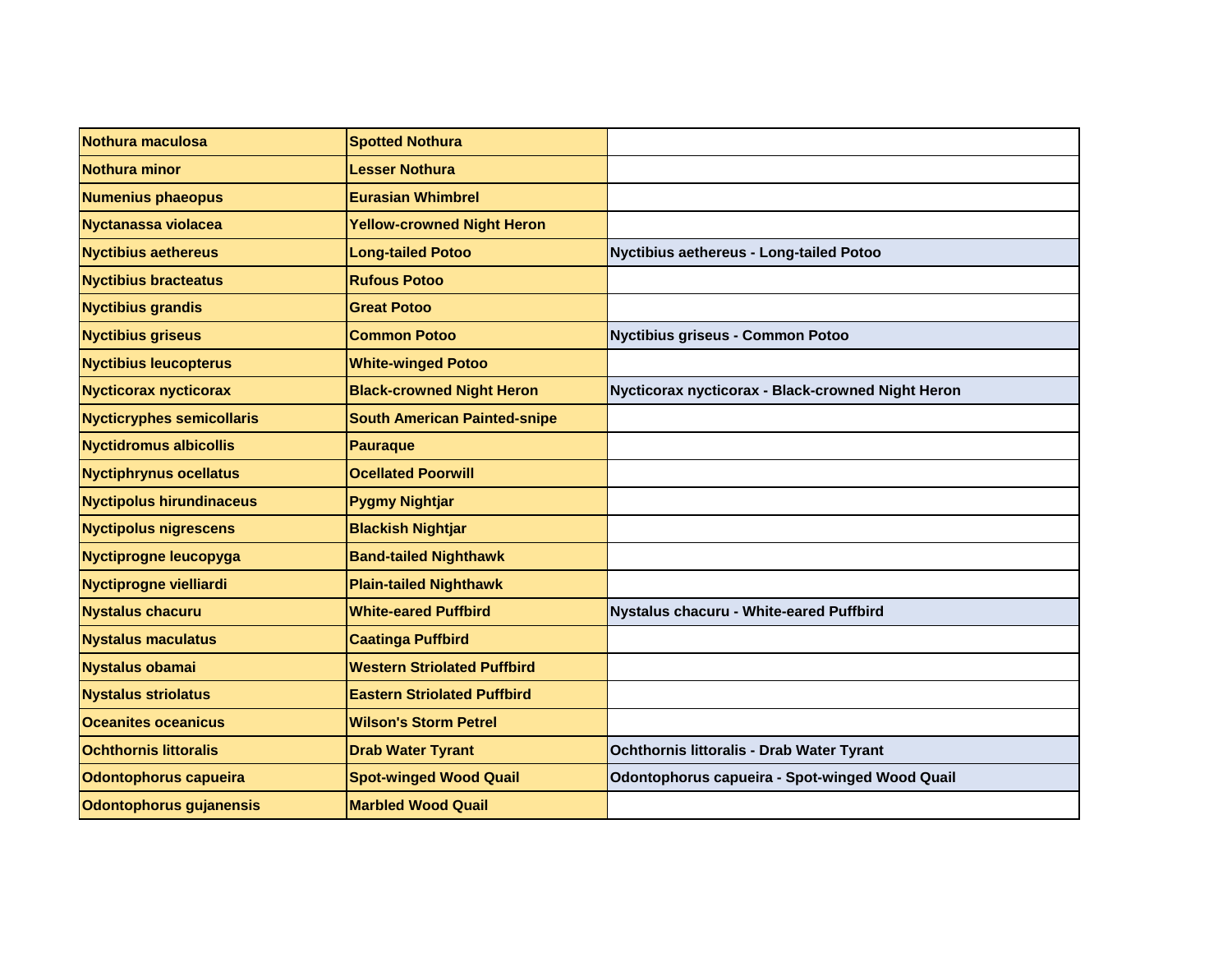| | | |
|---|---|---|
| **Nothura maculosa** | **Spotted Nothura** | |
| **Nothura minor** | **Lesser Nothura** | |
| **Numenius phaeopus** | **Eurasian Whimbrel** | |
| **Nyctanassa violacea** | **Yellow-crowned Night Heron** | |
| **Nyctibius aethereus** | **Long-tailed Potoo** | **Nyctibius aethereus - Long-tailed Potoo** |
| **Nyctibius bracteatus** | **Rufous Potoo** | |
| **Nyctibius grandis** | **Great Potoo** | |
| **Nyctibius griseus** | **Common Potoo** | **Nyctibius griseus - Common Potoo** |
| **Nyctibius leucopterus** | **White-winged Potoo** | |
| **Nycticorax nycticorax** | **Black-crowned Night Heron** | **Nycticorax nycticorax - Black-crowned Night Heron** |
| **Nycticryphes semicollaris** | **South American Painted-snipe** | |
| **Nyctidromus albicollis** | **Pauraque** | |
| **Nyctiphrynus ocellatus** | **Ocellated Poorwill** | |
| **Nyctipolus hirundinaceus** | **Pygmy Nightjar** | |
| **Nyctipolus nigrescens** | **Blackish Nightjar** | |
| **Nyctiprogne leucopyga** | **Band-tailed Nighthawk** | |
| **Nyctiprogne vielliardi** | **Plain-tailed Nighthawk** | |
| **Nystalus chacuru** | **White-eared Puffbird** | **Nystalus chacuru - White-eared Puffbird** |
| **Nystalus maculatus** | **Caatinga Puffbird** | |
| **Nystalus obamai** | **Western Striolated Puffbird** | |
| **Nystalus striolatus** | **Eastern Striolated Puffbird** | |
| **Oceanites oceanicus** | **Wilson's Storm Petrel** | |
| **Ochthornis littoralis** | **Drab Water Tyrant** | **Ochthornis littoralis - Drab Water Tyrant** |
| **Odontophorus capueira** | **Spot-winged Wood Quail** | **Odontophorus capueira - Spot-winged Wood Quail** |
| **Odontophorus gujanensis** | **Marbled Wood Quail** | |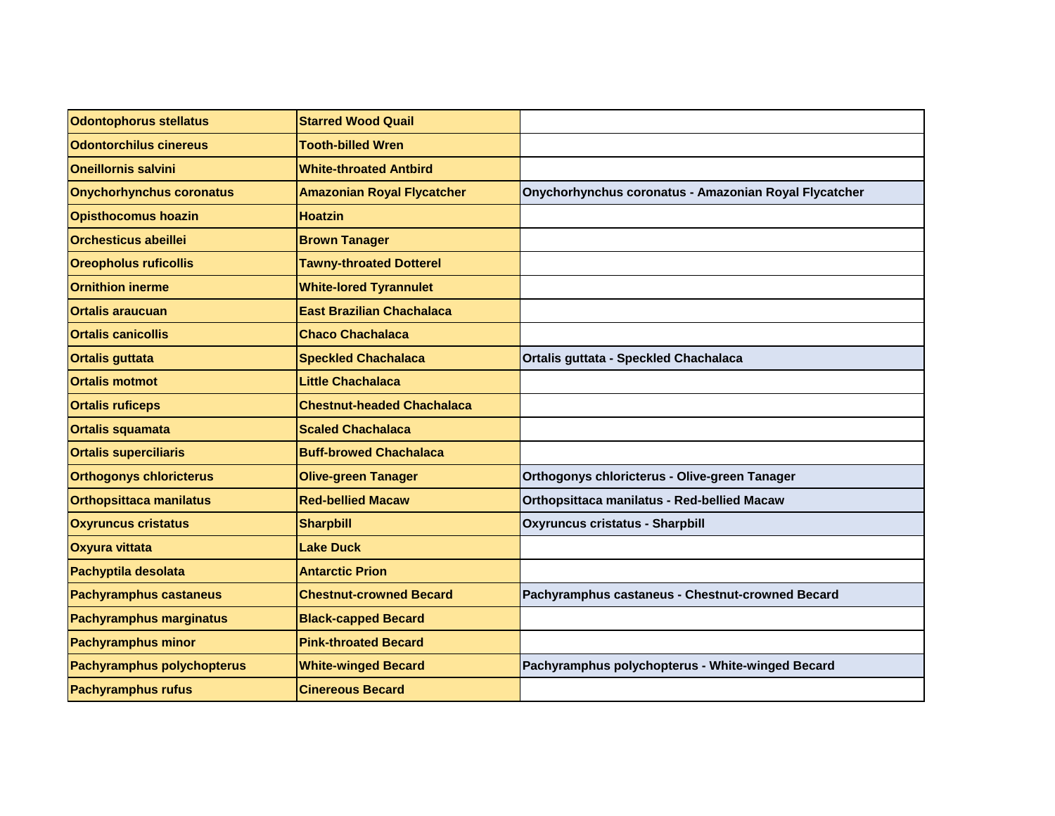| | | |
|---|---|---|
| **Odontophorus stellatus** | **Starred Wood Quail** | |
| **Odontorchilus cinereus** | **Tooth-billed Wren** | |
| **Oneillornis salvini** | **White-throated Antbird** | |
| **Onychorhynchus coronatus** | **Amazonian Royal Flycatcher** | **Onychorhynchus coronatus - Amazonian Royal Flycatcher** |
| **Opisthocomus hoazin** | **Hoatzin** | |
| **Orchesticus abeillei** | **Brown Tanager** | |
| **Oreopholus ruficollis** | **Tawny-throated Dotterel** | |
| **Ornithion inerme** | **White-lored Tyrannulet** | |
| **Ortalis araucuan** | **East Brazilian Chachalaca** | |
| **Ortalis canicollis** | **Chaco Chachalaca** | |
| **Ortalis guttata** | **Speckled Chachalaca** | **Ortalis guttata - Speckled Chachalaca** |
| **Ortalis motmot** | **Little Chachalaca** | |
| **Ortalis ruficeps** | **Chestnut-headed Chachalaca** | |
| **Ortalis squamata** | **Scaled Chachalaca** | |
| **Ortalis superciliaris** | **Buff-browed Chachalaca** | |
| **Orthogonys chloricterus** | **Olive-green Tanager** | **Orthogonys chloricterus - Olive-green Tanager** |
| **Orthopsittaca manilatus** | **Red-bellied Macaw** | **Orthopsittaca manilatus - Red-bellied Macaw** |
| **Oxyruncus cristatus** | **Sharpbill** | **Oxyruncus cristatus - Sharpbill** |
| **Oxyura vittata** | **Lake Duck** | |
| **Pachyptila desolata** | **Antarctic Prion** | |
| **Pachyramphus castaneus** | **Chestnut-crowned Becard** | **Pachyramphus castaneus - Chestnut-crowned Becard** |
| **Pachyramphus marginatus** | **Black-capped Becard** | |
| **Pachyramphus minor** | **Pink-throated Becard** | |
| **Pachyramphus polychopterus** | **White-winged Becard** | **Pachyramphus polychopterus - White-winged Becard** |
| **Pachyramphus rufus** | **Cinereous Becard** | |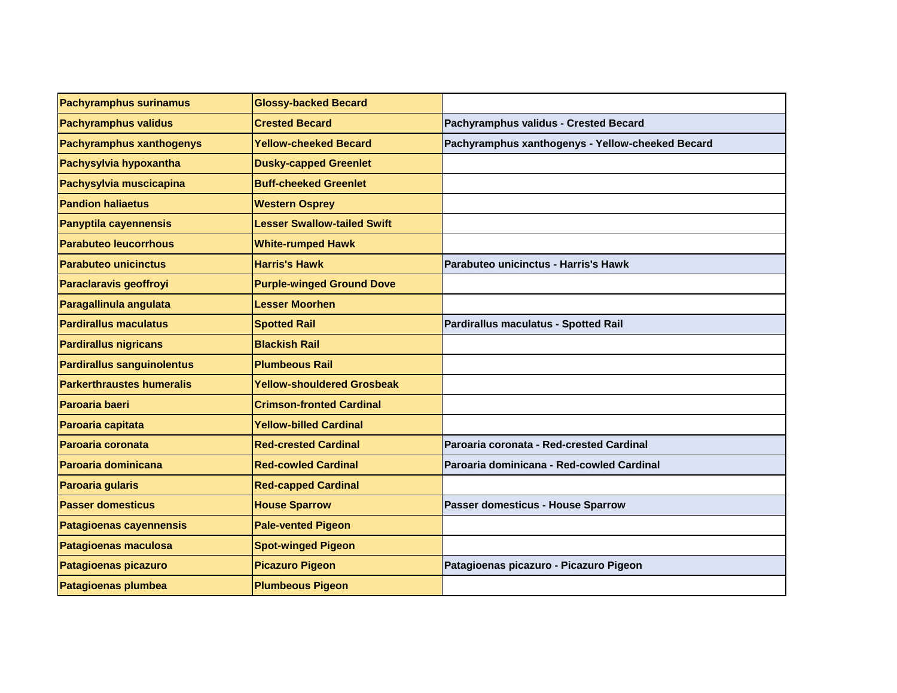| | | |
|---|---|---|
| **Pachyramphus surinamus** | **Glossy-backed Becard** | |
| **Pachyramphus validus** | **Crested Becard** | **Pachyramphus validus - Crested Becard** |
| **Pachyramphus xanthogenys** | **Yellow-cheeked Becard** | **Pachyramphus xanthogenys - Yellow-cheeked Becard** |
| **Pachysylvia hypoxantha** | **Dusky-capped Greenlet** | |
| **Pachysylvia muscicapina** | **Buff-cheeked Greenlet** | |
| **Pandion haliaetus** | **Western Osprey** | |
| **Panyptila cayennensis** | **Lesser Swallow-tailed Swift** | |
| **Parabuteo leucorrhous** | **White-rumped Hawk** | |
| **Parabuteo unicinctus** | **Harris's Hawk** | **Parabuteo unicinctus - Harris's Hawk** |
| **Paraclaravis geoffroyi** | **Purple-winged Ground Dove** | |
| **Paragallinula angulata** | **Lesser Moorhen** | |
| **Pardirallus maculatus** | **Spotted Rail** | **Pardirallus maculatus - Spotted Rail** |
| **Pardirallus nigricans** | **Blackish Rail** | |
| **Pardirallus sanguinolentus** | **Plumbeous Rail** | |
| **Parkerthraustes humeralis** | **Yellow-shouldered Grosbeak** | |
| **Paroaria baeri** | **Crimson-fronted Cardinal** | |
| **Paroaria capitata** | **Yellow-billed Cardinal** | |
| **Paroaria coronata** | **Red-crested Cardinal** | **Paroaria coronata - Red-crested Cardinal** |
| **Paroaria dominicana** | **Red-cowled Cardinal** | **Paroaria dominicana - Red-cowled Cardinal** |
| **Paroaria gularis** | **Red-capped Cardinal** | |
| **Passer domesticus** | **House Sparrow** | **Passer domesticus - House Sparrow** |
| **Patagioenas cayennensis** | **Pale-vented Pigeon** | |
| **Patagioenas maculosa** | **Spot-winged Pigeon** | |
| **Patagioenas picazuro** | **Picazuro Pigeon** | **Patagioenas picazuro - Picazuro Pigeon** |
| **Patagioenas plumbea** | **Plumbeous Pigeon** | |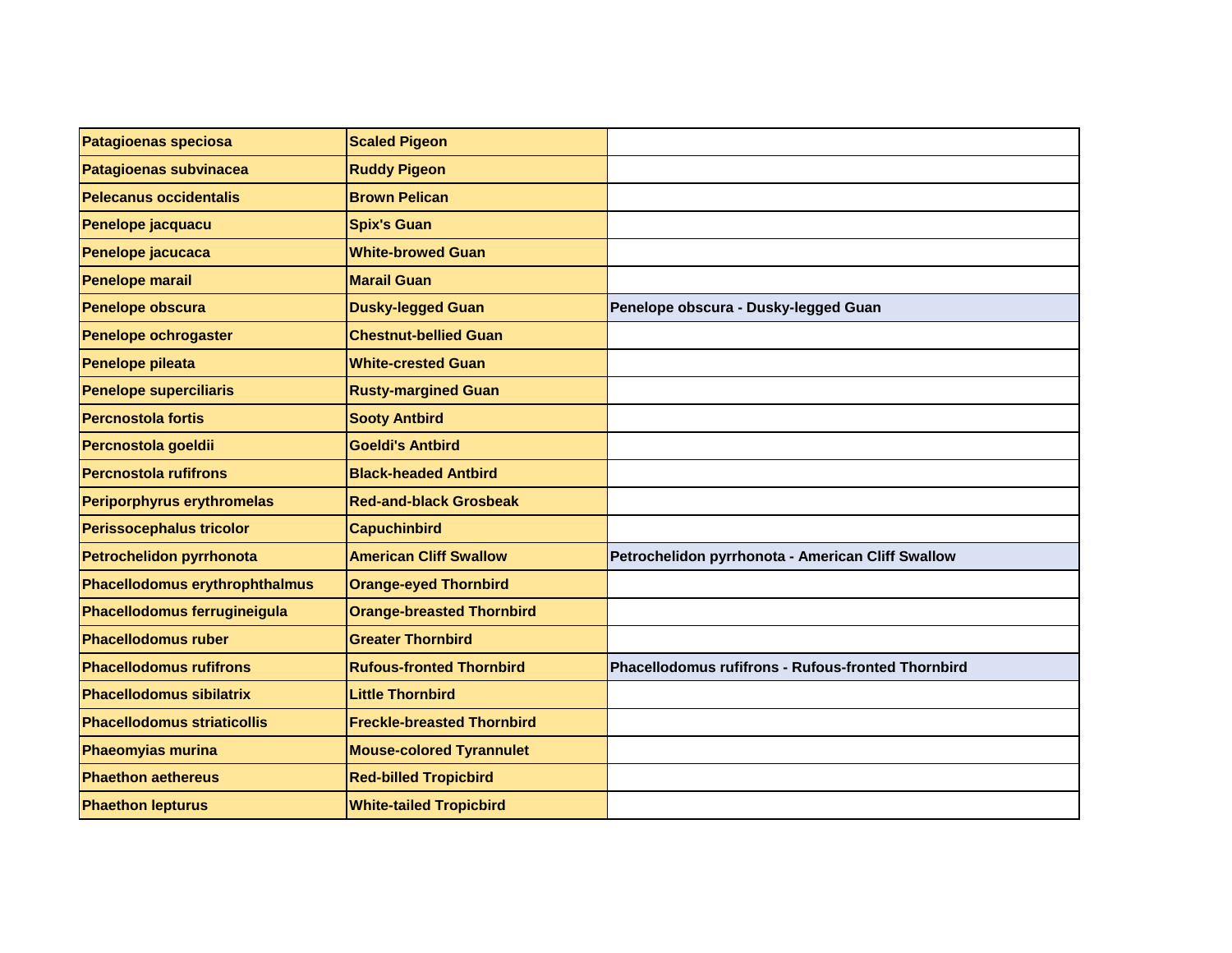| Patagioenas speciosa | Scaled Pigeon | |
|---|---|---|
| Patagioenas subvinacea | Ruddy Pigeon | |
| Pelecanus occidentalis | Brown Pelican | |
| Penelope jacquacu | Spix's Guan | |
| Penelope jacucaca | White-browed Guan | |
| Penelope marail | Marail Guan | |
| Penelope obscura | Dusky-legged Guan | Penelope obscura - Dusky-legged Guan |
| Penelope ochrogaster | Chestnut-bellied Guan | |
| Penelope pileata | White-crested Guan | |
| Penelope superciliaris | Rusty-margined Guan | |
| Percnostola fortis | Sooty Antbird | |
| Percnostola goeldii | Goeldi's Antbird | |
| Percnostola rufifrons | Black-headed Antbird | |
| Periporphyrus erythromelas | Red-and-black Grosbeak | |
| Perissocephalus tricolor | Capuchinbird | |
| Petrochelidon pyrrhonota | American Cliff Swallow | Petrochelidon pyrrhonota - American Cliff Swallow |
| Phacellodomus erythrophthalmus | Orange-eyed Thornbird | |
| Phacellodomus ferrugineigula | Orange-breasted Thornbird | |
| Phacellodomus ruber | Greater Thornbird | |
| Phacellodomus rufifrons | Rufous-fronted Thornbird | Phacellodomus rufifrons - Rufous-fronted Thornbird |
| Phacellodomus sibilatrix | Little Thornbird | |
| Phacellodomus striaticollis | Freckle-breasted Thornbird | |
| Phaeomyias murina | Mouse-colored Tyrannulet | |
| Phaethon aethereus | Red-billed Tropicbird | |
| Phaethon lepturus | White-tailed Tropicbird | |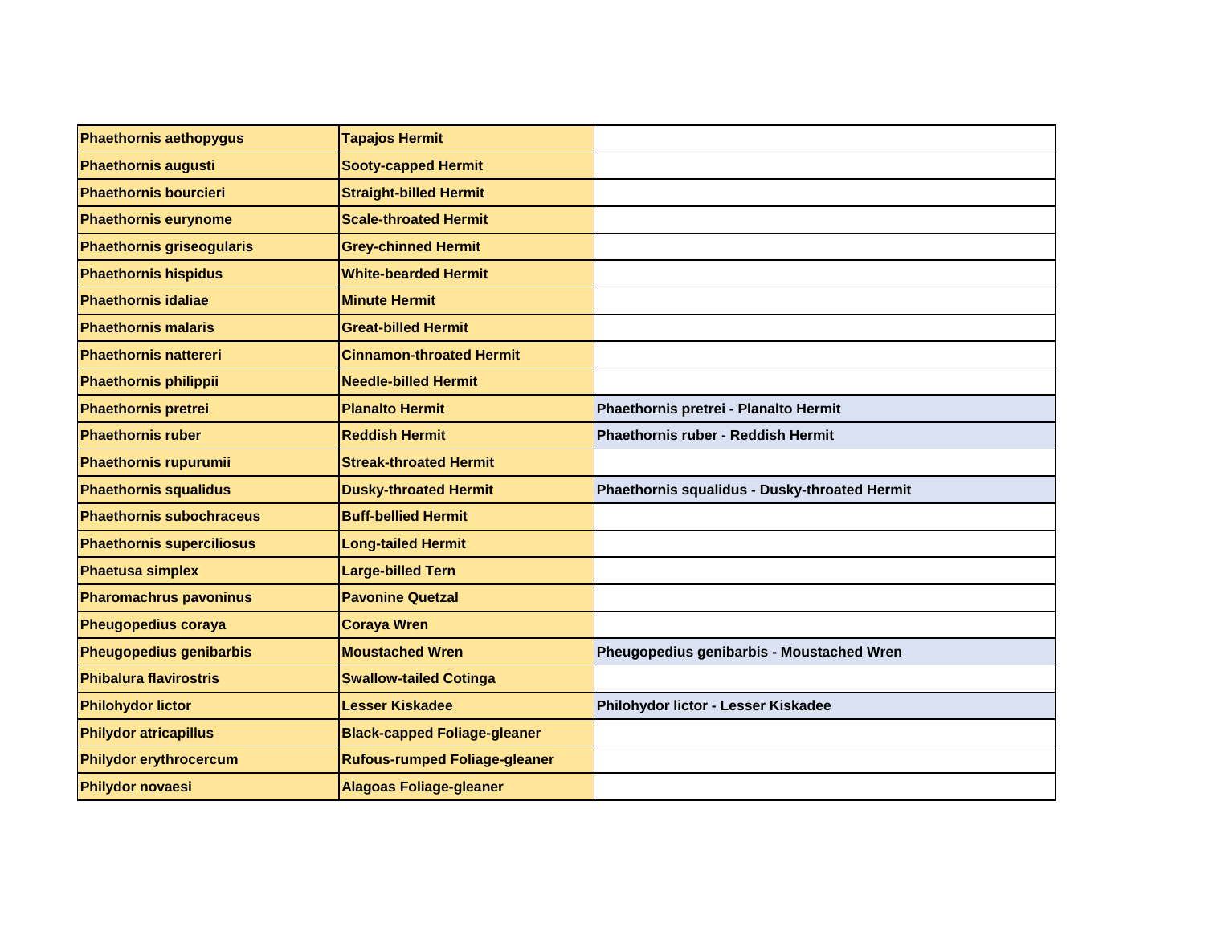| Phaethornis aethopygus | Tapajos Hermit | |
|---|---|---|
| Phaethornis augusti | Sooty-capped Hermit | |
| Phaethornis bourcieri | Straight-billed Hermit | |
| Phaethornis eurynome | Scale-throated Hermit | |
| Phaethornis griseogularis | Grey-chinned Hermit | |
| Phaethornis hispidus | White-bearded Hermit | |
| Phaethornis idaliae | Minute Hermit | |
| Phaethornis malaris | Great-billed Hermit | |
| Phaethornis nattereri | Cinnamon-throated Hermit | |
| Phaethornis philippii | Needle-billed Hermit | |
| Phaethornis pretrei | Planalto Hermit | Phaethornis pretrei - Planalto Hermit |
| Phaethornis ruber | Reddish Hermit | Phaethornis ruber - Reddish Hermit |
| Phaethornis rupurumii | Streak-throated Hermit | |
| Phaethornis squalidus | Dusky-throated Hermit | Phaethornis squalidus - Dusky-throated Hermit |
| Phaethornis subochraceus | Buff-bellied Hermit | |
| Phaethornis superciliosus | Long-tailed Hermit | |
| Phaetusa simplex | Large-billed Tern | |
| Pharomachrus pavoninus | Pavonine Quetzal | |
| Pheugopedius coraya | Coraya Wren | |
| Pheugopedius genibarbis | Moustached Wren | Pheugopedius genibarbis - Moustached Wren |
| Phibalura flavirostris | Swallow-tailed Cotinga | |
| Philohydor lictor | Lesser Kiskadee | Philohydor lictor - Lesser Kiskadee |
| Philydor atricapillus | Black-capped Foliage-gleaner | |
| Philydor erythrocercum | Rufous-rumped Foliage-gleaner | |
| Philydor novaesi | Alagoas Foliage-gleaner | |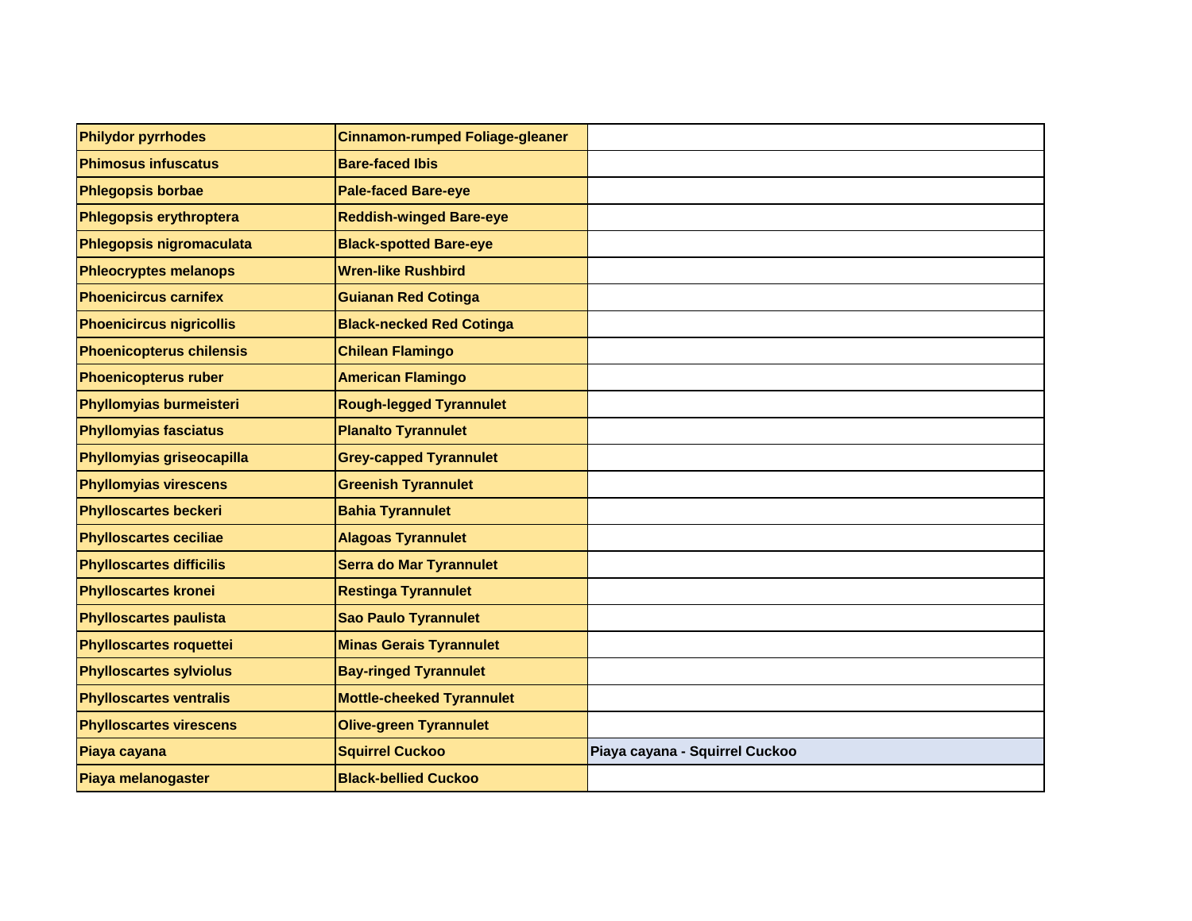| Philydor pyrrhodes | Cinnamon-rumped Foliage-gleaner | |
|---|---|---|
| Phimosus infuscatus | Bare-faced Ibis | |
| Phlegopsis borbae | Pale-faced Bare-eye | |
| Phlegopsis erythroptera | Reddish-winged Bare-eye | |
| Phlegopsis nigromaculata | Black-spotted Bare-eye | |
| Phleocryptes melanops | Wren-like Rushbird | |
| Phoenicircus carnifex | Guianan Red Cotinga | |
| Phoenicircus nigricollis | Black-necked Red Cotinga | |
| Phoenicopterus chilensis | Chilean Flamingo | |
| Phoenicopterus ruber | American Flamingo | |
| Phyllomyias burmeisteri | Rough-legged Tyrannulet | |
| Phyllomyias fasciatus | Planalto Tyrannulet | |
| Phyllomyias griseocapilla | Grey-capped Tyrannulet | |
| Phyllomyias virescens | Greenish Tyrannulet | |
| Phylloscartes beckeri | Bahia Tyrannulet | |
| Phylloscartes ceciliae | Alagoas Tyrannulet | |
| Phylloscartes difficilis | Serra do Mar Tyrannulet | |
| Phylloscartes kronei | Restinga Tyrannulet | |
| Phylloscartes paulista | Sao Paulo Tyrannulet | |
| Phylloscartes roquettei | Minas Gerais Tyrannulet | |
| Phylloscartes sylviolus | Bay-ringed Tyrannulet | |
| Phylloscartes ventralis | Mottle-cheeked Tyrannulet | |
| Phylloscartes virescens | Olive-green Tyrannulet | |
| Piaya cayana | Squirrel Cuckoo | Piaya cayana - Squirrel Cuckoo |
| Piaya melanogaster | Black-bellied Cuckoo | |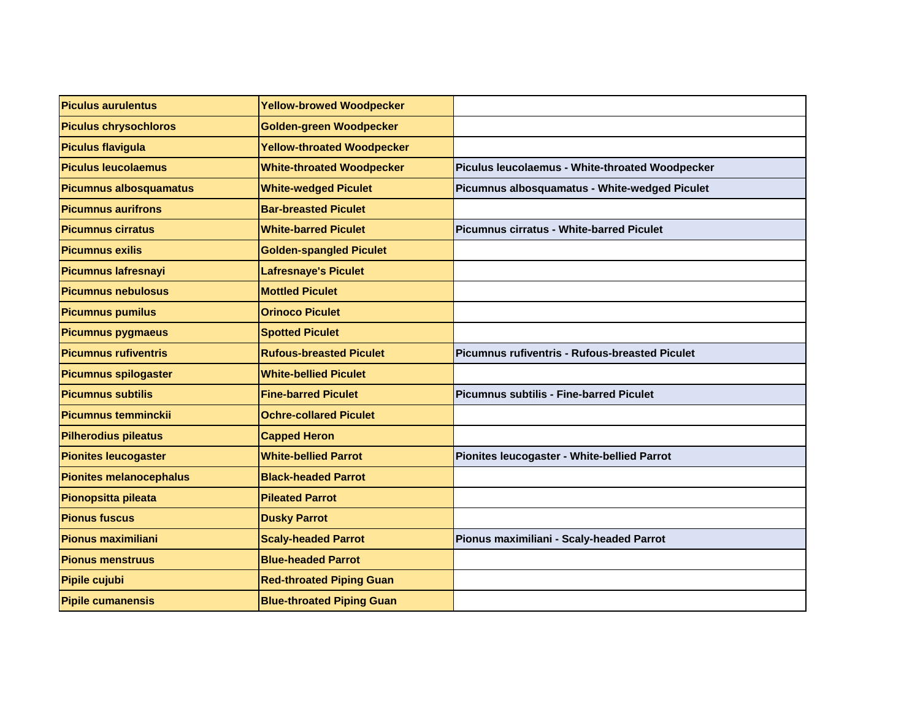| Piculus aurulentus | Yellow-browed Woodpecker | |
|---|---|---|
| Piculus chrysochloros | Golden-green Woodpecker | |
| Piculus flavigula | Yellow-throated Woodpecker | |
| Piculus leucolaemus | White-throated Woodpecker | Piculus leucolaemus - White-throated Woodpecker |
| Picumnus albosquamatus | White-wedged Piculet | Picumnus albosquamatus - White-wedged Piculet |
| Picumnus aurifrons | Bar-breasted Piculet | |
| Picumnus cirratus | White-barred Piculet | Picumnus cirratus - White-barred Piculet |
| Picumnus exilis | Golden-spangled Piculet | |
| Picumnus lafresnayi | Lafresnaye's Piculet | |
| Picumnus nebulosus | Mottled Piculet | |
| Picumnus pumilus | Orinoco Piculet | |
| Picumnus pygmaeus | Spotted Piculet | |
| Picumnus rufiventris | Rufous-breasted Piculet | Picumnus rufiventris - Rufous-breasted Piculet |
| Picumnus spilogaster | White-bellied Piculet | |
| Picumnus subtilis | Fine-barred Piculet | Picumnus subtilis - Fine-barred Piculet |
| Picumnus temminckii | Ochre-collared Piculet | |
| Pilherodius pileatus | Capped Heron | |
| Pionites leucogaster | White-bellied Parrot | Pionites leucogaster - White-bellied Parrot |
| Pionites melanocephalus | Black-headed Parrot | |
| Pionopsitta pileata | Pileated Parrot | |
| Pionus fuscus | Dusky Parrot | |
| Pionus maximiliani | Scaly-headed Parrot | Pionus maximiliani - Scaly-headed Parrot |
| Pionus menstruus | Blue-headed Parrot | |
| Pipile cujubi | Red-throated Piping Guan | |
| Pipile cumanensis | Blue-throated Piping Guan | |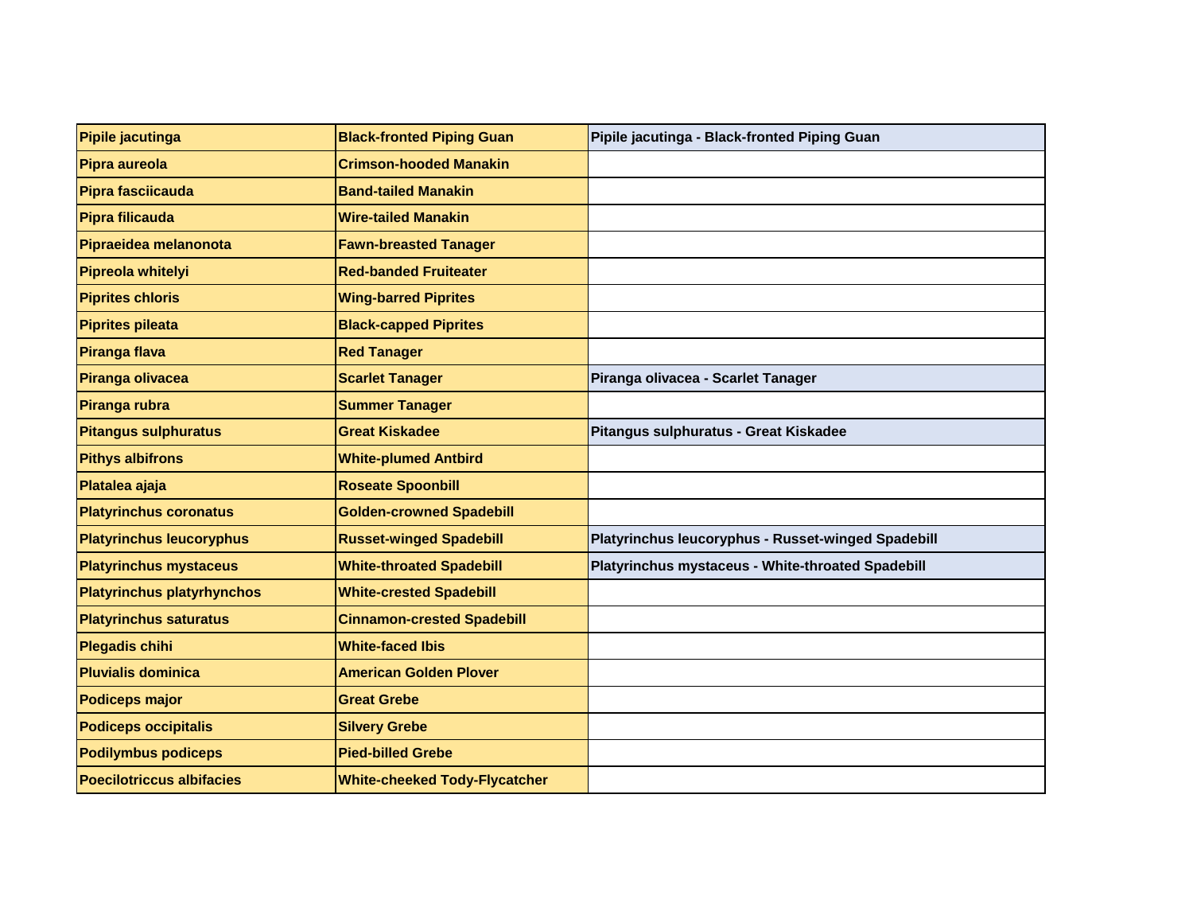| Pipile jacutinga | Black-fronted Piping Guan | Pipile jacutinga - Black-fronted Piping Guan |
|---|---|---|
| Pipra aureola | Crimson-hooded Manakin | |
| Pipra fasciicauda | Band-tailed Manakin | |
| Pipra filicauda | Wire-tailed Manakin | |
| Pipraeidea melanonota | Fawn-breasted Tanager | |
| Pipreola whitelyi | Red-banded Fruiteater | |
| Piprites chloris | Wing-barred Piprites | |
| Piprites pileata | Black-capped Piprites | |
| Piranga flava | Red Tanager | |
| Piranga olivacea | Scarlet Tanager | Piranga olivacea - Scarlet Tanager |
| Piranga rubra | Summer Tanager | |
| Pitangus sulphuratus | Great Kiskadee | Pitangus sulphuratus - Great Kiskadee |
| Pithys albifrons | White-plumed Antbird | |
| Platalea ajaja | Roseate Spoonbill | |
| Platyrinchus coronatus | Golden-crowned Spadebill | |
| Platyrinchus leucoryphus | Russet-winged Spadebill | Platyrinchus leucoryphus - Russet-winged Spadebill |
| Platyrinchus mystaceus | White-throated Spadebill | Platyrinchus mystaceus - White-throated Spadebill |
| Platyrinchus platyrhynchos | White-crested Spadebill | |
| Platyrinchus saturatus | Cinnamon-crested Spadebill | |
| Plegadis chihi | White-faced Ibis | |
| Pluvialis dominica | American Golden Plover | |
| Podiceps major | Great Grebe | |
| Podiceps occipitalis | Silvery Grebe | |
| Podilymbus podiceps | Pied-billed Grebe | |
| Poecilotriccus albifacies | White-cheeked Tody-Flycatcher | |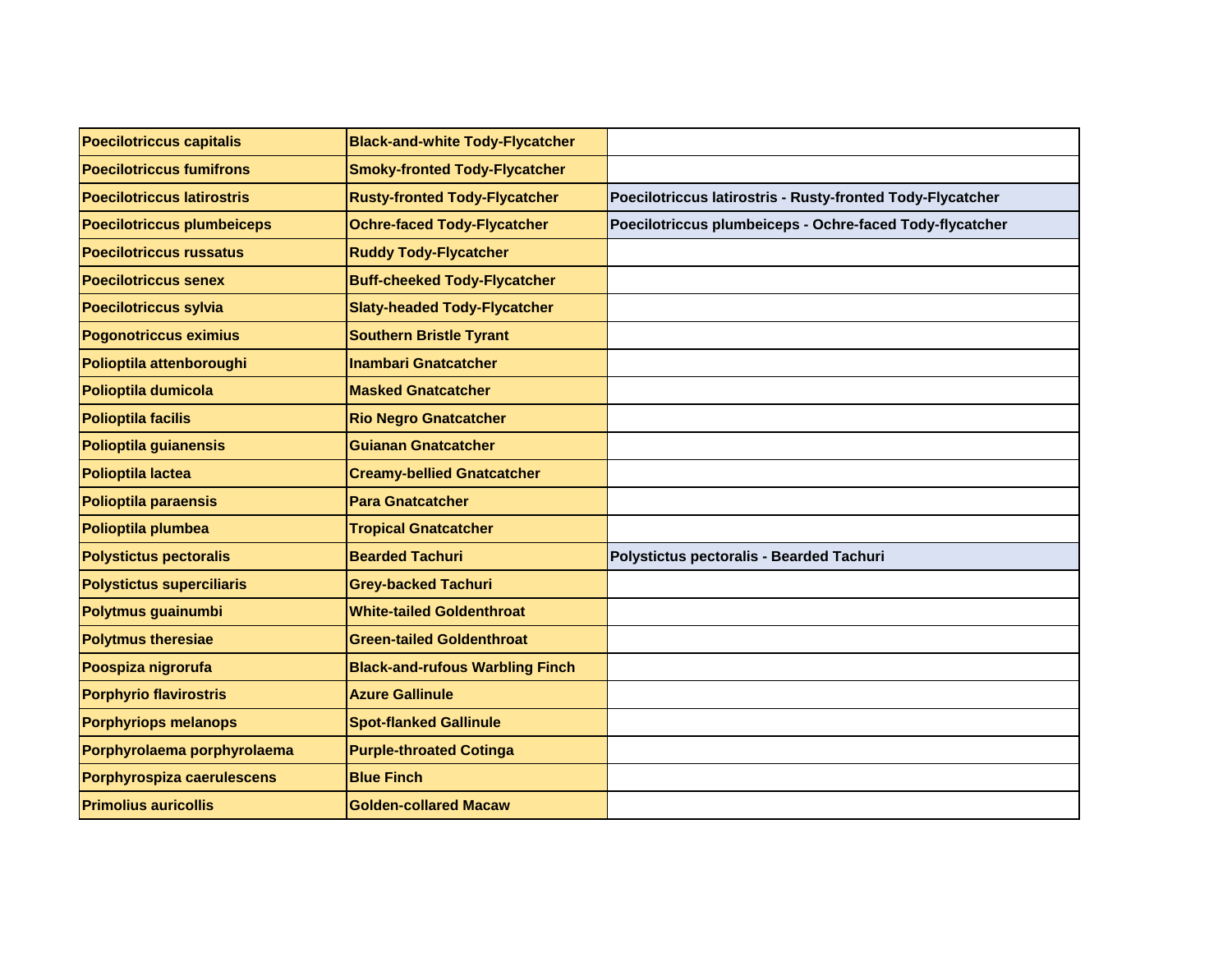| | | |
|---|---|---|
| **Poecilotriccus capitalis** | **Black-and-white Tody-Flycatcher** | |
| **Poecilotriccus fumifrons** | **Smoky-fronted Tody-Flycatcher** | |
| **Poecilotriccus latirostris** | **Rusty-fronted Tody-Flycatcher** | **Poecilotriccus latirostris - Rusty-fronted Tody-Flycatcher** |
| **Poecilotriccus plumbeiceps** | **Ochre-faced Tody-Flycatcher** | **Poecilotriccus plumbeiceps - Ochre-faced Tody-flycatcher** |
| **Poecilotriccus russatus** | **Ruddy Tody-Flycatcher** | |
| **Poecilotriccus senex** | **Buff-cheeked Tody-Flycatcher** | |
| **Poecilotriccus sylvia** | **Slaty-headed Tody-Flycatcher** | |
| **Pogonotriccus eximius** | **Southern Bristle Tyrant** | |
| **Polioptila attenboroughi** | **Inambari Gnatcatcher** | |
| **Polioptila dumicola** | **Masked Gnatcatcher** | |
| **Polioptila facilis** | **Rio Negro Gnatcatcher** | |
| **Polioptila guianensis** | **Guianan Gnatcatcher** | |
| **Polioptila lactea** | **Creamy-bellied Gnatcatcher** | |
| **Polioptila paraensis** | **Para Gnatcatcher** | |
| **Polioptila plumbea** | **Tropical Gnatcatcher** | |
| **Polystictus pectoralis** | **Bearded Tachuri** | **Polystictus pectoralis - Bearded Tachuri** |
| **Polystictus superciliaris** | **Grey-backed Tachuri** | |
| **Polytmus guainumbi** | **White-tailed Goldenthroat** | |
| **Polytmus theresiae** | **Green-tailed Goldenthroat** | |
| **Poospiza nigrorufa** | **Black-and-rufous Warbling Finch** | |
| **Porphyrio flavirostris** | **Azure Gallinule** | |
| **Porphyriops melanops** | **Spot-flanked Gallinule** | |
| **Porphyrolaema porphyrolaema** | **Purple-throated Cotinga** | |
| **Porphyrospiza caerulescens** | **Blue Finch** | |
| **Primolius auricollis** | **Golden-collared Macaw** | |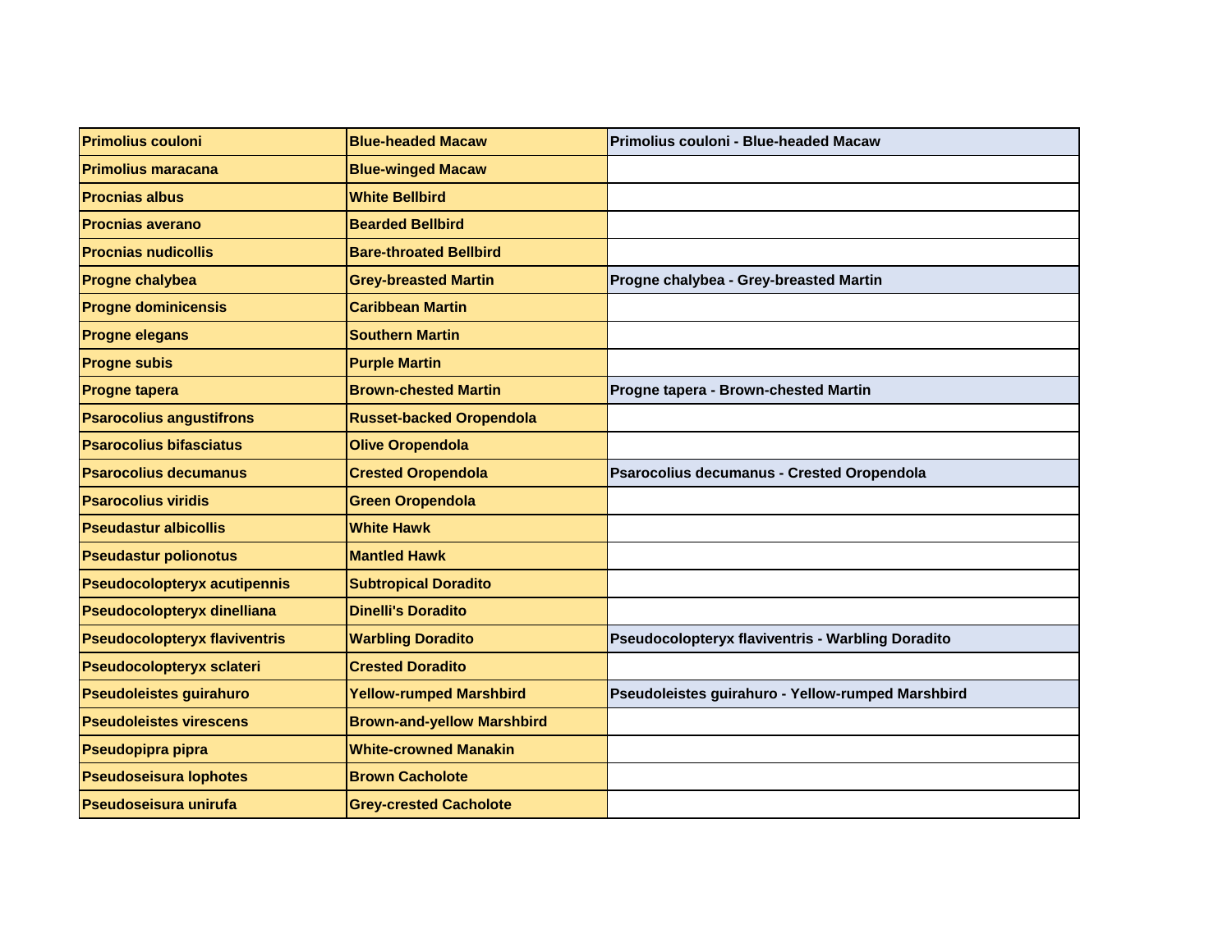| Primolius couloni | Blue-headed Macaw | Primolius couloni - Blue-headed Macaw |
|---|---|---|
| Primolius maracana | Blue-winged Macaw | |
| Procnias albus | White Bellbird | |
| Procnias averano | Bearded Bellbird | |
| Procnias nudicollis | Bare-throated Bellbird | |
| Progne chalybea | Grey-breasted Martin | Progne chalybea - Grey-breasted Martin |
| Progne dominicensis | Caribbean Martin | |
| Progne elegans | Southern Martin | |
| Progne subis | Purple Martin | |
| Progne tapera | Brown-chested Martin | Progne tapera - Brown-chested Martin |
| Psarocolius angustifrons | Russet-backed Oropendola | |
| Psarocolius bifasciatus | Olive Oropendola | |
| Psarocolius decumanus | Crested Oropendola | Psarocolius decumanus - Crested Oropendola |
| Psarocolius viridis | Green Oropendola | |
| Pseudastur albicollis | White Hawk | |
| Pseudastur polionotus | Mantled Hawk | |
| Pseudocolopteryx acutipennis | Subtropical Doradito | |
| Pseudocolopteryx dinelliana | Dinelli's Doradito | |
| Pseudocolopteryx flaviventris | Warbling Doradito | Pseudocolopteryx flaviventris - Warbling Doradito |
| Pseudocolopteryx sclateri | Crested Doradito | |
| Pseudoleistes guirahuro | Yellow-rumped Marshbird | Pseudoleistes guirahuro - Yellow-rumped Marshbird |
| Pseudoleistes virescens | Brown-and-yellow Marshbird | |
| Pseudopipra pipra | White-crowned Manakin | |
| Pseudoseisura lophotes | Brown Cacholote | |
| Pseudoseisura unirufa | Grey-crested Cacholote | |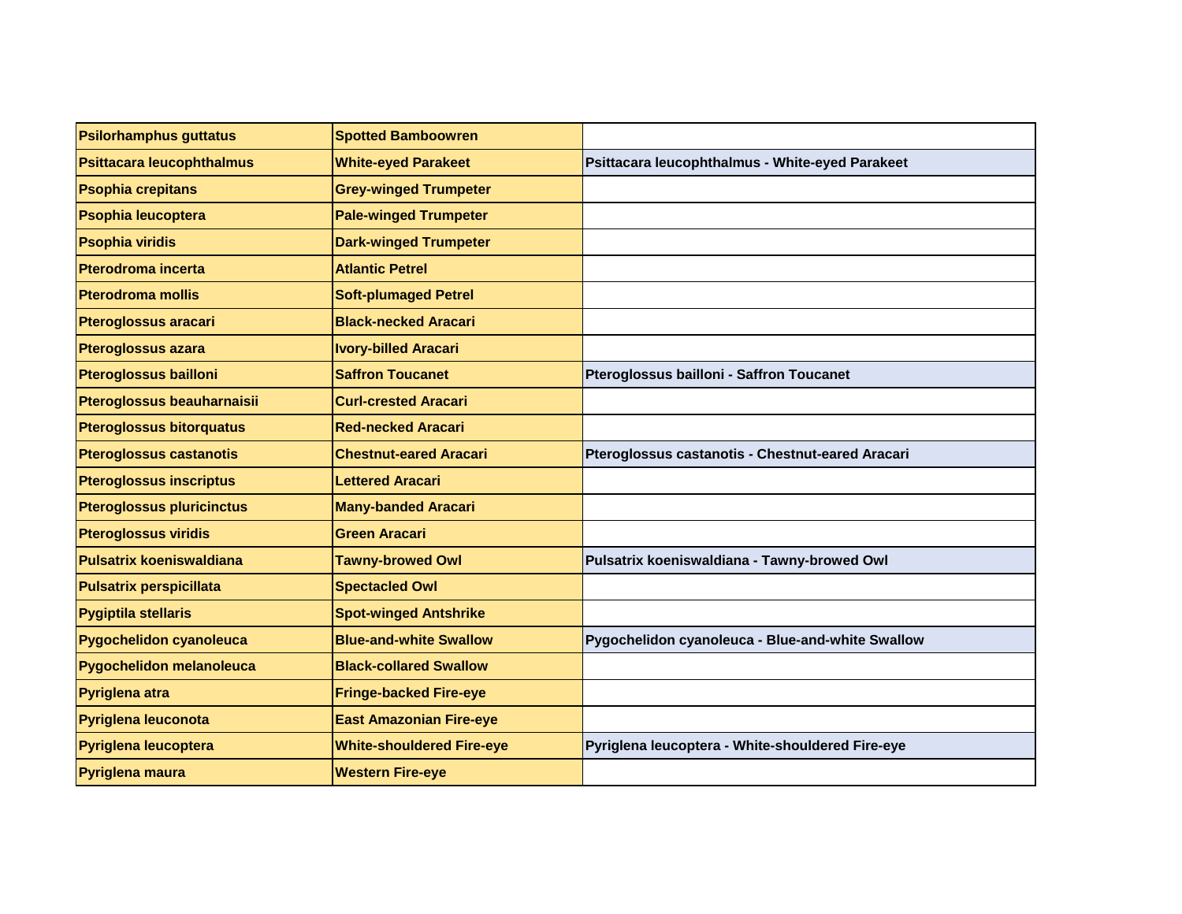| Psilorhamphus guttatus | Spotted Bamboowren | |
|---|---|---|
| Psittacara leucophthalmus | White-eyed Parakeet | Psittacara leucophthalmus - White-eyed Parakeet |
| Psophia crepitans | Grey-winged Trumpeter | |
| Psophia leucoptera | Pale-winged Trumpeter | |
| Psophia viridis | Dark-winged Trumpeter | |
| Pterodroma incerta | Atlantic Petrel | |
| Pterodroma mollis | Soft-plumaged Petrel | |
| Pteroglossus aracari | Black-necked Aracari | |
| Pteroglossus azara | Ivory-billed Aracari | |
| Pteroglossus bailloni | Saffron Toucanet | Pteroglossus bailloni - Saffron Toucanet |
| Pteroglossus beauharnaisii | Curl-crested Aracari | |
| Pteroglossus bitorquatus | Red-necked Aracari | |
| Pteroglossus castanotis | Chestnut-eared Aracari | Pteroglossus castanotis - Chestnut-eared Aracari |
| Pteroglossus inscriptus | Lettered Aracari | |
| Pteroglossus pluricinctus | Many-banded Aracari | |
| Pteroglossus viridis | Green Aracari | |
| Pulsatrix koeniswaldiana | Tawny-browed Owl | Pulsatrix koeniswaldiana - Tawny-browed Owl |
| Pulsatrix perspicillata | Spectacled Owl | |
| Pygiptila stellaris | Spot-winged Antshrike | |
| Pygochelidon cyanoleuca | Blue-and-white Swallow | Pygochelidon cyanoleuca - Blue-and-white Swallow |
| Pygochelidon melanoleuca | Black-collared Swallow | |
| Pyriglena atra | Fringe-backed Fire-eye | |
| Pyriglena leuconota | East Amazonian Fire-eye | |
| Pyriglena leucoptera | White-shouldered Fire-eye | Pyriglena leucoptera - White-shouldered Fire-eye |
| Pyriglena maura | Western Fire-eye | |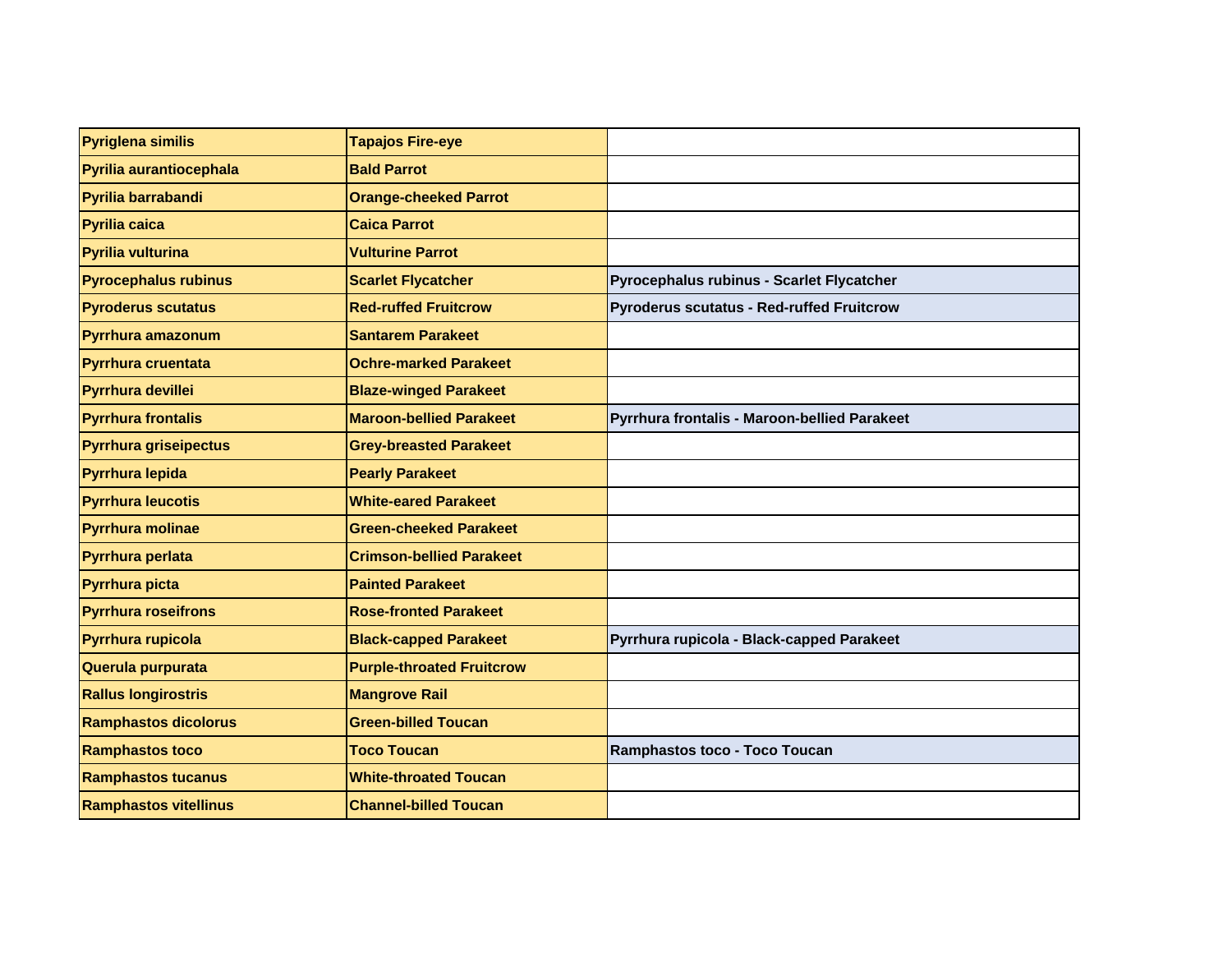| Pyriglena similis | Tapajos Fire-eye | |
|---|---|---|
| Pyrilia aurantiocephala | Bald Parrot | |
| Pyrilia barrabandi | Orange-cheeked Parrot | |
| Pyrilia caica | Caica Parrot | |
| Pyrilia vulturina | Vulturine Parrot | |
| Pyrocephalus rubinus | Scarlet Flycatcher | Pyrocephalus rubinus - Scarlet Flycatcher |
| Pyroderus scutatus | Red-ruffed Fruitcrow | Pyroderus scutatus - Red-ruffed Fruitcrow |
| Pyrrhura amazonum | Santarem Parakeet | |
| Pyrrhura cruentata | Ochre-marked Parakeet | |
| Pyrrhura devillei | Blaze-winged Parakeet | |
| Pyrrhura frontalis | Maroon-bellied Parakeet | Pyrrhura frontalis - Maroon-bellied Parakeet |
| Pyrrhura griseipectus | Grey-breasted Parakeet | |
| Pyrrhura lepida | Pearly Parakeet | |
| Pyrrhura leucotis | White-eared Parakeet | |
| Pyrrhura molinae | Green-cheeked Parakeet | |
| Pyrrhura perlata | Crimson-bellied Parakeet | |
| Pyrrhura picta | Painted Parakeet | |
| Pyrrhura roseifrons | Rose-fronted Parakeet | |
| Pyrrhura rupicola | Black-capped Parakeet | Pyrrhura rupicola - Black-capped Parakeet |
| Querula purpurata | Purple-throated Fruitcrow | |
| Rallus longirostris | Mangrove Rail | |
| Ramphastos dicolorus | Green-billed Toucan | |
| Ramphastos toco | Toco Toucan | Ramphastos toco - Toco Toucan |
| Ramphastos tucanus | White-throated Toucan | |
| Ramphastos vitellinus | Channel-billed Toucan | |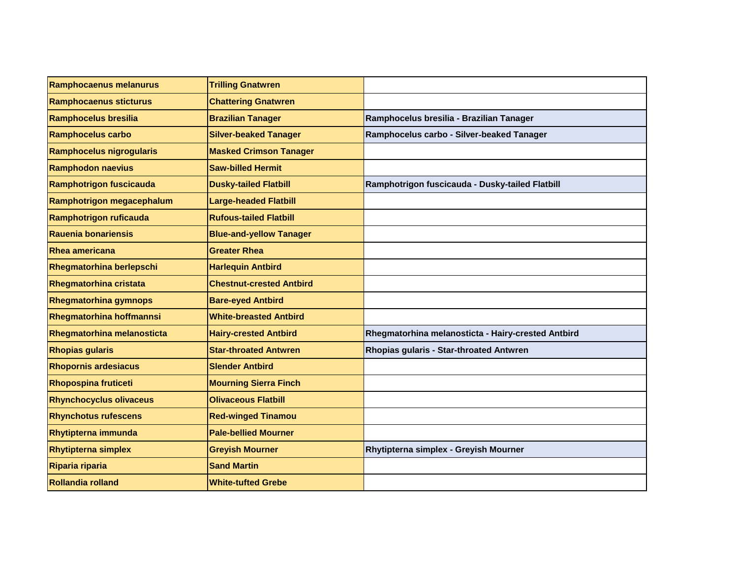| | | |
|---|---|---|
| **Ramphocaenus melanurus** | **Trilling Gnatwren** | |
| **Ramphocaenus sticturus** | **Chattering Gnatwren** | |
| **Ramphocelus bresilia** | **Brazilian Tanager** | **Ramphocelus bresilia - Brazilian Tanager** |
| **Ramphocelus carbo** | **Silver-beaked Tanager** | **Ramphocelus carbo - Silver-beaked Tanager** |
| **Ramphocelus nigrogularis** | **Masked Crimson Tanager** | |
| **Ramphodon naevius** | **Saw-billed Hermit** | |
| **Ramphotrigon fuscicauda** | **Dusky-tailed Flatbill** | **Ramphotrigon fuscicauda - Dusky-tailed Flatbill** |
| **Ramphotrigon megacephalum** | **Large-headed Flatbill** | |
| **Ramphotrigon ruficauda** | **Rufous-tailed Flatbill** | |
| **Rauenia bonariensis** | **Blue-and-yellow Tanager** | |
| **Rhea americana** | **Greater Rhea** | |
| **Rhegmatorhina berlepschi** | **Harlequin Antbird** | |
| **Rhegmatorhina cristata** | **Chestnut-crested Antbird** | |
| **Rhegmatorhina gymnops** | **Bare-eyed Antbird** | |
| **Rhegmatorhina hoffmannsi** | **White-breasted Antbird** | |
| **Rhegmatorhina melanosticta** | **Hairy-crested Antbird** | **Rhegmatorhina melanosticta - Hairy-crested Antbird** |
| **Rhopias gularis** | **Star-throated Antwren** | **Rhopias gularis - Star-throated Antwren** |
| **Rhopornis ardesiacus** | **Slender Antbird** | |
| **Rhopospina fruticeti** | **Mourning Sierra Finch** | |
| **Rhynchocyclus olivaceus** | **Olivaceous Flatbill** | |
| **Rhynchotus rufescens** | **Red-winged Tinamou** | |
| **Rhytipterna immunda** | **Pale-bellied Mourner** | |
| **Rhytipterna simplex** | **Greyish Mourner** | **Rhytipterna simplex - Greyish Mourner** |
| **Riparia riparia** | **Sand Martin** | |
| **Rollandia rolland** | **White-tufted Grebe** | |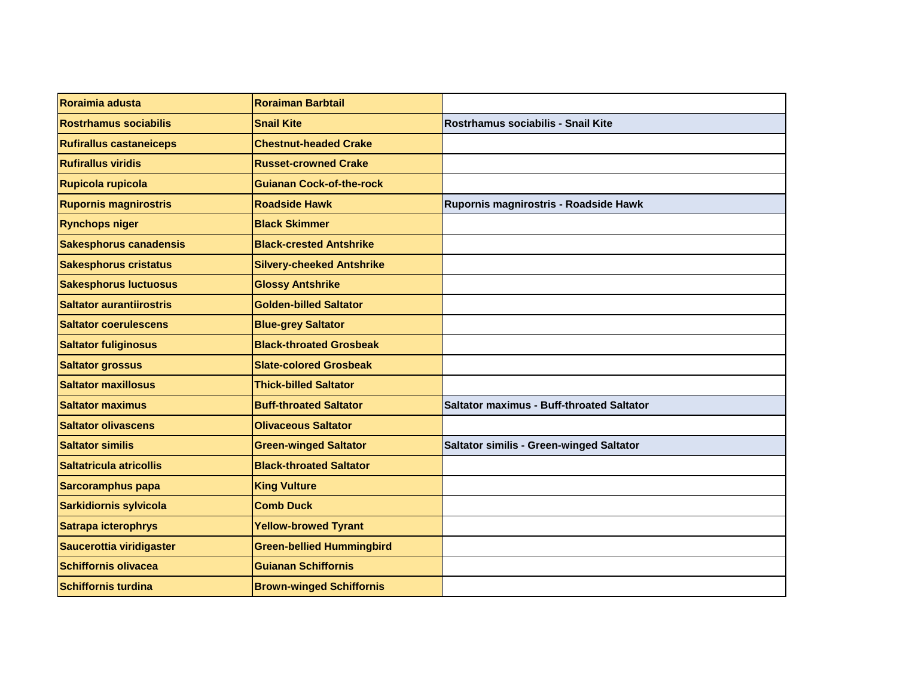| Roraimia adusta | Roraiman Barbtail | |
|---|---|---|
| Rostrhamus sociabilis | Snail Kite | Rostrhamus sociabilis - Snail Kite |
| Rufirallus castaneiceps | Chestnut-headed Crake | |
| Rufirallus viridis | Russet-crowned Crake | |
| Rupicola rupicola | Guianan Cock-of-the-rock | |
| Rupornis magnirostris | Roadside Hawk | Rupornis magnirostris - Roadside Hawk |
| Rynchops niger | Black Skimmer | |
| Sakesphorus canadensis | Black-crested Antshrike | |
| Sakesphorus cristatus | Silvery-cheeked Antshrike | |
| Sakesphorus luctuosus | Glossy Antshrike | |
| Saltator aurantiirostris | Golden-billed Saltator | |
| Saltator coerulescens | Blue-grey Saltator | |
| Saltator fuliginosus | Black-throated Grosbeak | |
| Saltator grossus | Slate-colored Grosbeak | |
| Saltator maxillosus | Thick-billed Saltator | |
| Saltator maximus | Buff-throated Saltator | Saltator maximus - Buff-throated Saltator |
| Saltator olivascens | Olivaceous Saltator | |
| Saltator similis | Green-winged Saltator | Saltator similis - Green-winged Saltator |
| Saltatricula atricollis | Black-throated Saltator | |
| Sarcoramphus papa | King Vulture | |
| Sarkidiornis sylvicola | Comb Duck | |
| Satrapa icterophrys | Yellow-browed Tyrant | |
| Saucerottia viridigaster | Green-bellied Hummingbird | |
| Schiffornis olivacea | Guianan Schiffornis | |
| Schiffornis turdina | Brown-winged Schiffornis | |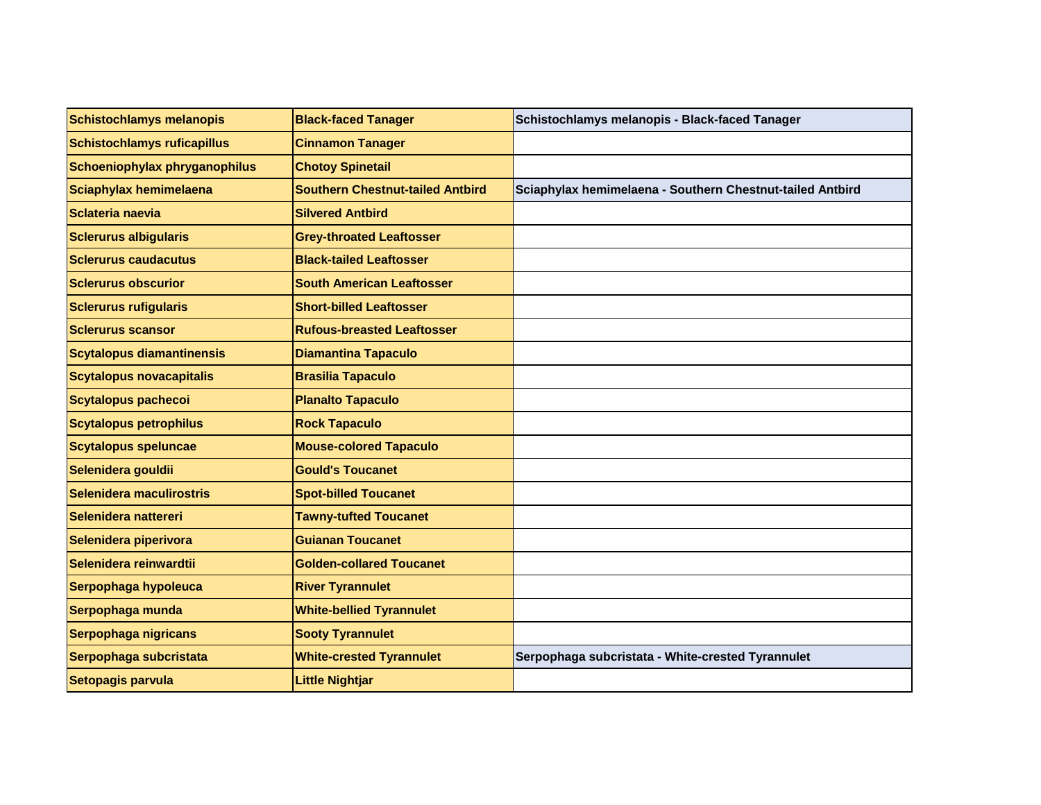| Schistochlamys melanopis | Black-faced Tanager | Schistochlamys melanopis - Black-faced Tanager |
|---|---|---|
| Schistochlamys ruficapillus | Cinnamon Tanager | |
| Schoeniophylax phryganophilus | Chotoy Spinetail | |
| Sciaphylax hemimelaena | Southern Chestnut-tailed Antbird | Sciaphylax hemimelaena - Southern Chestnut-tailed Antbird |
| Sclateria naevia | Silvered Antbird | |
| Sclerurus albigularis | Grey-throated Leaftosser | |
| Sclerurus caudacutus | Black-tailed Leaftosser | |
| Sclerurus obscurior | South American Leaftosser | |
| Sclerurus rufigularis | Short-billed Leaftosser | |
| Sclerurus scansor | Rufous-breasted Leaftosser | |
| Scytalopus diamantinensis | Diamantina Tapaculo | |
| Scytalopus novacapitalis | Brasilia Tapaculo | |
| Scytalopus pachecoi | Planalto Tapaculo | |
| Scytalopus petrophilus | Rock Tapaculo | |
| Scytalopus speluncae | Mouse-colored Tapaculo | |
| Selenidera gouldii | Gould's Toucanet | |
| Selenidera maculirostris | Spot-billed Toucanet | |
| Selenidera nattereri | Tawny-tufted Toucanet | |
| Selenidera piperivora | Guianan Toucanet | |
| Selenidera reinwardtii | Golden-collared Toucanet | |
| Serpophaga hypoleuca | River Tyrannulet | |
| Serpophaga munda | White-bellied Tyrannulet | |
| Serpophaga nigricans | Sooty Tyrannulet | |
| Serpophaga subcristata | White-crested Tyrannulet | Serpophaga subcristata - White-crested Tyrannulet |
| Setopagis parvula | Little Nightjar | |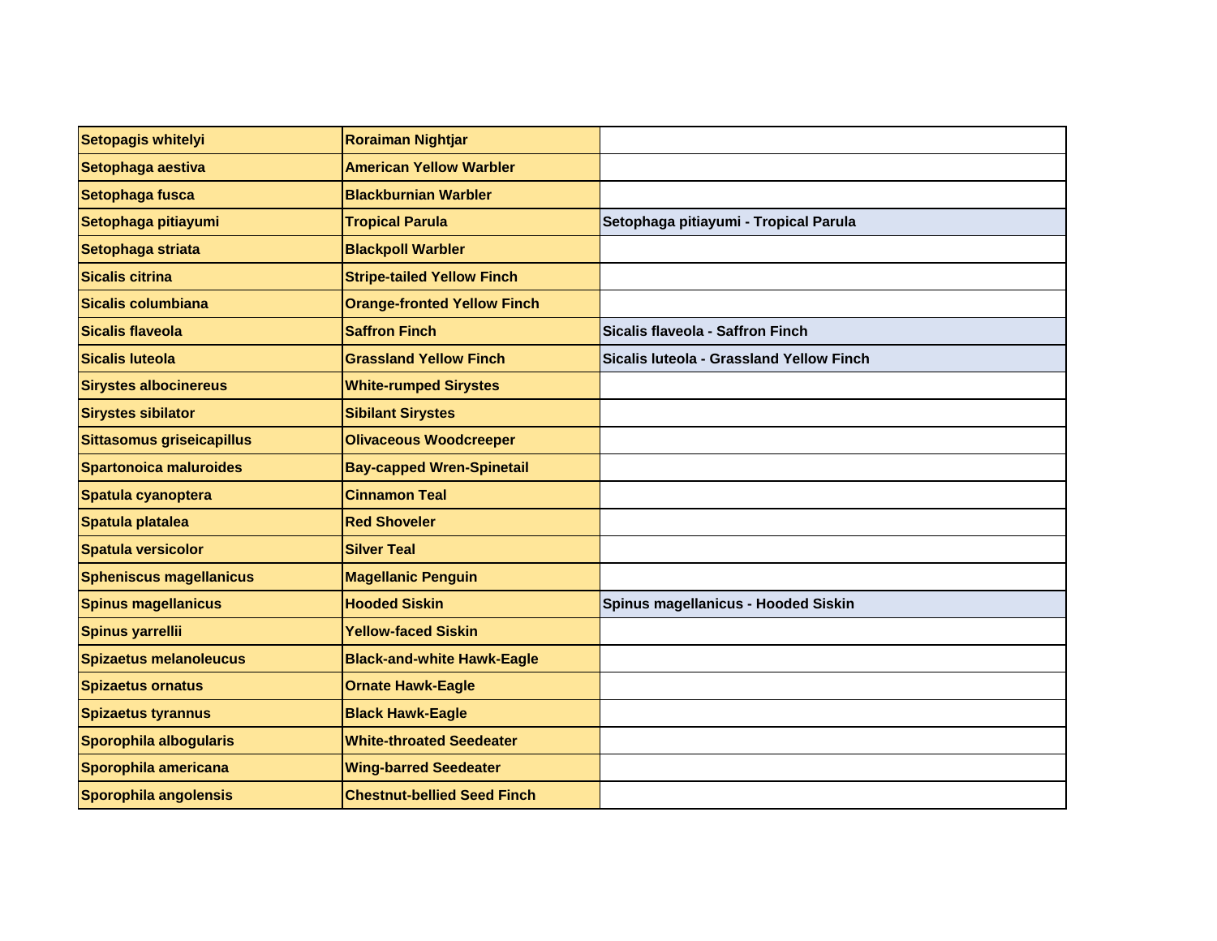| | | |
|---|---|---|
| **Setopagis whitelyi** | **Roraiman Nightjar** | |
| **Setophaga aestiva** | **American Yellow Warbler** | |
| **Setophaga fusca** | **Blackburnian Warbler** | |
| **Setophaga pitiayumi** | **Tropical Parula** | **Setophaga pitiayumi - Tropical Parula** |
| **Setophaga striata** | **Blackpoll Warbler** | |
| **Sicalis citrina** | **Stripe-tailed Yellow Finch** | |
| **Sicalis columbiana** | **Orange-fronted Yellow Finch** | |
| **Sicalis flaveola** | **Saffron Finch** | **Sicalis flaveola - Saffron Finch** |
| **Sicalis luteola** | **Grassland Yellow Finch** | **Sicalis luteola - Grassland Yellow Finch** |
| **Sirystes albocinereus** | **White-rumped Sirystes** | |
| **Sirystes sibilator** | **Sibilant Sirystes** | |
| **Sittasomus griseicapillus** | **Olivaceous Woodcreeper** | |
| **Spartonoica maluroides** | **Bay-capped Wren-Spinetail** | |
| **Spatula cyanoptera** | **Cinnamon Teal** | |
| **Spatula platalea** | **Red Shoveler** | |
| **Spatula versicolor** | **Silver Teal** | |
| **Spheniscus magellanicus** | **Magellanic Penguin** | |
| **Spinus magellanicus** | **Hooded Siskin** | **Spinus magellanicus - Hooded Siskin** |
| **Spinus yarrellii** | **Yellow-faced Siskin** | |
| **Spizaetus melanoleucus** | **Black-and-white Hawk-Eagle** | |
| **Spizaetus ornatus** | **Ornate Hawk-Eagle** | |
| **Spizaetus tyrannus** | **Black Hawk-Eagle** | |
| **Sporophila albogularis** | **White-throated Seedeater** | |
| **Sporophila americana** | **Wing-barred Seedeater** | |
| **Sporophila angolensis** | **Chestnut-bellied Seed Finch** | |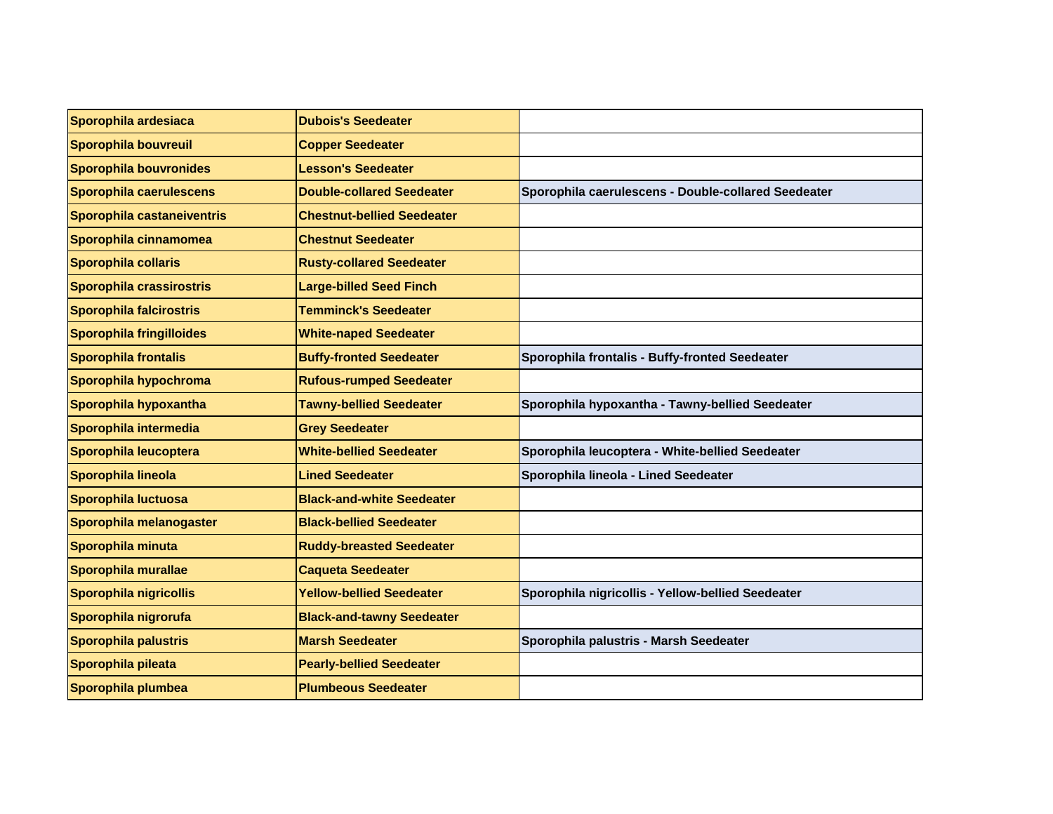| Sporophila ardesiaca | Dubois's Seedeater | |
|---|---|---|
| Sporophila bouvreuil | Copper Seedeater | |
| Sporophila bouvronides | Lesson's Seedeater | |
| Sporophila caerulescens | Double-collared Seedeater | Sporophila caerulescens - Double-collared Seedeater |
| Sporophila castaneiventris | Chestnut-bellied Seedeater | |
| Sporophila cinnamomea | Chestnut Seedeater | |
| Sporophila collaris | Rusty-collared Seedeater | |
| Sporophila crassirostris | Large-billed Seed Finch | |
| Sporophila falcirostris | Temminck's Seedeater | |
| Sporophila fringilloides | White-naped Seedeater | |
| Sporophila frontalis | Buffy-fronted Seedeater | Sporophila frontalis - Buffy-fronted Seedeater |
| Sporophila hypochroma | Rufous-rumped Seedeater | |
| Sporophila hypoxantha | Tawny-bellied Seedeater | Sporophila hypoxantha - Tawny-bellied Seedeater |
| Sporophila intermedia | Grey Seedeater | |
| Sporophila leucoptera | White-bellied Seedeater | Sporophila leucoptera - White-bellied Seedeater |
| Sporophila lineola | Lined Seedeater | Sporophila lineola - Lined Seedeater |
| Sporophila luctuosa | Black-and-white Seedeater | |
| Sporophila melanogaster | Black-bellied Seedeater | |
| Sporophila minuta | Ruddy-breasted Seedeater | |
| Sporophila murallae | Caqueta Seedeater | |
| Sporophila nigricollis | Yellow-bellied Seedeater | Sporophila nigricollis - Yellow-bellied Seedeater |
| Sporophila nigrorufa | Black-and-tawny Seedeater | |
| Sporophila palustris | Marsh Seedeater | Sporophila palustris - Marsh Seedeater |
| Sporophila pileata | Pearly-bellied Seedeater | |
| Sporophila plumbea | Plumbeous Seedeater | |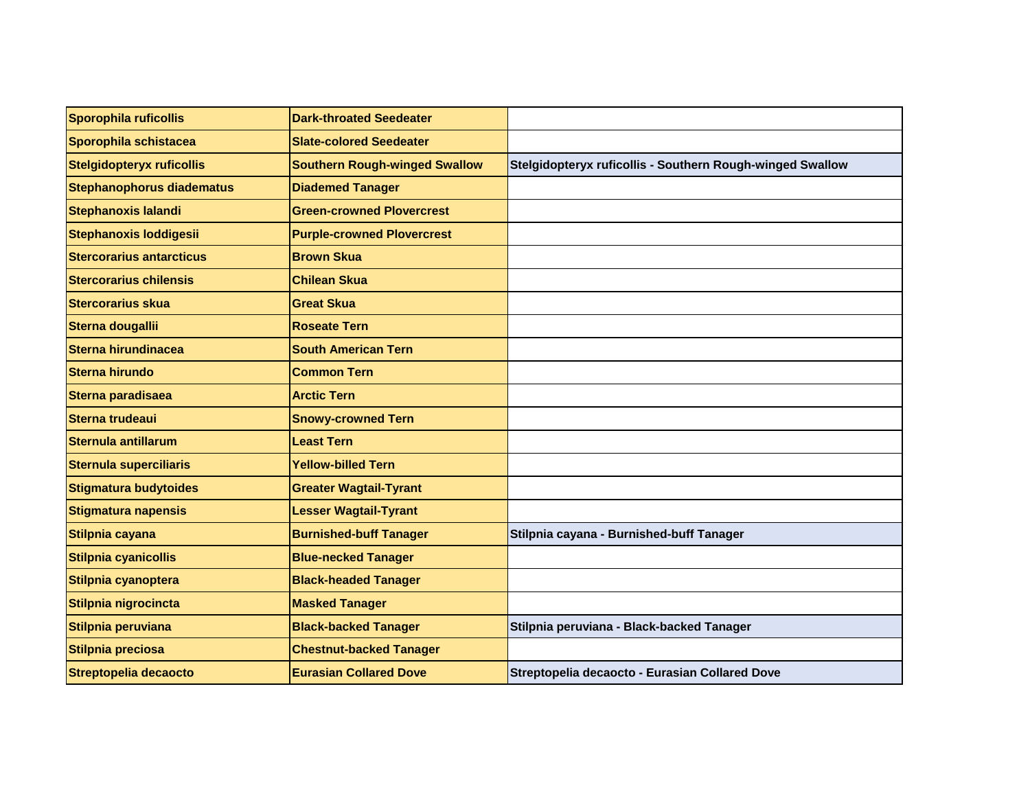| Sporophila ruficollis | Dark-throated Seedeater | |
|---|---|---|
| Sporophila schistacea | Slate-colored Seedeater | |
| Stelgidopteryx ruficollis | Southern Rough-winged Swallow | Stelgidopteryx ruficollis - Southern Rough-winged Swallow |
| Stephanophorus diadematus | Diademed Tanager | |
| Stephanoxis lalandi | Green-crowned Plovercrest | |
| Stephanoxis loddigesii | Purple-crowned Plovercrest | |
| Stercorarius antarcticus | Brown Skua | |
| Stercorarius chilensis | Chilean Skua | |
| Stercorarius skua | Great Skua | |
| Sterna dougallii | Roseate Tern | |
| Sterna hirundinacea | South American Tern | |
| Sterna hirundo | Common Tern | |
| Sterna paradisaea | Arctic Tern | |
| Sterna trudeaui | Snowy-crowned Tern | |
| Sternula antillarum | Least Tern | |
| Sternula superciliaris | Yellow-billed Tern | |
| Stigmatura budytoides | Greater Wagtail-Tyrant | |
| Stigmatura napensis | Lesser Wagtail-Tyrant | |
| Stilpnia cayana | Burnished-buff Tanager | Stilpnia cayana - Burnished-buff Tanager |
| Stilpnia cyanicollis | Blue-necked Tanager | |
| Stilpnia cyanoptera | Black-headed Tanager | |
| Stilpnia nigrocincta | Masked Tanager | |
| Stilpnia peruviana | Black-backed Tanager | Stilpnia peruviana - Black-backed Tanager |
| Stilpnia preciosa | Chestnut-backed Tanager | |
| Streptopelia decaocto | Eurasian Collared Dove | Streptopelia decaocto - Eurasian Collared Dove |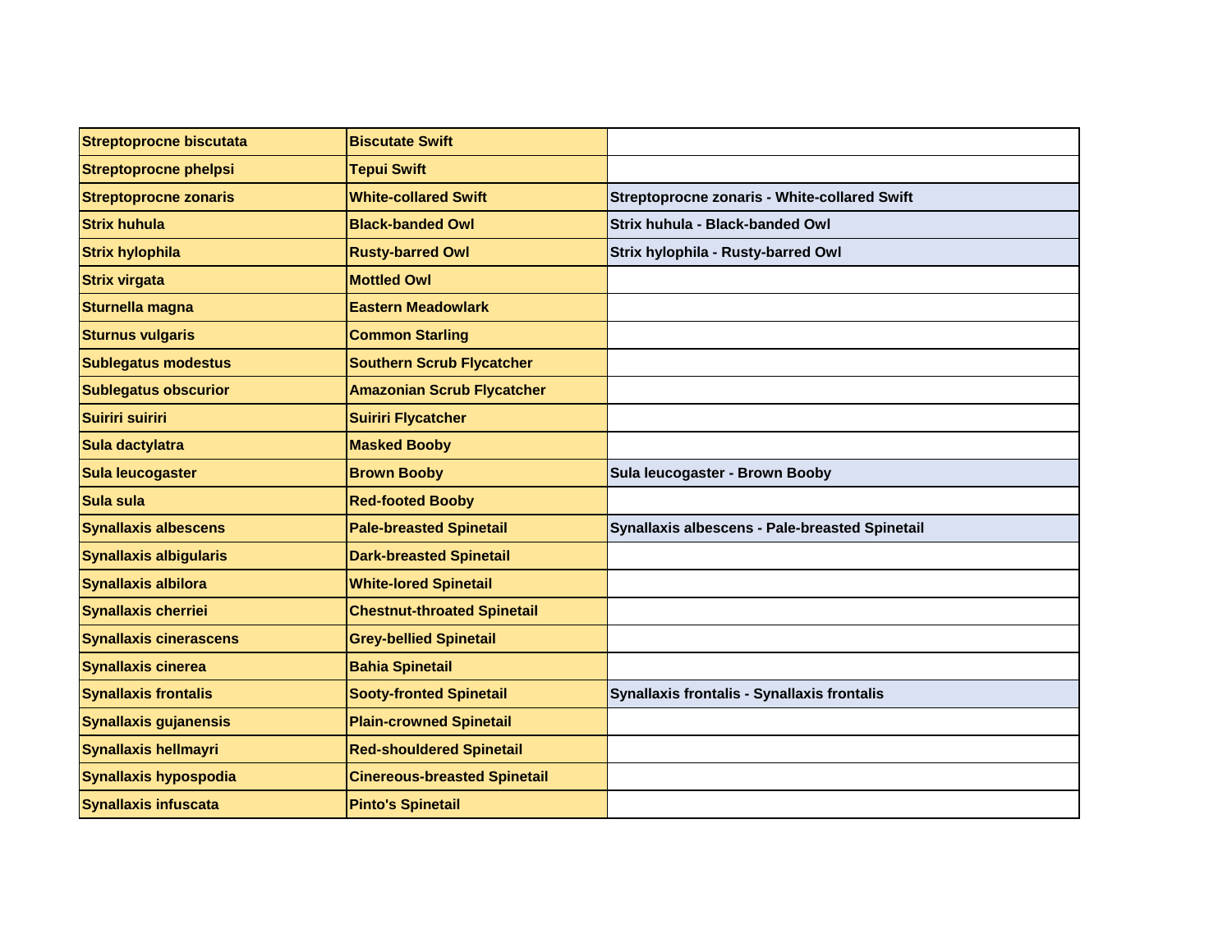| Streptoprocne biscutata | Biscutate Swift | |
|---|---|---|
| Streptoprocne phelpsi | Tepui Swift | |
| Streptoprocne zonaris | White-collared Swift | Streptoprocne zonaris - White-collared Swift |
| Strix huhula | Black-banded Owl | Strix huhula - Black-banded Owl |
| Strix hylophila | Rusty-barred Owl | Strix hylophila - Rusty-barred Owl |
| Strix virgata | Mottled Owl | |
| Sturnella magna | Eastern Meadowlark | |
| Sturnus vulgaris | Common Starling | |
| Sublegatus modestus | Southern Scrub Flycatcher | |
| Sublegatus obscurior | Amazonian Scrub Flycatcher | |
| Suiriri suiriri | Suiriri Flycatcher | |
| Sula dactylatra | Masked Booby | |
| Sula leucogaster | Brown Booby | Sula leucogaster - Brown Booby |
| Sula sula | Red-footed Booby | |
| Synallaxis albescens | Pale-breasted Spinetail | Synallaxis albescens - Pale-breasted Spinetail |
| Synallaxis albigularis | Dark-breasted Spinetail | |
| Synallaxis albilora | White-lored Spinetail | |
| Synallaxis cherriei | Chestnut-throated Spinetail | |
| Synallaxis cinerascens | Grey-bellied Spinetail | |
| Synallaxis cinerea | Bahia Spinetail | |
| Synallaxis frontalis | Sooty-fronted Spinetail | Synallaxis frontalis - Synallaxis frontalis |
| Synallaxis gujanensis | Plain-crowned Spinetail | |
| Synallaxis hellmayri | Red-shouldered Spinetail | |
| Synallaxis hypospodia | Cinereous-breasted Spinetail | |
| Synallaxis infuscata | Pinto's Spinetail | |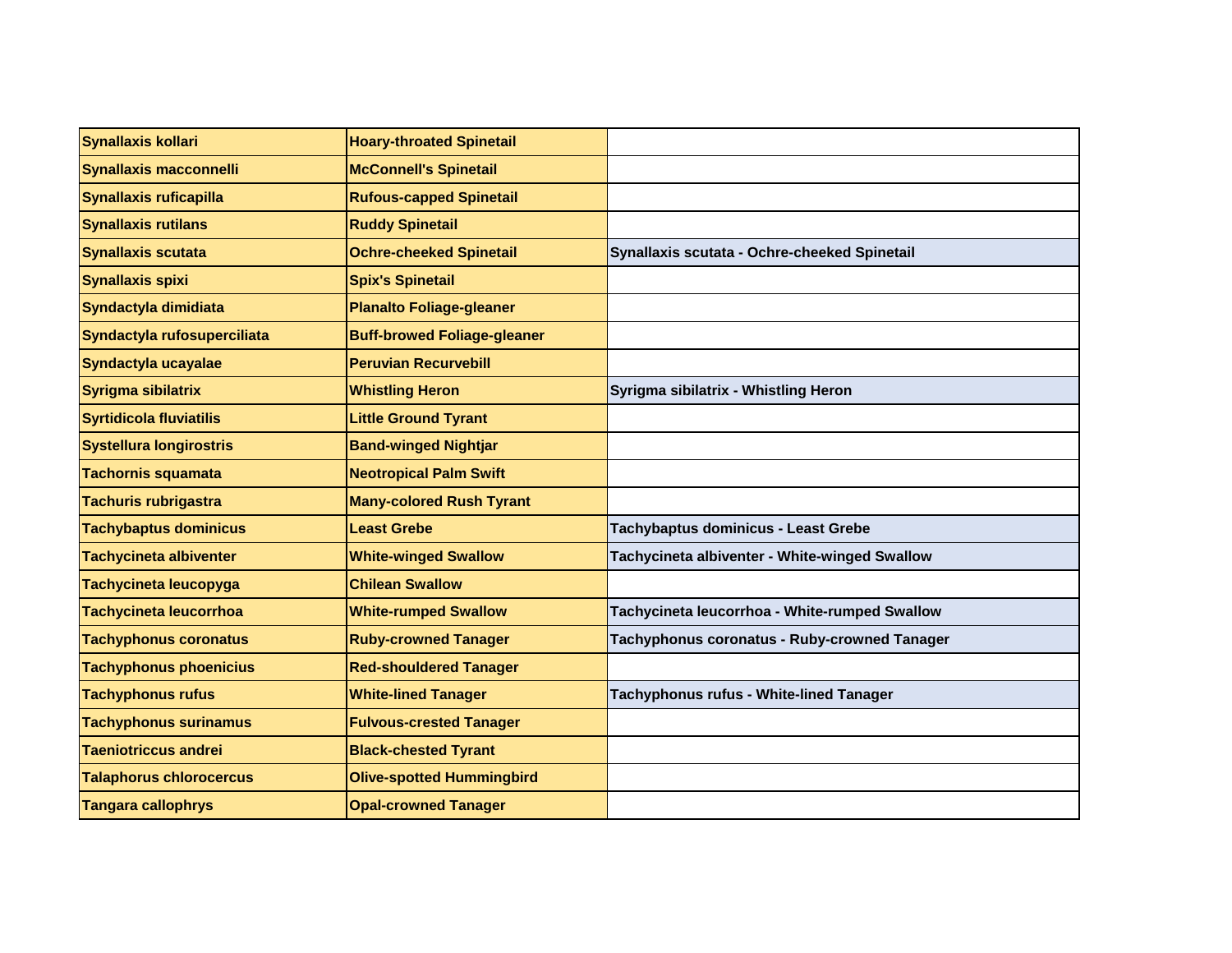| Synallaxis kollari | Hoary-throated Spinetail | |
|---|---|---|
| Synallaxis macconnelli | McConnell's Spinetail | |
| Synallaxis ruficapilla | Rufous-capped Spinetail | |
| Synallaxis rutilans | Ruddy Spinetail | |
| Synallaxis scutata | Ochre-cheeked Spinetail | Synallaxis scutata - Ochre-cheeked Spinetail |
| Synallaxis spixi | Spix's Spinetail | |
| Syndactyla dimidiata | Planalto Foliage-gleaner | |
| Syndactyla rufosuperciliata | Buff-browed Foliage-gleaner | |
| Syndactyla ucayalae | Peruvian Recurvebill | |
| Syrigma sibilatrix | Whistling Heron | Syrigma sibilatrix - Whistling Heron |
| Syrtidicola fluviatilis | Little Ground Tyrant | |
| Systellura longirostris | Band-winged Nightjar | |
| Tachornis squamata | Neotropical Palm Swift | |
| Tachuris rubrigastra | Many-colored Rush Tyrant | |
| Tachybaptus dominicus | Least Grebe | Tachybaptus dominicus - Least Grebe |
| Tachycineta albiventer | White-winged Swallow | Tachycineta albiventer - White-winged Swallow |
| Tachycineta leucopyga | Chilean Swallow | |
| Tachycineta leucorrhoa | White-rumped Swallow | Tachycineta leucorrhoa - White-rumped Swallow |
| Tachyphonus coronatus | Ruby-crowned Tanager | Tachyphonus coronatus - Ruby-crowned Tanager |
| Tachyphonus phoenicius | Red-shouldered Tanager | |
| Tachyphonus rufus | White-lined Tanager | Tachyphonus rufus - White-lined Tanager |
| Tachyphonus surinamus | Fulvous-crested Tanager | |
| Taeniotriccus andrei | Black-chested Tyrant | |
| Talaphorus chlorocercus | Olive-spotted Hummingbird | |
| Tangara callophrys | Opal-crowned Tanager | |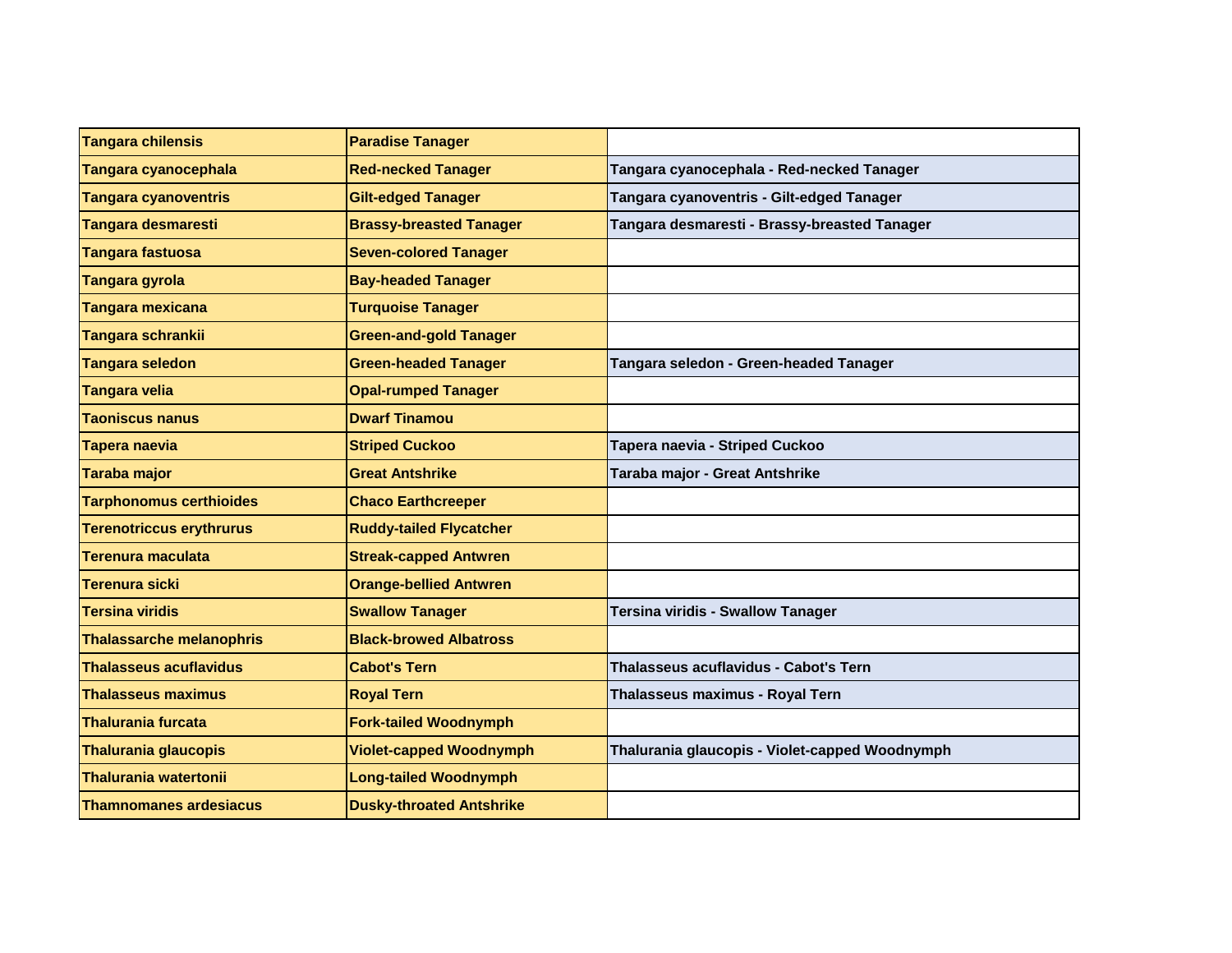| Tangara chilensis | Paradise Tanager | |
|---|---|---|
| Tangara cyanocephala | Red-necked Tanager | Tangara cyanocephala - Red-necked Tanager |
| Tangara cyanoventris | Gilt-edged Tanager | Tangara cyanoventris - Gilt-edged Tanager |
| Tangara desmaresti | Brassy-breasted Tanager | Tangara desmaresti - Brassy-breasted Tanager |
| Tangara fastuosa | Seven-colored Tanager | |
| Tangara gyrola | Bay-headed Tanager | |
| Tangara mexicana | Turquoise Tanager | |
| Tangara schrankii | Green-and-gold Tanager | |
| Tangara seledon | Green-headed Tanager | Tangara seledon - Green-headed Tanager |
| Tangara velia | Opal-rumped Tanager | |
| Taoniscus nanus | Dwarf Tinamou | |
| Tapera naevia | Striped Cuckoo | Tapera naevia - Striped Cuckoo |
| Taraba major | Great Antshrike | Taraba major - Great Antshrike |
| Tarphonomus certhioides | Chaco Earthcreeper | |
| Terenotriccus erythrurus | Ruddy-tailed Flycatcher | |
| Terenura maculata | Streak-capped Antwren | |
| Terenura sicki | Orange-bellied Antwren | |
| Tersina viridis | Swallow Tanager | Tersina viridis - Swallow Tanager |
| Thalassarche melanophris | Black-browed Albatross | |
| Thalasseus acuflavidus | Cabot's Tern | Thalasseus acuflavidus - Cabot's Tern |
| Thalasseus maximus | Royal Tern | Thalasseus maximus - Royal Tern |
| Thalurania furcata | Fork-tailed Woodnymph | |
| Thalurania glaucopis | Violet-capped Woodnymph | Thalurania glaucopis - Violet-capped Woodnymph |
| Thalurania watertonii | Long-tailed Woodnymph | |
| Thamnomanes ardesiacus | Dusky-throated Antshrike | |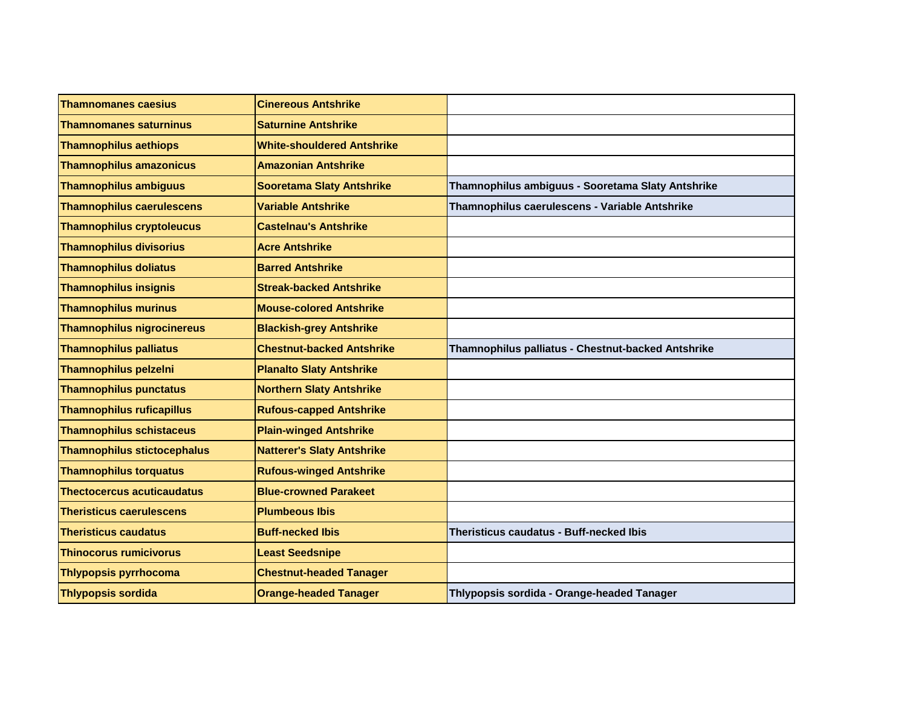| Thamnomanes caesius | Cinereous Antshrike | |
|---|---|---|
| Thamnomanes saturninus | Saturnine Antshrike | |
| Thamnophilus aethiops | White-shouldered Antshrike | |
| Thamnophilus amazonicus | Amazonian Antshrike | |
| Thamnophilus ambiguus | Sooretama Slaty Antshrike | Thamnophilus ambiguus - Sooretama Slaty Antshrike |
| Thamnophilus caerulescens | Variable Antshrike | Thamnophilus caerulescens - Variable Antshrike |
| Thamnophilus cryptoleucus | Castelnau's Antshrike | |
| Thamnophilus divisorius | Acre Antshrike | |
| Thamnophilus doliatus | Barred Antshrike | |
| Thamnophilus insignis | Streak-backed Antshrike | |
| Thamnophilus murinus | Mouse-colored Antshrike | |
| Thamnophilus nigrocinereus | Blackish-grey Antshrike | |
| Thamnophilus palliatus | Chestnut-backed Antshrike | Thamnophilus palliatus - Chestnut-backed Antshrike |
| Thamnophilus pelzelni | Planalto Slaty Antshrike | |
| Thamnophilus punctatus | Northern Slaty Antshrike | |
| Thamnophilus ruficapillus | Rufous-capped Antshrike | |
| Thamnophilus schistaceus | Plain-winged Antshrike | |
| Thamnophilus stictocephalus | Natterer's Slaty Antshrike | |
| Thamnophilus torquatus | Rufous-winged Antshrike | |
| Thectocercus acuticaudatus | Blue-crowned Parakeet | |
| Theristicus caerulescens | Plumbeous Ibis | |
| Theristicus caudatus | Buff-necked Ibis | Theristicus caudatus - Buff-necked Ibis |
| Thinocorus rumicivorus | Least Seedsnipe | |
| Thlypopsis pyrrhocoma | Chestnut-headed Tanager | |
| Thlypopsis sordida | Orange-headed Tanager | Thlypopsis sordida - Orange-headed Tanager |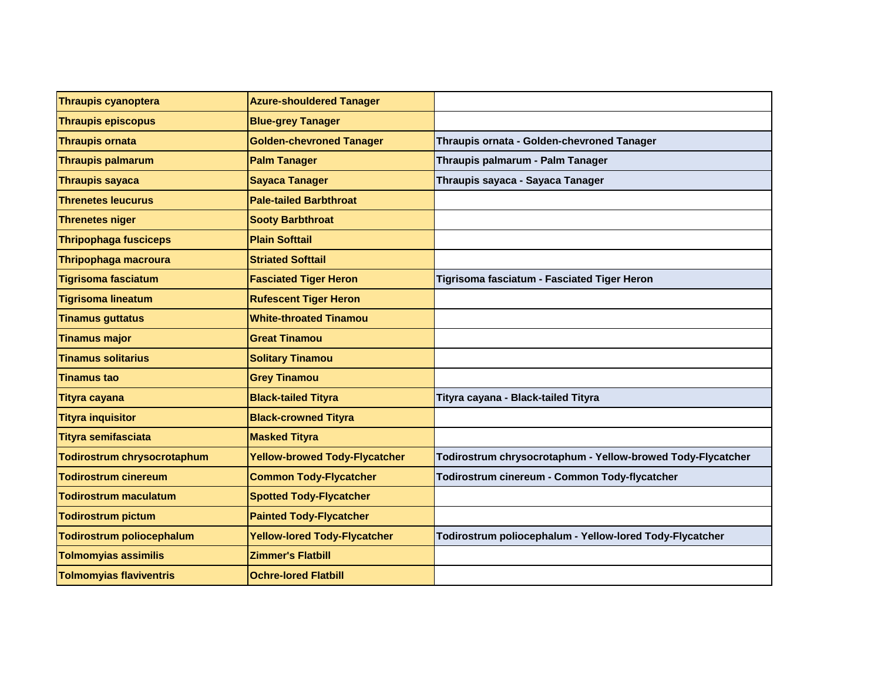| | | |
|---|---|---|
| **Thraupis cyanoptera** | **Azure-shouldered Tanager** | |
| **Thraupis episcopus** | **Blue-grey Tanager** | |
| **Thraupis ornata** | **Golden-chevroned Tanager** | **Thraupis ornata - Golden-chevroned Tanager** |
| **Thraupis palmarum** | **Palm Tanager** | **Thraupis palmarum - Palm Tanager** |
| **Thraupis sayaca** | **Sayaca Tanager** | **Thraupis sayaca - Sayaca Tanager** |
| **Threnetes leucurus** | **Pale-tailed Barbthroat** | |
| **Threnetes niger** | **Sooty Barbthroat** | |
| **Thripophaga fusciceps** | **Plain Softtail** | |
| **Thripophaga macroura** | **Striated Softtail** | |
| **Tigrisoma fasciatum** | **Fasciated Tiger Heron** | **Tigrisoma fasciatum - Fasciated Tiger Heron** |
| **Tigrisoma lineatum** | **Rufescent Tiger Heron** | |
| **Tinamus guttatus** | **White-throated Tinamou** | |
| **Tinamus major** | **Great Tinamou** | |
| **Tinamus solitarius** | **Solitary Tinamou** | |
| **Tinamus tao** | **Grey Tinamou** | |
| **Tityra cayana** | **Black-tailed Tityra** | **Tityra cayana - Black-tailed Tityra** |
| **Tityra inquisitor** | **Black-crowned Tityra** | |
| **Tityra semifasciata** | **Masked Tityra** | |
| **Todirostrum chrysocrotaphum** | **Yellow-browed Tody-Flycatcher** | **Todirostrum chrysocrotaphum - Yellow-browed Tody-Flycatcher** |
| **Todirostrum cinereum** | **Common Tody-Flycatcher** | **Todirostrum cinereum - Common Tody-flycatcher** |
| **Todirostrum maculatum** | **Spotted Tody-Flycatcher** | |
| **Todirostrum pictum** | **Painted Tody-Flycatcher** | |
| **Todirostrum poliocephalum** | **Yellow-lored Tody-Flycatcher** | **Todirostrum poliocephalum - Yellow-lored Tody-Flycatcher** |
| **Tolmomyias assimilis** | **Zimmer's Flatbill** | |
| **Tolmomyias flaviventris** | **Ochre-lored Flatbill** | |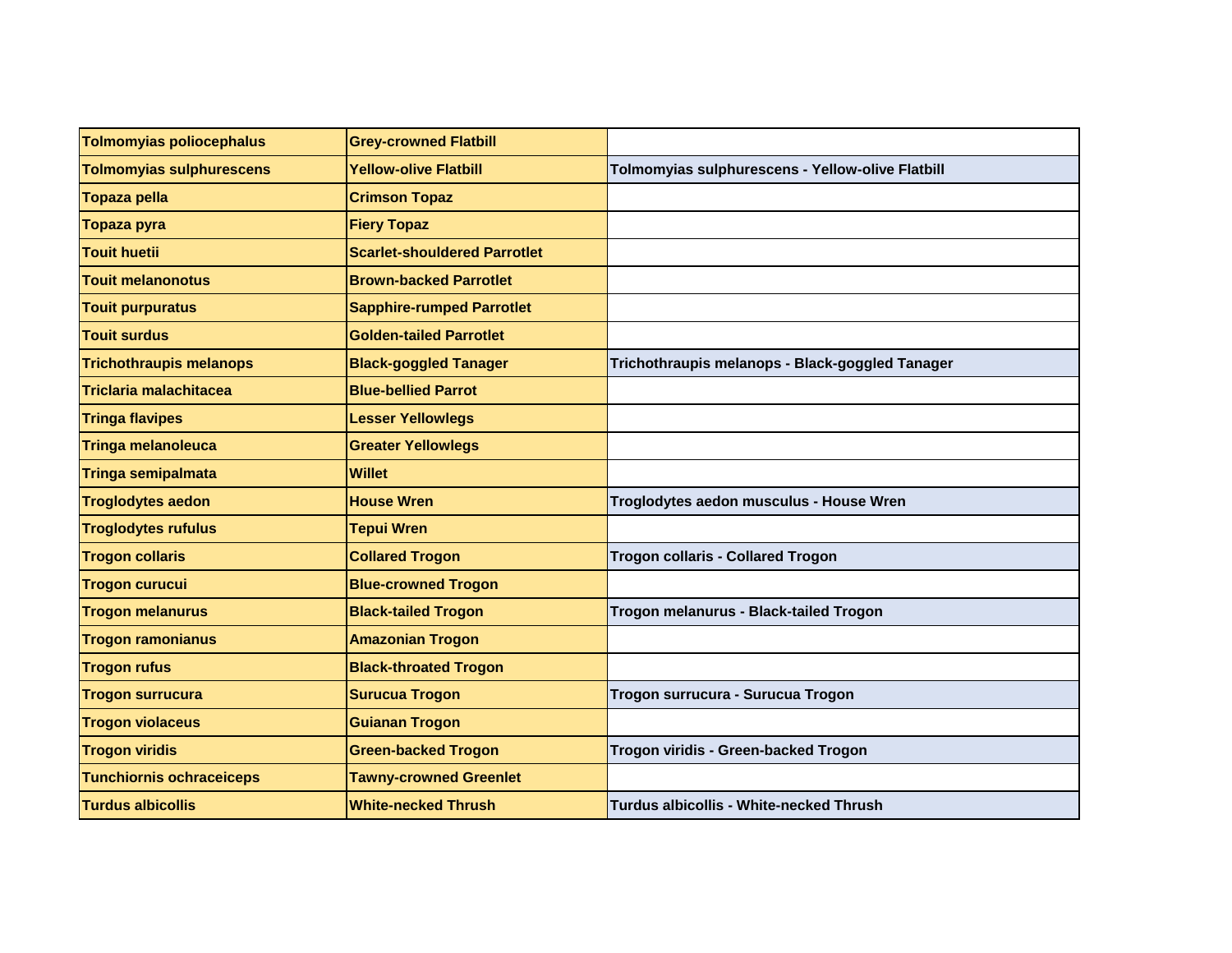| Tolmomyias poliocephalus | Grey-crowned Flatbill | |
|---|---|---|
| Tolmomyias sulphurescens | Yellow-olive Flatbill | Tolmomyias sulphurescens - Yellow-olive Flatbill |
| Topaza pella | Crimson Topaz | |
| Topaza pyra | Fiery Topaz | |
| Touit huetii | Scarlet-shouldered Parrotlet | |
| Touit melanonotus | Brown-backed Parrotlet | |
| Touit purpuratus | Sapphire-rumped Parrotlet | |
| Touit surdus | Golden-tailed Parrotlet | |
| Trichothraupis melanops | Black-goggled Tanager | Trichothraupis melanops - Black-goggled Tanager |
| Triclaria malachitacea | Blue-bellied Parrot | |
| Tringa flavipes | Lesser Yellowlegs | |
| Tringa melanoleuca | Greater Yellowlegs | |
| Tringa semipalmata | Willet | |
| Troglodytes aedon | House Wren | Troglodytes aedon musculus - House Wren |
| Troglodytes rufulus | Tepui Wren | |
| Trogon collaris | Collared Trogon | Trogon collaris - Collared Trogon |
| Trogon curucui | Blue-crowned Trogon | |
| Trogon melanurus | Black-tailed Trogon | Trogon melanurus - Black-tailed Trogon |
| Trogon ramonianus | Amazonian Trogon | |
| Trogon rufus | Black-throated Trogon | |
| Trogon surrucura | Surucua Trogon | Trogon surrucura - Surucua Trogon |
| Trogon violaceus | Guianan Trogon | |
| Trogon viridis | Green-backed Trogon | Trogon viridis - Green-backed Trogon |
| Tunchiornis ochraceiceps | Tawny-crowned Greenlet | |
| Turdus albicollis | White-necked Thrush | Turdus albicollis - White-necked Thrush |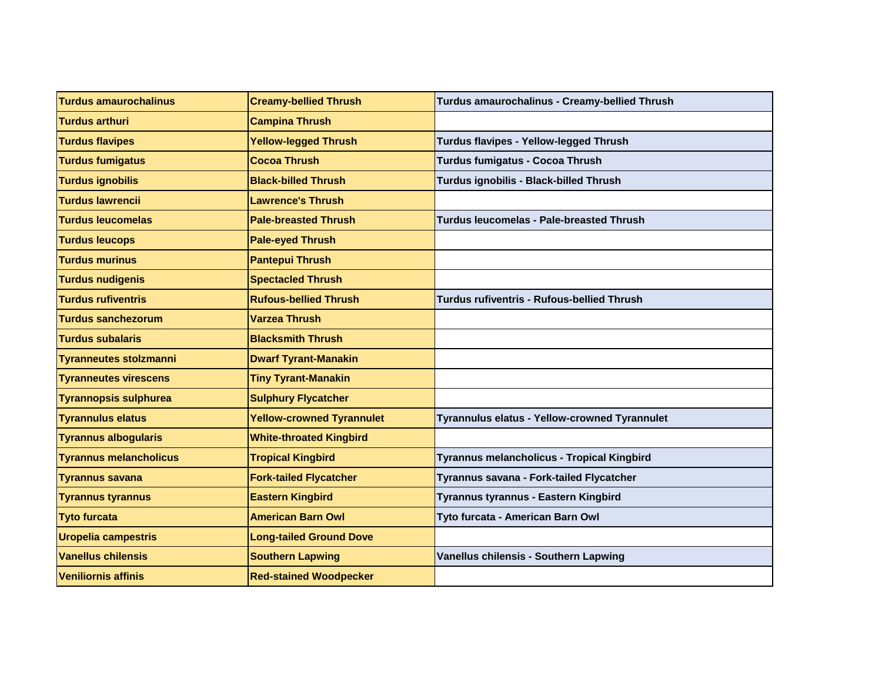| | | |
|---|---|---|
| Turdus amaurochalinus | Creamy-bellied Thrush | Turdus amaurochalinus - Creamy-bellied Thrush |
| Turdus arthuri | Campina Thrush | |
| Turdus flavipes | Yellow-legged Thrush | Turdus flavipes - Yellow-legged Thrush |
| Turdus fumigatus | Cocoa Thrush | Turdus fumigatus - Cocoa Thrush |
| Turdus ignobilis | Black-billed Thrush | Turdus ignobilis - Black-billed Thrush |
| Turdus lawrencii | Lawrence's Thrush | |
| Turdus leucomelas | Pale-breasted Thrush | Turdus leucomelas - Pale-breasted Thrush |
| Turdus leucops | Pale-eyed Thrush | |
| Turdus murinus | Pantepui Thrush | |
| Turdus nudigenis | Spectacled Thrush | |
| Turdus rufiventris | Rufous-bellied Thrush | Turdus rufiventris - Rufous-bellied Thrush |
| Turdus sanchezorum | Varzea Thrush | |
| Turdus subalaris | Blacksmith Thrush | |
| Tyranneutes stolzmanni | Dwarf Tyrant-Manakin | |
| Tyranneutes virescens | Tiny Tyrant-Manakin | |
| Tyrannopsis sulphurea | Sulphury Flycatcher | |
| Tyrannulus elatus | Yellow-crowned Tyrannulet | Tyrannulus elatus - Yellow-crowned Tyrannulet |
| Tyrannus albogularis | White-throated Kingbird | |
| Tyrannus melancholicus | Tropical Kingbird | Tyrannus melancholicus - Tropical Kingbird |
| Tyrannus savana | Fork-tailed Flycatcher | Tyrannus savana - Fork-tailed Flycatcher |
| Tyrannus tyrannus | Eastern Kingbird | Tyrannus tyrannus - Eastern Kingbird |
| Tyto furcata | American Barn Owl | Tyto furcata - American Barn Owl |
| Uropelia campestris | Long-tailed Ground Dove | |
| Vanellus chilensis | Southern Lapwing | Vanellus chilensis - Southern Lapwing |
| Veniliornis affinis | Red-stained Woodpecker | |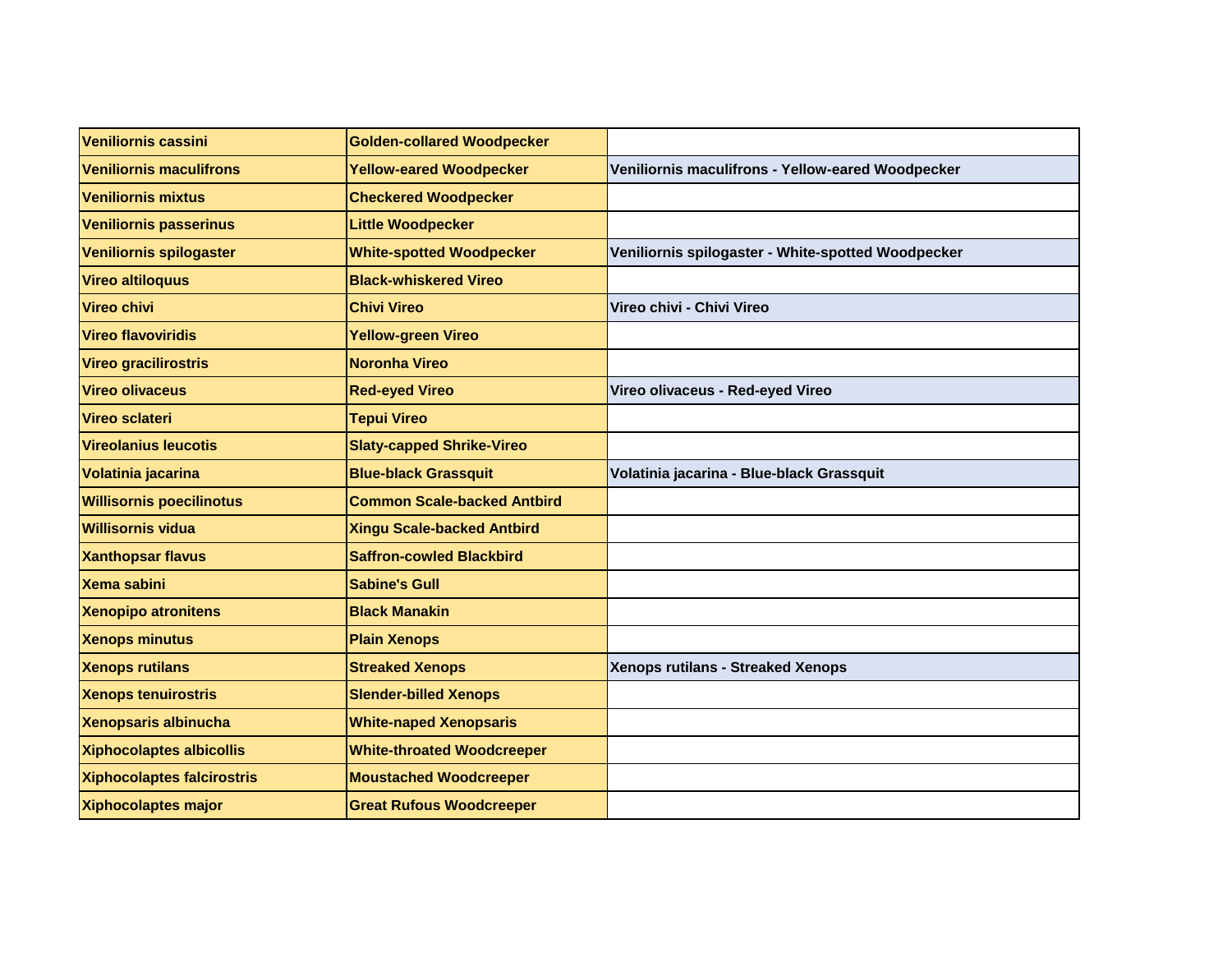| Veniliornis cassini | Golden-collared Woodpecker | |
|---|---|---|
| Veniliornis maculifrons | Yellow-eared Woodpecker | Veniliornis maculifrons - Yellow-eared Woodpecker |
| Veniliornis mixtus | Checkered Woodpecker | |
| Veniliornis passerinus | Little Woodpecker | |
| Veniliornis spilogaster | White-spotted Woodpecker | Veniliornis spilogaster - White-spotted Woodpecker |
| Vireo altiloquus | Black-whiskered Vireo | |
| Vireo chivi | Chivi Vireo | Vireo chivi - Chivi Vireo |
| Vireo flavoviridis | Yellow-green Vireo | |
| Vireo gracilirostris | Noronha Vireo | |
| Vireo olivaceus | Red-eyed Vireo | Vireo olivaceus - Red-eyed Vireo |
| Vireo sclateri | Tepui Vireo | |
| Vireolanius leucotis | Slaty-capped Shrike-Vireo | |
| Volatinia jacarina | Blue-black Grassquit | Volatinia jacarina - Blue-black Grassquit |
| Willisornis poecilinotus | Common Scale-backed Antbird | |
| Willisornis vidua | Xingu Scale-backed Antbird | |
| Xanthopsar flavus | Saffron-cowled Blackbird | |
| Xema sabini | Sabine's Gull | |
| Xenopipo atronitens | Black Manakin | |
| Xenops minutus | Plain Xenops | |
| Xenops rutilans | Streaked Xenops | Xenops rutilans - Streaked Xenops |
| Xenops tenuirostris | Slender-billed Xenops | |
| Xenopsaris albinucha | White-naped Xenopsaris | |
| Xiphocolaptes albicollis | White-throated Woodcreeper | |
| Xiphocolaptes falcirostris | Moustached Woodcreeper | |
| Xiphocolaptes major | Great Rufous Woodcreeper | |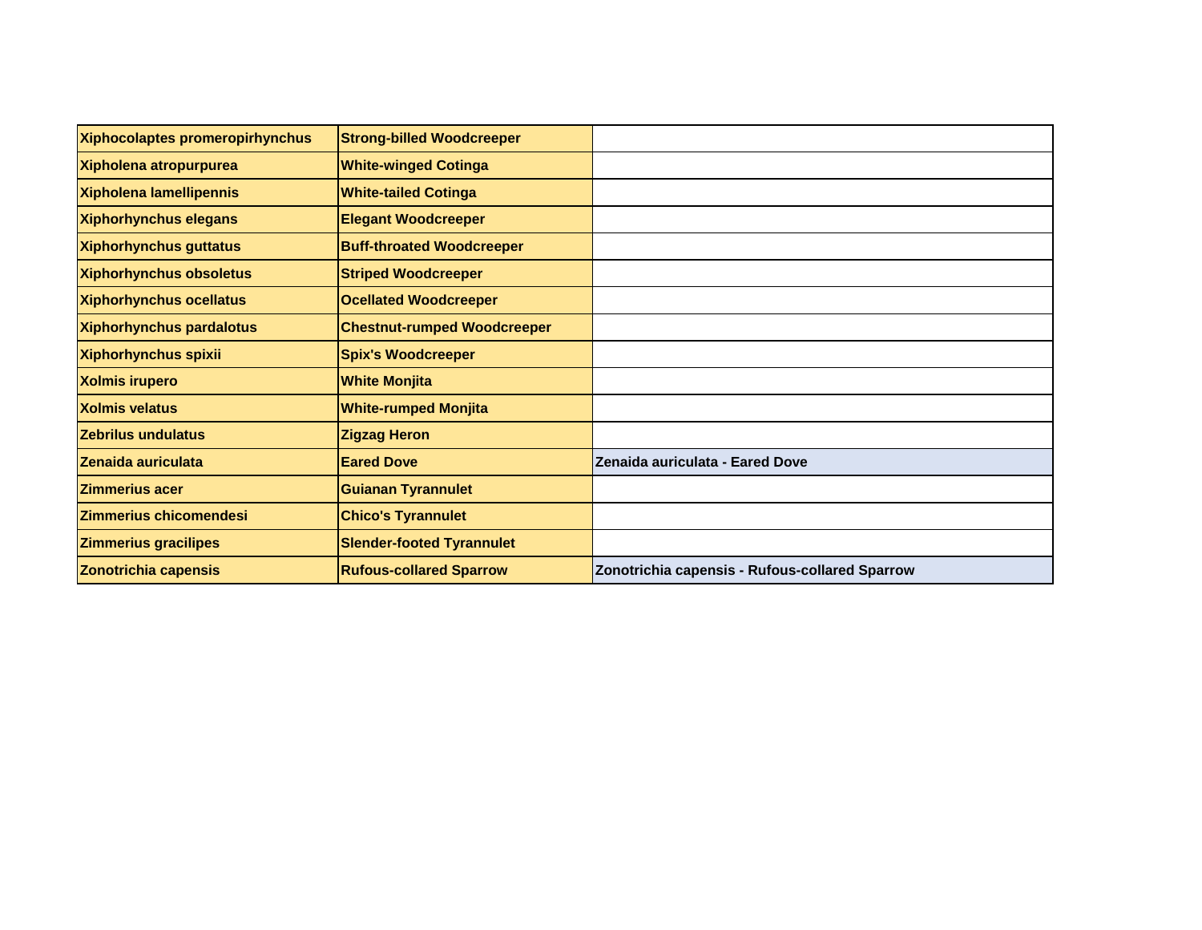| | | |
|---|---|---|
| **Xiphocolaptes promeropirhynchus** | **Strong-billed Woodcreeper** | |
| **Xipholena atropurpurea** | **White-winged Cotinga** | |
| **Xipholena lamellipennis** | **White-tailed Cotinga** | |
| **Xiphorhynchus elegans** | **Elegant Woodcreeper** | |
| **Xiphorhynchus guttatus** | **Buff-throated Woodcreeper** | |
| **Xiphorhynchus obsoletus** | **Striped Woodcreeper** | |
| **Xiphorhynchus ocellatus** | **Ocellated Woodcreeper** | |
| **Xiphorhynchus pardalotus** | **Chestnut-rumped Woodcreeper** | |
| **Xiphorhynchus spixii** | **Spix's Woodcreeper** | |
| **Xolmis irupero** | **White Monjita** | |
| **Xolmis velatus** | **White-rumped Monjita** | |
| **Zebrilus undulatus** | **Zigzag Heron** | |
| **Zenaida auriculata** | **Eared Dove** | **Zenaida auriculata - Eared Dove** |
| **Zimmerius acer** | **Guianan Tyrannulet** | |
| **Zimmerius chicomendesi** | **Chico's Tyrannulet** | |
| **Zimmerius gracilipes** | **Slender-footed Tyrannulet** | |
| **Zonotrichia capensis** | **Rufous-collared Sparrow** | **Zonotrichia capensis - Rufous-collared Sparrow** |